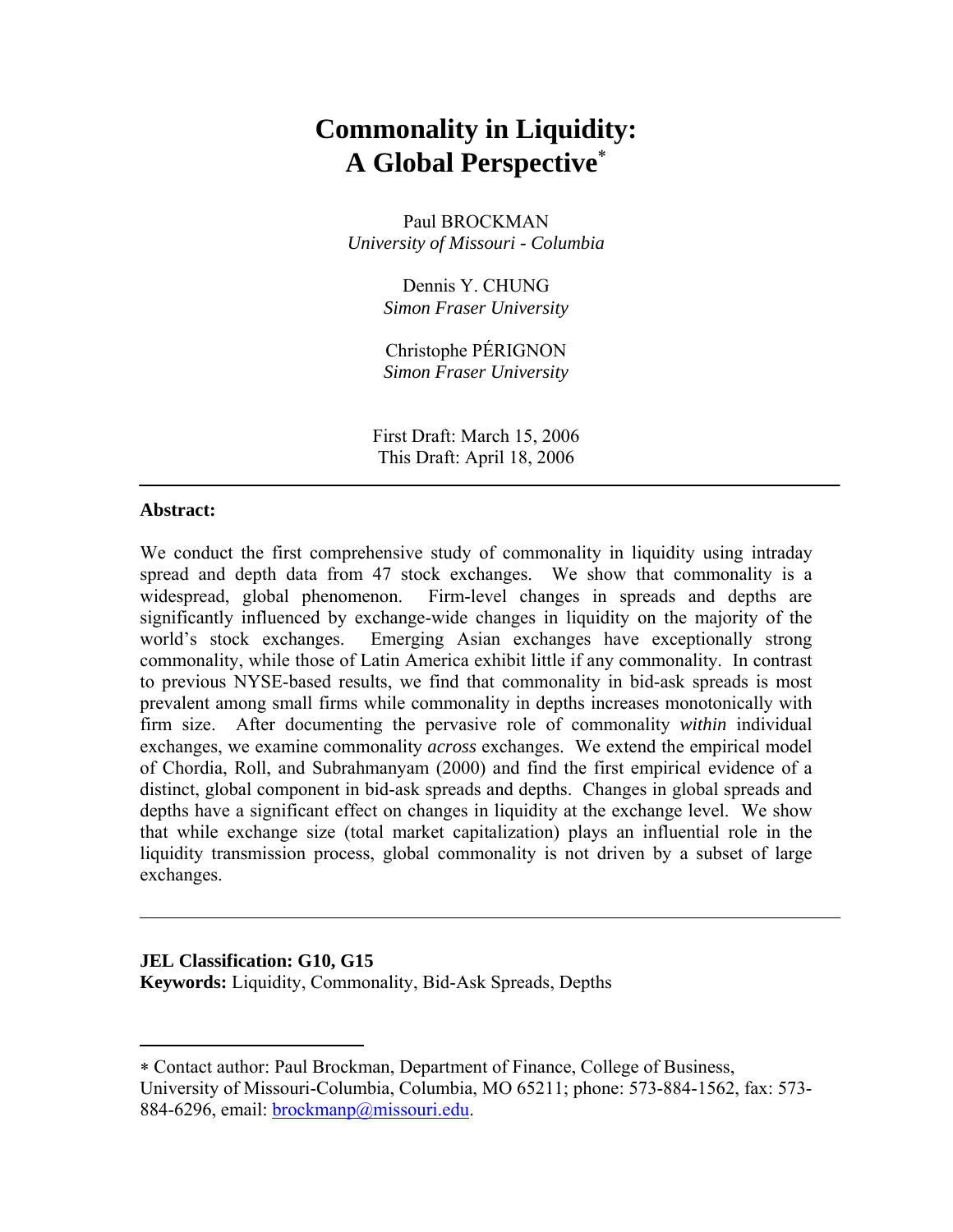# Commonality in Liquidity: A Global Perspective*

Paul BROCKMAN
*University of Missouri - Columbia*

Dennis Y. CHUNG
*Simon Fraser University*

Christophe PÉRIGNON
*Simon Fraser University*

First Draft: March 15, 2006
This Draft: April 18, 2006

---

**Abstract:**

We conduct the first comprehensive study of commonality in liquidity using intraday spread and depth data from 47 stock exchanges. We show that commonality is a widespread, global phenomenon. Firm-level changes in spreads and depths are significantly influenced by exchange-wide changes in liquidity on the majority of the world's stock exchanges. Emerging Asian exchanges have exceptionally strong commonality, while those of Latin America exhibit little if any commonality. In contrast to previous NYSE-based results, we find that commonality in bid-ask spreads is most prevalent among small firms while commonality in depths increases monotonically with firm size. After documenting the pervasive role of commonality *within* individual exchanges, we examine commonality *across* exchanges. We extend the empirical model of Chordia, Roll, and Subrahmanyam (2000) and find the first empirical evidence of a distinct, global component in bid-ask spreads and depths. Changes in global spreads and depths have a significant effect on changes in liquidity at the exchange level. We show that while exchange size (total market capitalization) plays an influential role in the liquidity transmission process, global commonality is not driven by a subset of large exchanges.

---

**JEL Classification: G10, G15**
**Keywords:** Liquidity, Commonality, Bid-Ask Spreads, Depths

* Contact author: Paul Brockman, Department of Finance, College of Business, University of Missouri-Columbia, Columbia, MO 65211; phone: 573-884-1562, fax: 573-884-6296, email: brockmanp@missouri.edu.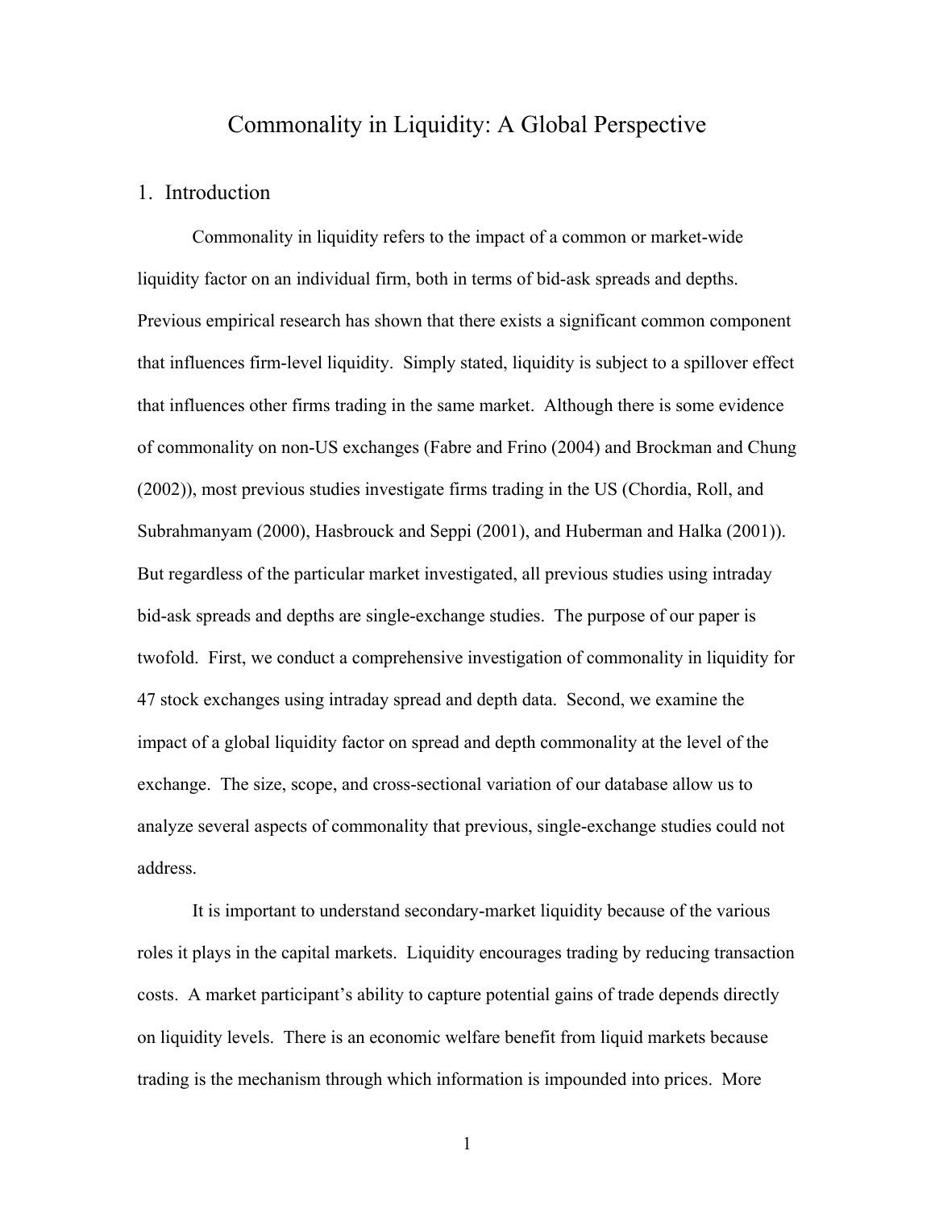// Commonality in Liquidity: A Global Perspective

## 1. Introduction

Commonality in liquidity refers to the impact of a common or market-wide liquidity factor on an individual firm, both in terms of bid-ask spreads and depths. Previous empirical research has shown that there exists a significant common component that influences firm-level liquidity. Simply stated, liquidity is subject to a spillover effect that influences other firms trading in the same market. Although there is some evidence of commonality on non-US exchanges (Fabre and Frino (2004) and Brockman and Chung (2002)), most previous studies investigate firms trading in the US (Chordia, Roll, and Subrahmanyam (2000), Hasbrouck and Seppi (2001), and Huberman and Halka (2001)). But regardless of the particular market investigated, all previous studies using intraday bid-ask spreads and depths are single-exchange studies. The purpose of our paper is twofold. First, we conduct a comprehensive investigation of commonality in liquidity for 47 stock exchanges using intraday spread and depth data. Second, we examine the impact of a global liquidity factor on spread and depth commonality at the level of the exchange. The size, scope, and cross-sectional variation of our database allow us to analyze several aspects of commonality that previous, single-exchange studies could not address.

It is important to understand secondary-market liquidity because of the various roles it plays in the capital markets. Liquidity encourages trading by reducing transaction costs. A market participant's ability to capture potential gains of trade depends directly on liquidity levels. There is an economic welfare benefit from liquid markets because trading is the mechanism through which information is impounded into prices. More

# Commonality in Liquidity: A Global Perspective

## 1. Introduction

Commonality in liquidity refers to the impact of a common or market-wide liquidity factor on an individual firm, both in terms of bid-ask spreads and depths. Previous empirical research has shown that there exists a significant common component that influences firm-level liquidity. Simply stated, liquidity is subject to a spillover effect that influences other firms trading in the same market. Although there is some evidence of commonality on non-US exchanges (Fabre and Frino (2004) and Brockman and Chung (2002)), most previous studies investigate firms trading in the US (Chordia, Roll, and Subrahmanyam (2000), Hasbrouck and Seppi (2001), and Huberman and Halka (2001)). But regardless of the particular market investigated, all previous studies using intraday bid-ask spreads and depths are single-exchange studies. The purpose of our paper is twofold. First, we conduct a comprehensive investigation of commonality in liquidity for 47 stock exchanges using intraday spread and depth data. Second, we examine the impact of a global liquidity factor on spread and depth commonality at the level of the exchange. The size, scope, and cross-sectional variation of our database allow us to analyze several aspects of commonality that previous, single-exchange studies could not address.

It is important to understand secondary-market liquidity because of the various roles it plays in the capital markets. Liquidity encourages trading by reducing transaction costs. A market participant's ability to capture potential gains of trade depends directly on liquidity levels. There is an economic welfare benefit from liquid markets because trading is the mechanism through which information is impounded into prices. More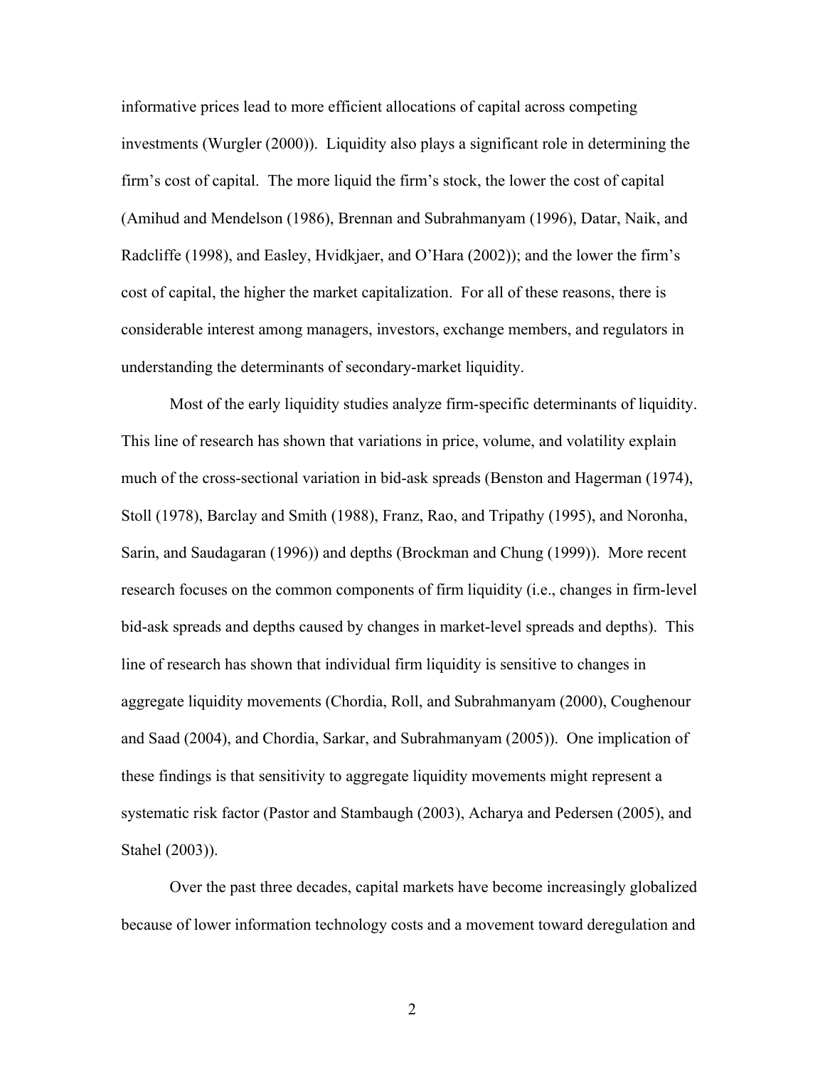informative prices lead to more efficient allocations of capital across competing investments (Wurgler (2000)). Liquidity also plays a significant role in determining the firm's cost of capital. The more liquid the firm's stock, the lower the cost of capital (Amihud and Mendelson (1986), Brennan and Subrahmanyam (1996), Datar, Naik, and Radcliffe (1998), and Easley, Hvidkjaer, and O'Hara (2002)); and the lower the firm's cost of capital, the higher the market capitalization. For all of these reasons, there is considerable interest among managers, investors, exchange members, and regulators in understanding the determinants of secondary-market liquidity.

Most of the early liquidity studies analyze firm-specific determinants of liquidity. This line of research has shown that variations in price, volume, and volatility explain much of the cross-sectional variation in bid-ask spreads (Benston and Hagerman (1974), Stoll (1978), Barclay and Smith (1988), Franz, Rao, and Tripathy (1995), and Noronha, Sarin, and Saudagaran (1996)) and depths (Brockman and Chung (1999)). More recent research focuses on the common components of firm liquidity (i.e., changes in firm-level bid-ask spreads and depths caused by changes in market-level spreads and depths). This line of research has shown that individual firm liquidity is sensitive to changes in aggregate liquidity movements (Chordia, Roll, and Subrahmanyam (2000), Coughenour and Saad (2004), and Chordia, Sarkar, and Subrahmanyam (2005)). One implication of these findings is that sensitivity to aggregate liquidity movements might represent a systematic risk factor (Pastor and Stambaugh (2003), Acharya and Pedersen (2005), and Stahel (2003)).

Over the past three decades, capital markets have become increasingly globalized because of lower information technology costs and a movement toward deregulation and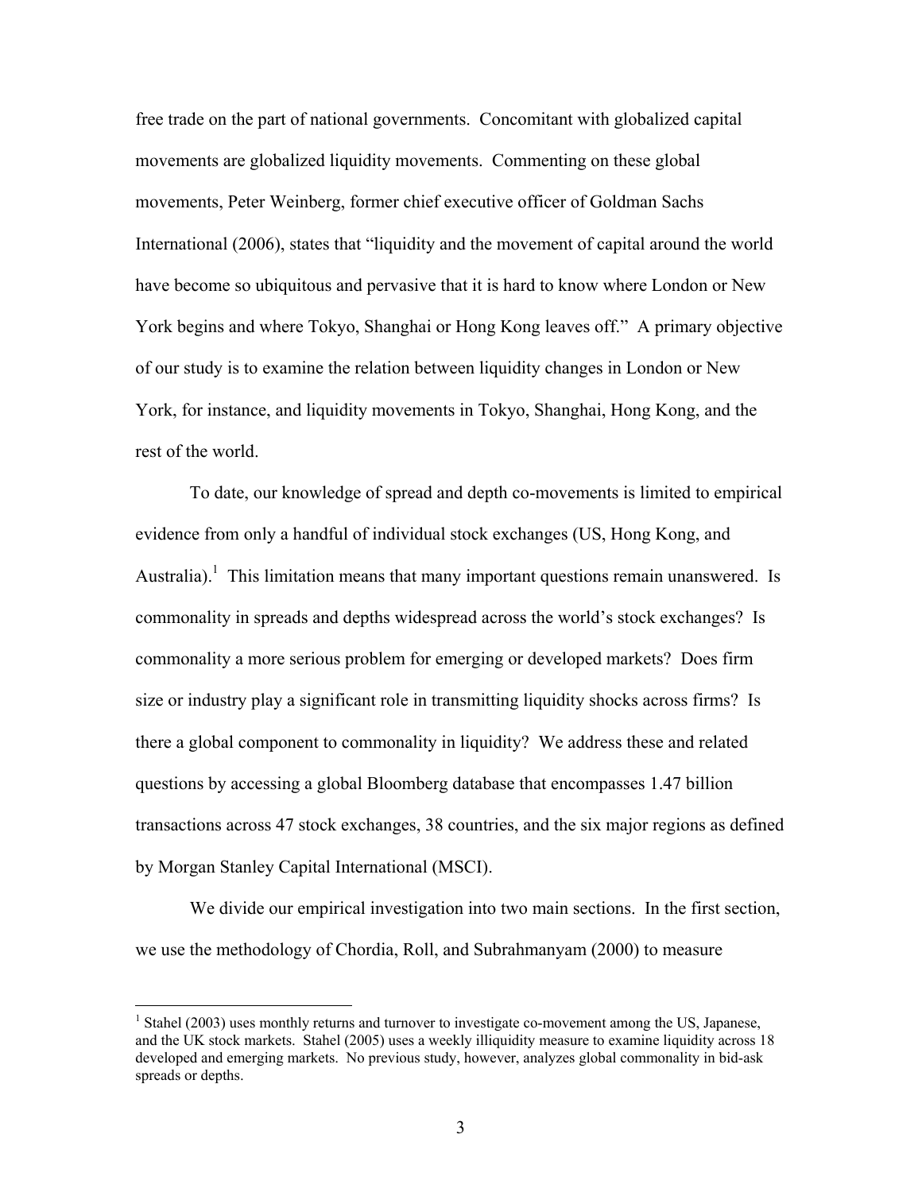free trade on the part of national governments. Concomitant with globalized capital movements are globalized liquidity movements. Commenting on these global movements, Peter Weinberg, former chief executive officer of Goldman Sachs International (2006), states that "liquidity and the movement of capital around the world have become so ubiquitous and pervasive that it is hard to know where London or New York begins and where Tokyo, Shanghai or Hong Kong leaves off." A primary objective of our study is to examine the relation between liquidity changes in London or New York, for instance, and liquidity movements in Tokyo, Shanghai, Hong Kong, and the rest of the world.

To date, our knowledge of spread and depth co-movements is limited to empirical evidence from only a handful of individual stock exchanges (US, Hong Kong, and Australia).[1] This limitation means that many important questions remain unanswered. Is commonality in spreads and depths widespread across the world's stock exchanges? Is commonality a more serious problem for emerging or developed markets? Does firm size or industry play a significant role in transmitting liquidity shocks across firms? Is there a global component to commonality in liquidity? We address these and related questions by accessing a global Bloomberg database that encompasses 1.47 billion transactions across 47 stock exchanges, 38 countries, and the six major regions as defined by Morgan Stanley Capital International (MSCI).

We divide our empirical investigation into two main sections. In the first section, we use the methodology of Chordia, Roll, and Subrahmanyam (2000) to measure

[1] Stahel (2003) uses monthly returns and turnover to investigate co-movement among the US, Japanese, and the UK stock markets. Stahel (2005) uses a weekly illiquidity measure to examine liquidity across 18 developed and emerging markets. No previous study, however, analyzes global commonality in bid-ask spreads or depths.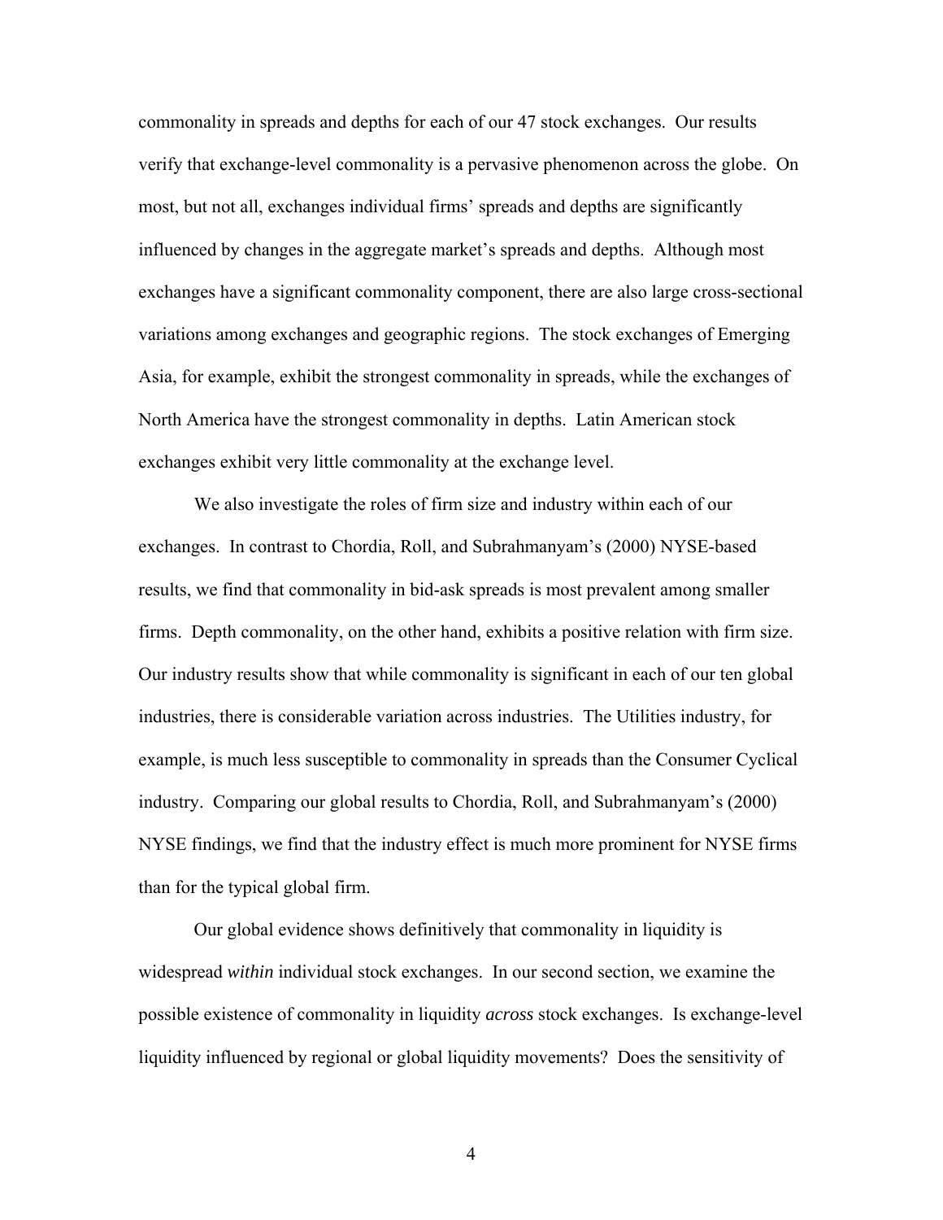commonality in spreads and depths for each of our 47 stock exchanges. Our results verify that exchange-level commonality is a pervasive phenomenon across the globe. On most, but not all, exchanges individual firms' spreads and depths are significantly influenced by changes in the aggregate market's spreads and depths. Although most exchanges have a significant commonality component, there are also large cross-sectional variations among exchanges and geographic regions. The stock exchanges of Emerging Asia, for example, exhibit the strongest commonality in spreads, while the exchanges of North America have the strongest commonality in depths. Latin American stock exchanges exhibit very little commonality at the exchange level.

We also investigate the roles of firm size and industry within each of our exchanges. In contrast to Chordia, Roll, and Subrahmanyam's (2000) NYSE-based results, we find that commonality in bid-ask spreads is most prevalent among smaller firms. Depth commonality, on the other hand, exhibits a positive relation with firm size. Our industry results show that while commonality is significant in each of our ten global industries, there is considerable variation across industries. The Utilities industry, for example, is much less susceptible to commonality in spreads than the Consumer Cyclical industry. Comparing our global results to Chordia, Roll, and Subrahmanyam's (2000) NYSE findings, we find that the industry effect is much more prominent for NYSE firms than for the typical global firm.

Our global evidence shows definitively that commonality in liquidity is widespread *within* individual stock exchanges. In our second section, we examine the possible existence of commonality in liquidity *across* stock exchanges. Is exchange-level liquidity influenced by regional or global liquidity movements? Does the sensitivity of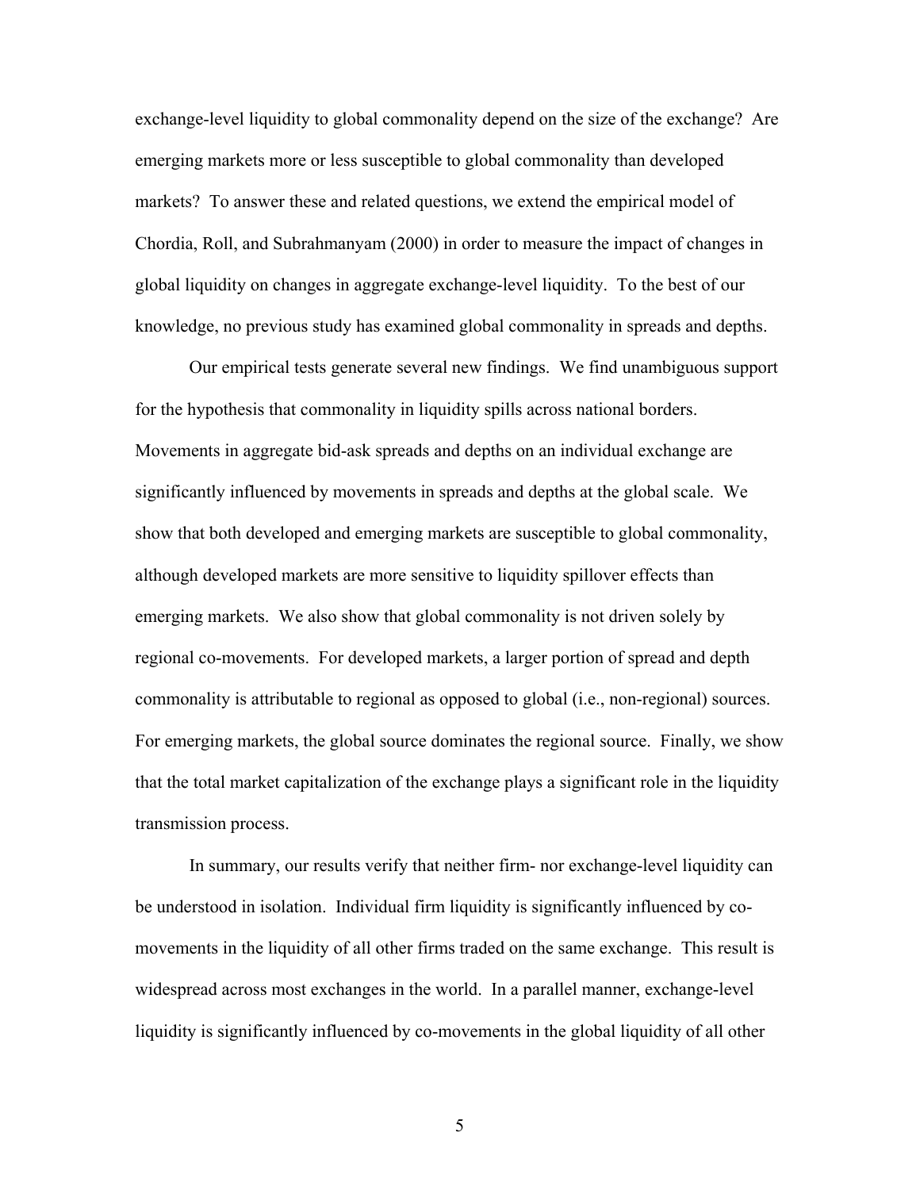exchange-level liquidity to global commonality depend on the size of the exchange? Are emerging markets more or less susceptible to global commonality than developed markets? To answer these and related questions, we extend the empirical model of Chordia, Roll, and Subrahmanyam (2000) in order to measure the impact of changes in global liquidity on changes in aggregate exchange-level liquidity. To the best of our knowledge, no previous study has examined global commonality in spreads and depths.

Our empirical tests generate several new findings. We find unambiguous support for the hypothesis that commonality in liquidity spills across national borders. Movements in aggregate bid-ask spreads and depths on an individual exchange are significantly influenced by movements in spreads and depths at the global scale. We show that both developed and emerging markets are susceptible to global commonality, although developed markets are more sensitive to liquidity spillover effects than emerging markets. We also show that global commonality is not driven solely by regional co-movements. For developed markets, a larger portion of spread and depth commonality is attributable to regional as opposed to global (i.e., non-regional) sources. For emerging markets, the global source dominates the regional source. Finally, we show that the total market capitalization of the exchange plays a significant role in the liquidity transmission process.

In summary, our results verify that neither firm- nor exchange-level liquidity can be understood in isolation. Individual firm liquidity is significantly influenced by co-movements in the liquidity of all other firms traded on the same exchange. This result is widespread across most exchanges in the world. In a parallel manner, exchange-level liquidity is significantly influenced by co-movements in the global liquidity of all other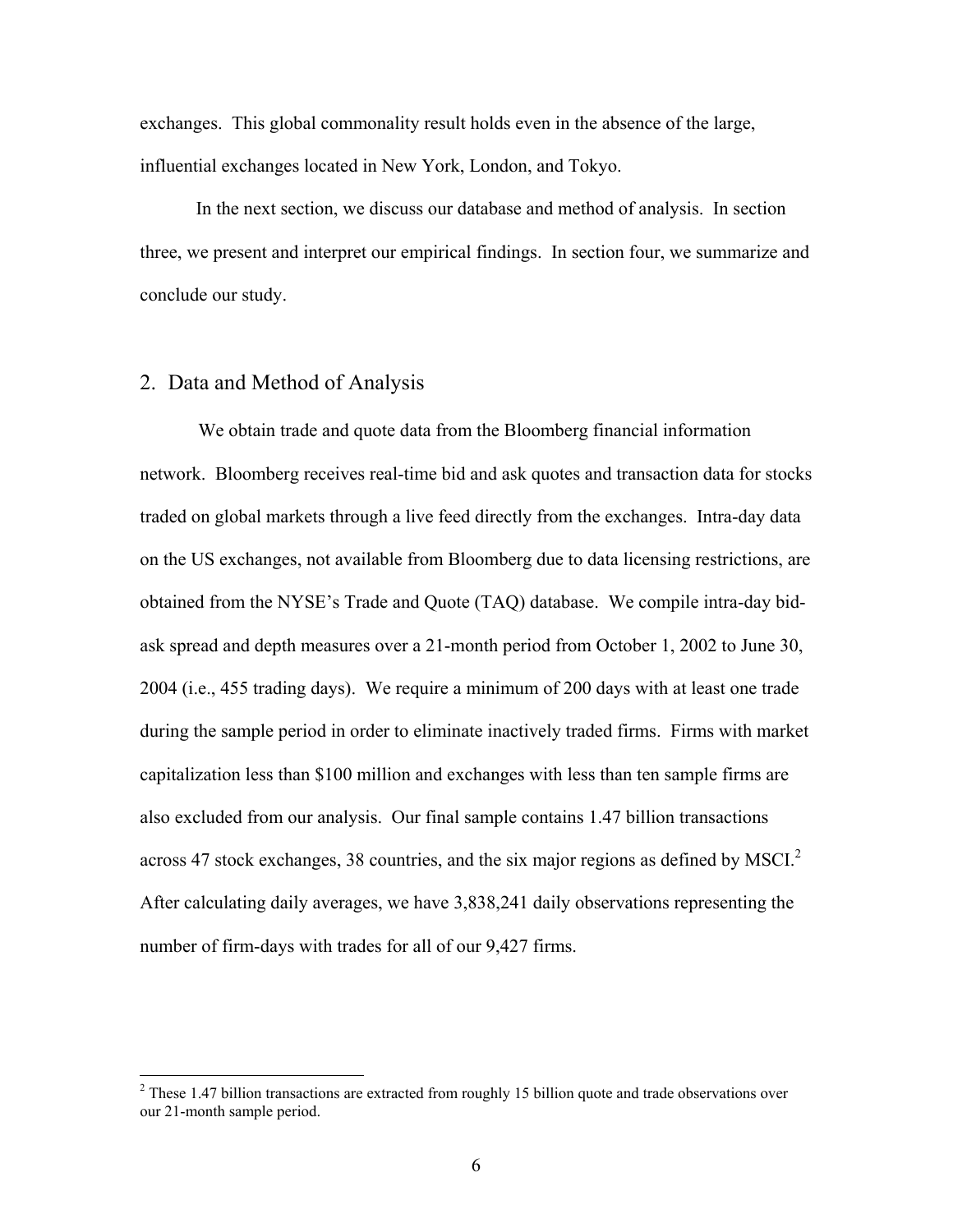exchanges. This global commonality result holds even in the absence of the large, influential exchanges located in New York, London, and Tokyo.

In the next section, we discuss our database and method of analysis. In section three, we present and interpret our empirical findings. In section four, we summarize and conclude our study.

## 2. Data and Method of Analysis

We obtain trade and quote data from the Bloomberg financial information network. Bloomberg receives real-time bid and ask quotes and transaction data for stocks traded on global markets through a live feed directly from the exchanges. Intra-day data on the US exchanges, not available from Bloomberg due to data licensing restrictions, are obtained from the NYSE's Trade and Quote (TAQ) database. We compile intra-day bid-ask spread and depth measures over a 21-month period from October 1, 2002 to June 30, 2004 (i.e., 455 trading days). We require a minimum of 200 days with at least one trade during the sample period in order to eliminate inactively traded firms. Firms with market capitalization less than $100 million and exchanges with less than ten sample firms are also excluded from our analysis. Our final sample contains 1.47 billion transactions across 47 stock exchanges, 38 countries, and the six major regions as defined by MSCI.[2] After calculating daily averages, we have 3,838,241 daily observations representing the number of firm-days with trades for all of our 9,427 firms.

---

[2] These 1.47 billion transactions are extracted from roughly 15 billion quote and trade observations over our 21-month sample period.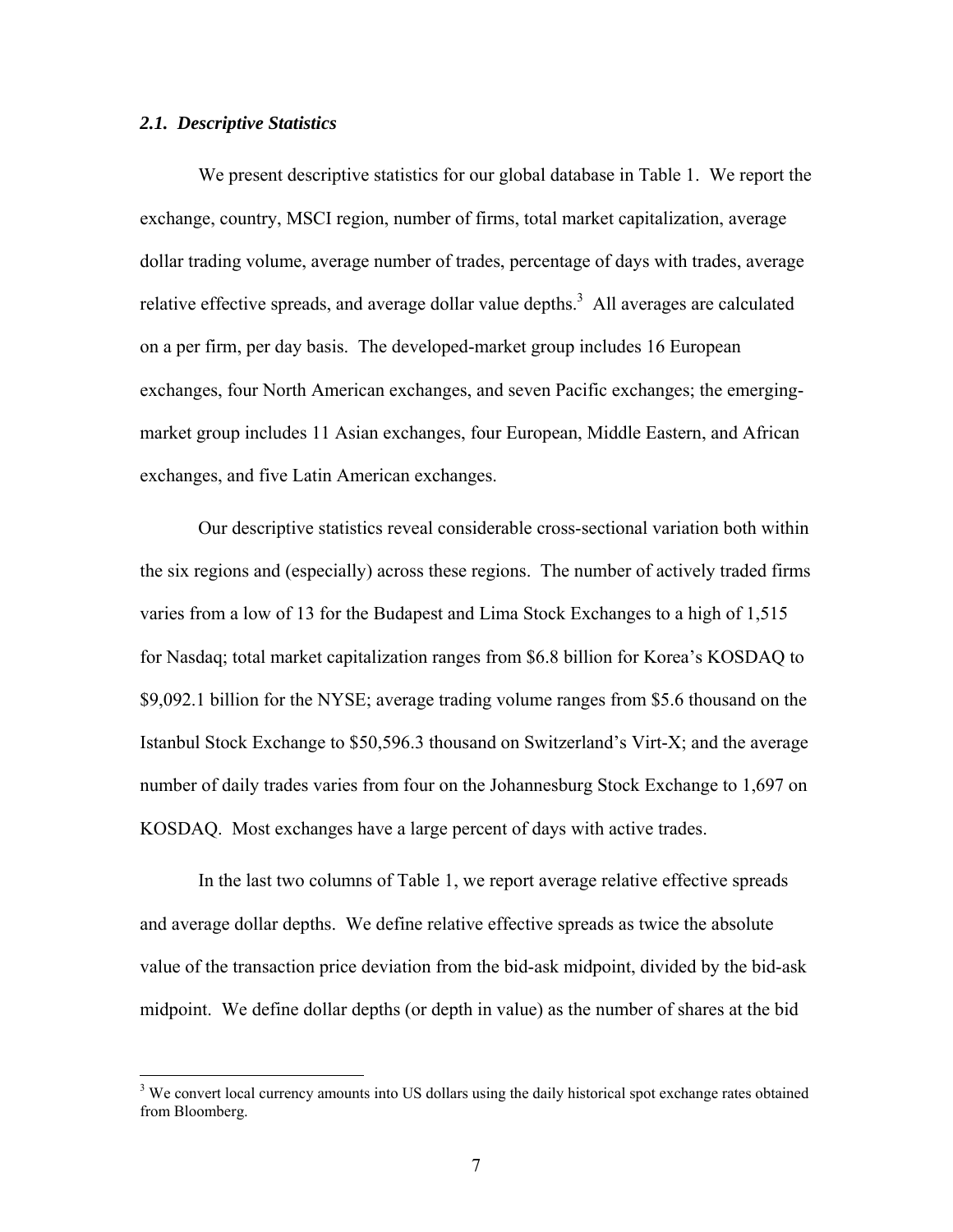### *2.1. Descriptive Statistics*

We present descriptive statistics for our global database in Table 1. We report the exchange, country, MSCI region, number of firms, total market capitalization, average dollar trading volume, average number of trades, percentage of days with trades, average relative effective spreads, and average dollar value depths.[3] All averages are calculated on a per firm, per day basis. The developed-market group includes 16 European exchanges, four North American exchanges, and seven Pacific exchanges; the emerging-market group includes 11 Asian exchanges, four European, Middle Eastern, and African exchanges, and five Latin American exchanges.

Our descriptive statistics reveal considerable cross-sectional variation both within the six regions and (especially) across these regions. The number of actively traded firms varies from a low of 13 for the Budapest and Lima Stock Exchanges to a high of 1,515 for Nasdaq; total market capitalization ranges from $6.8 billion for Korea's KOSDAQ to $9,092.1 billion for the NYSE; average trading volume ranges from $5.6 thousand on the Istanbul Stock Exchange to $50,596.3 thousand on Switzerland's Virt-X; and the average number of daily trades varies from four on the Johannesburg Stock Exchange to 1,697 on KOSDAQ. Most exchanges have a large percent of days with active trades.

In the last two columns of Table 1, we report average relative effective spreads and average dollar depths. We define relative effective spreads as twice the absolute value of the transaction price deviation from the bid-ask midpoint, divided by the bid-ask midpoint. We define dollar depths (or depth in value) as the number of shares at the bid

[3] We convert local currency amounts into US dollars using the daily historical spot exchange rates obtained from Bloomberg.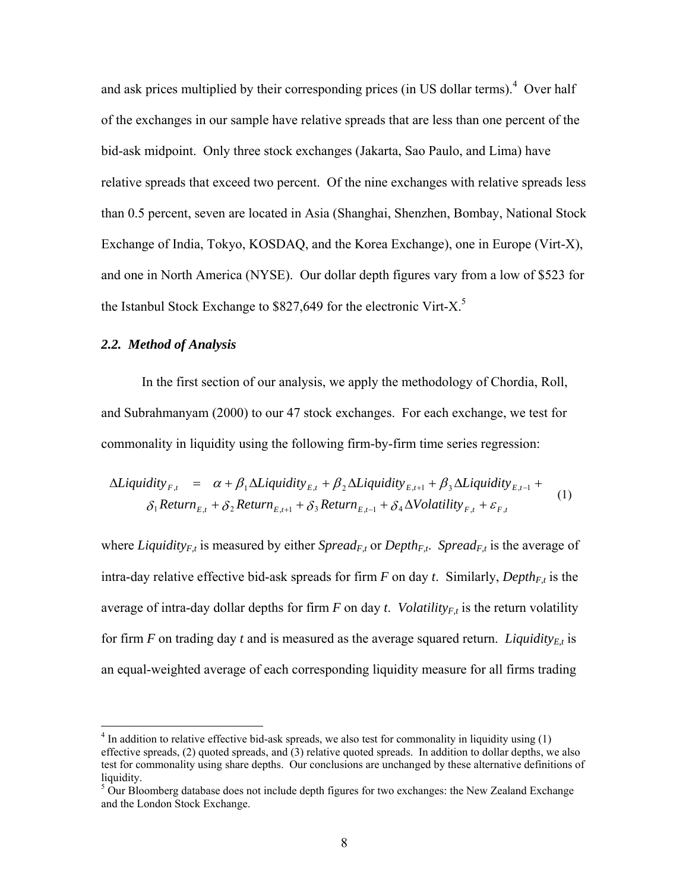and ask prices multiplied by their corresponding prices (in US dollar terms).[4] Over half of the exchanges in our sample have relative spreads that are less than one percent of the bid-ask midpoint. Only three stock exchanges (Jakarta, Sao Paulo, and Lima) have relative spreads that exceed two percent. Of the nine exchanges with relative spreads less than 0.5 percent, seven are located in Asia (Shanghai, Shenzhen, Bombay, National Stock Exchange of India, Tokyo, KOSDAQ, and the Korea Exchange), one in Europe (Virt-X), and one in North America (NYSE). Our dollar depth figures vary from a low of $523 for the Istanbul Stock Exchange to $827,649 for the electronic Virt-X.[5]

### *2.2. Method of Analysis*

In the first section of our analysis, we apply the methodology of Chordia, Roll, and Subrahmanyam (2000) to our 47 stock exchanges. For each exchange, we test for commonality in liquidity using the following firm-by-firm time series regression:

$$
\begin{aligned}
\Delta Liquidity_{F,t} \quad = \quad & \alpha + \beta_1 \Delta Liquidity_{E,t} + \beta_2 \Delta Liquidity_{E,t+1} + \beta_3 \Delta Liquidity_{E,t-1} + \\
& \delta_1 Return_{E,t} + \delta_2 Return_{E,t+1} + \delta_3 Return_{E,t-1} + \delta_4 \Delta Volatility_{F,t} + \varepsilon_{F,t}
\end{aligned}
\tag{1}
$$

where *$Liquidity_{F,t}$* is measured by either *$Spread_{F,t}$* or *$Depth_{F,t}$*. *$Spread_{F,t}$* is the average of intra-day relative effective bid-ask spreads for firm *F* on day *t*. Similarly, *$Depth_{F,t}$* is the average of intra-day dollar depths for firm *F* on day *t*. *$Volatility_{F,t}$* is the return volatility for firm *F* on trading day *t* and is measured as the average squared return. *$Liquidity_{E,t}$* is an equal-weighted average of each corresponding liquidity measure for all firms trading

---

[4] In addition to relative effective bid-ask spreads, we also test for commonality in liquidity using (1) effective spreads, (2) quoted spreads, and (3) relative quoted spreads. In addition to dollar depths, we also test for commonality using share depths. Our conclusions are unchanged by these alternative definitions of liquidity.

[5] Our Bloomberg database does not include depth figures for two exchanges: the New Zealand Exchange and the London Stock Exchange.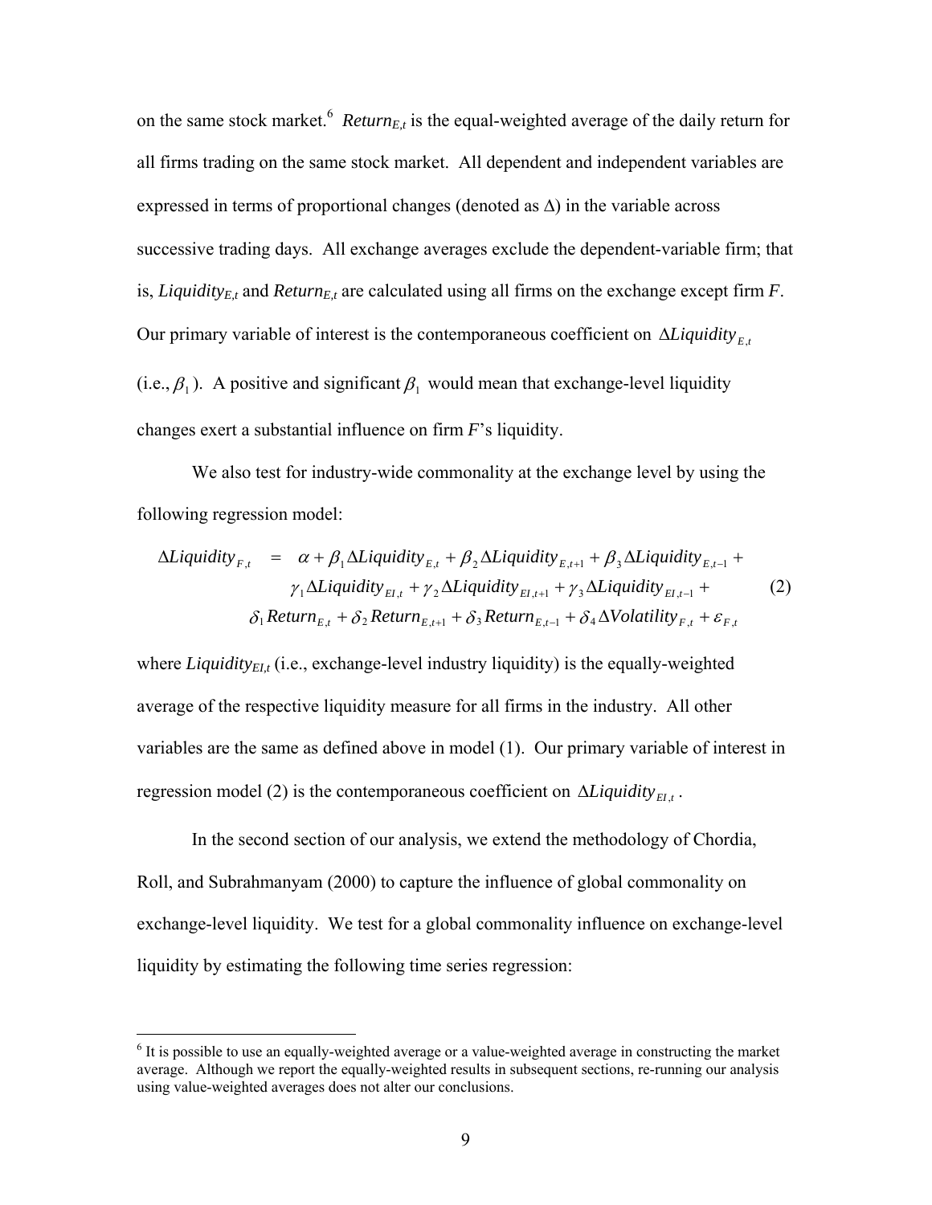on the same stock market.[6] $Return_{E,t}$ is the equal-weighted average of the daily return for all firms trading on the same stock market. All dependent and independent variables are expressed in terms of proportional changes (denoted as $\Delta$) in the variable across successive trading days. All exchange averages exclude the dependent-variable firm; that is, $Liquidity_{E,t}$ and $Return_{E,t}$ are calculated using all firms on the exchange except firm $F$. Our primary variable of interest is the contemporaneous coefficient on $\Delta Liquidity_{E,t}$ (i.e., $\beta_1$). A positive and significant $\beta_1$ would mean that exchange-level liquidity changes exert a substantial influence on firm $F$'s liquidity.

We also test for industry-wide commonality at the exchange level by using the following regression model:

$$\begin{aligned}
\Delta Liquidity_{F,t} \quad = \quad & \alpha + \beta_1 \Delta Liquidity_{E,t} + \beta_2 \Delta Liquidity_{E,t+1} + \beta_3 \Delta Liquidity_{E,t-1} + \\
& \gamma_1 \Delta Liquidity_{EI,t} + \gamma_2 \Delta Liquidity_{EI,t+1} + \gamma_3 \Delta Liquidity_{EI,t-1} + \\
& \delta_1 Return_{E,t} + \delta_2 Return_{E,t+1} + \delta_3 Return_{E,t-1} + \delta_4 \Delta Volatility_{F,t} + \varepsilon_{F,t}
\end{aligned} \tag{2}$$

where $Liquidity_{EI,t}$ (i.e., exchange-level industry liquidity) is the equally-weighted average of the respective liquidity measure for all firms in the industry. All other variables are the same as defined above in model (1). Our primary variable of interest in regression model (2) is the contemporaneous coefficient on $\Delta Liquidity_{EI,t}$.

In the second section of our analysis, we extend the methodology of Chordia, Roll, and Subrahmanyam (2000) to capture the influence of global commonality on exchange-level liquidity. We test for a global commonality influence on exchange-level liquidity by estimating the following time series regression:

[6] It is possible to use an equally-weighted average or a value-weighted average in constructing the market average. Although we report the equally-weighted results in subsequent sections, re-running our analysis using value-weighted averages does not alter our conclusions.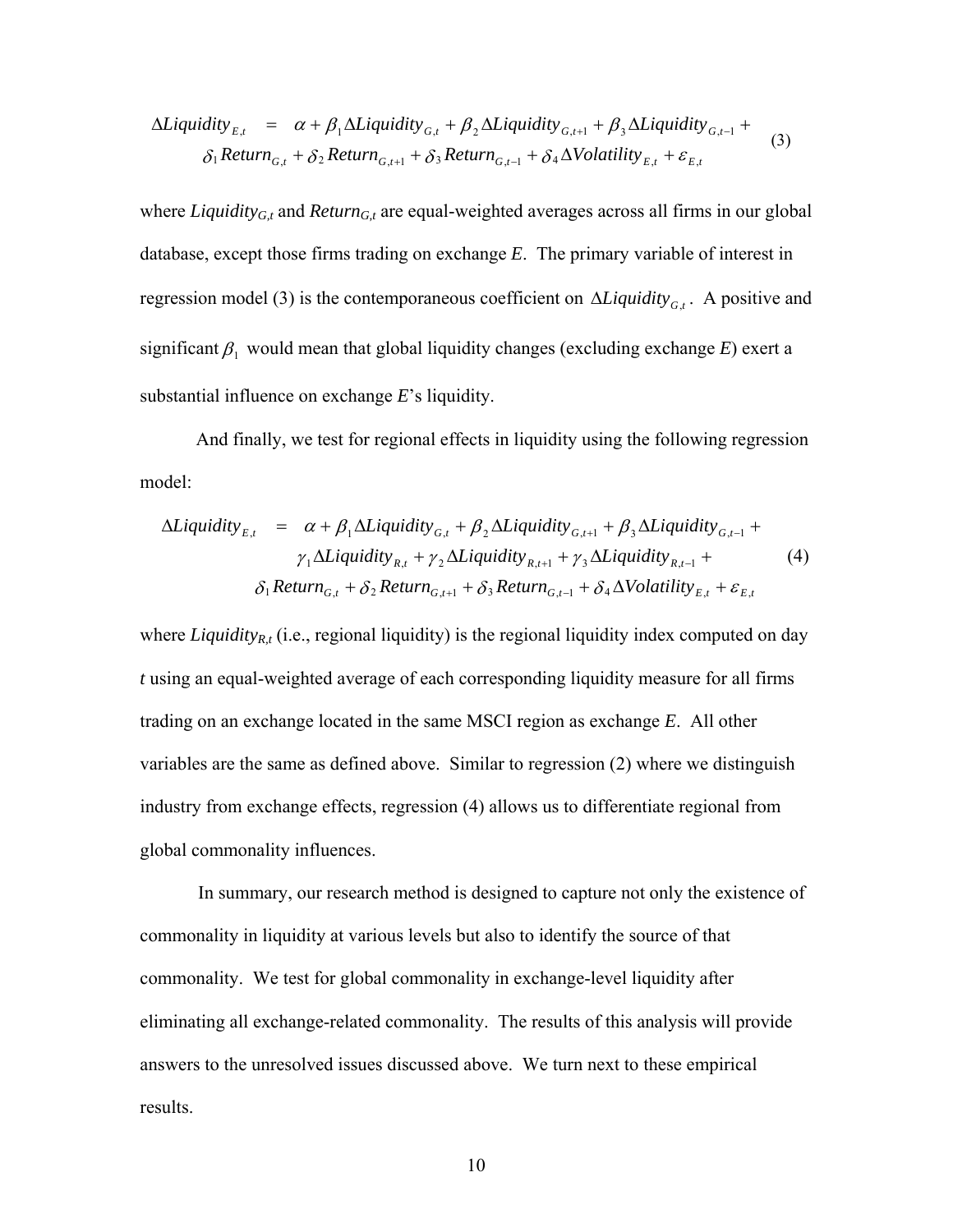$$\Delta Liquidity_{E,t} = \alpha + \beta_1 \Delta Liquidity_{G,t} + \beta_2 \Delta Liquidity_{G,t+1} + \beta_3 \Delta Liquidity_{G,t-1} + \delta_1 Return_{G,t} + \delta_2 Return_{G,t+1} + \delta_3 Return_{G,t-1} + \delta_4 \Delta Volatility_{E,t} + \varepsilon_{E,t} \tag{3}$$

where $Liquidity_{G,t}$ and $Return_{G,t}$ are equal-weighted averages across all firms in our global database, except those firms trading on exchange *E*. The primary variable of interest in regression model (3) is the contemporaneous coefficient on $\Delta Liquidity_{G,t}$. A positive and significant $\beta_1$ would mean that global liquidity changes (excluding exchange *E*) exert a substantial influence on exchange *E*'s liquidity.

And finally, we test for regional effects in liquidity using the following regression model:

$$\Delta Liquidity_{E,t} = \alpha + \beta_1 \Delta Liquidity_{G,t} + \beta_2 \Delta Liquidity_{G,t+1} + \beta_3 \Delta Liquidity_{G,t-1} + \gamma_1 \Delta Liquidity_{R,t} + \gamma_2 \Delta Liquidity_{R,t+1} + \gamma_3 \Delta Liquidity_{R,t-1} + \delta_1 Return_{G,t} + \delta_2 Return_{G,t+1} + \delta_3 Return_{G,t-1} + \delta_4 \Delta Volatility_{E,t} + \varepsilon_{E,t} \tag{4}$$

where $Liquidity_{R,t}$ (i.e., regional liquidity) is the regional liquidity index computed on day *t* using an equal-weighted average of each corresponding liquidity measure for all firms trading on an exchange located in the same MSCI region as exchange *E*. All other variables are the same as defined above. Similar to regression (2) where we distinguish industry from exchange effects, regression (4) allows us to differentiate regional from global commonality influences.

In summary, our research method is designed to capture not only the existence of commonality in liquidity at various levels but also to identify the source of that commonality. We test for global commonality in exchange-level liquidity after eliminating all exchange-related commonality. The results of this analysis will provide answers to the unresolved issues discussed above. We turn next to these empirical results.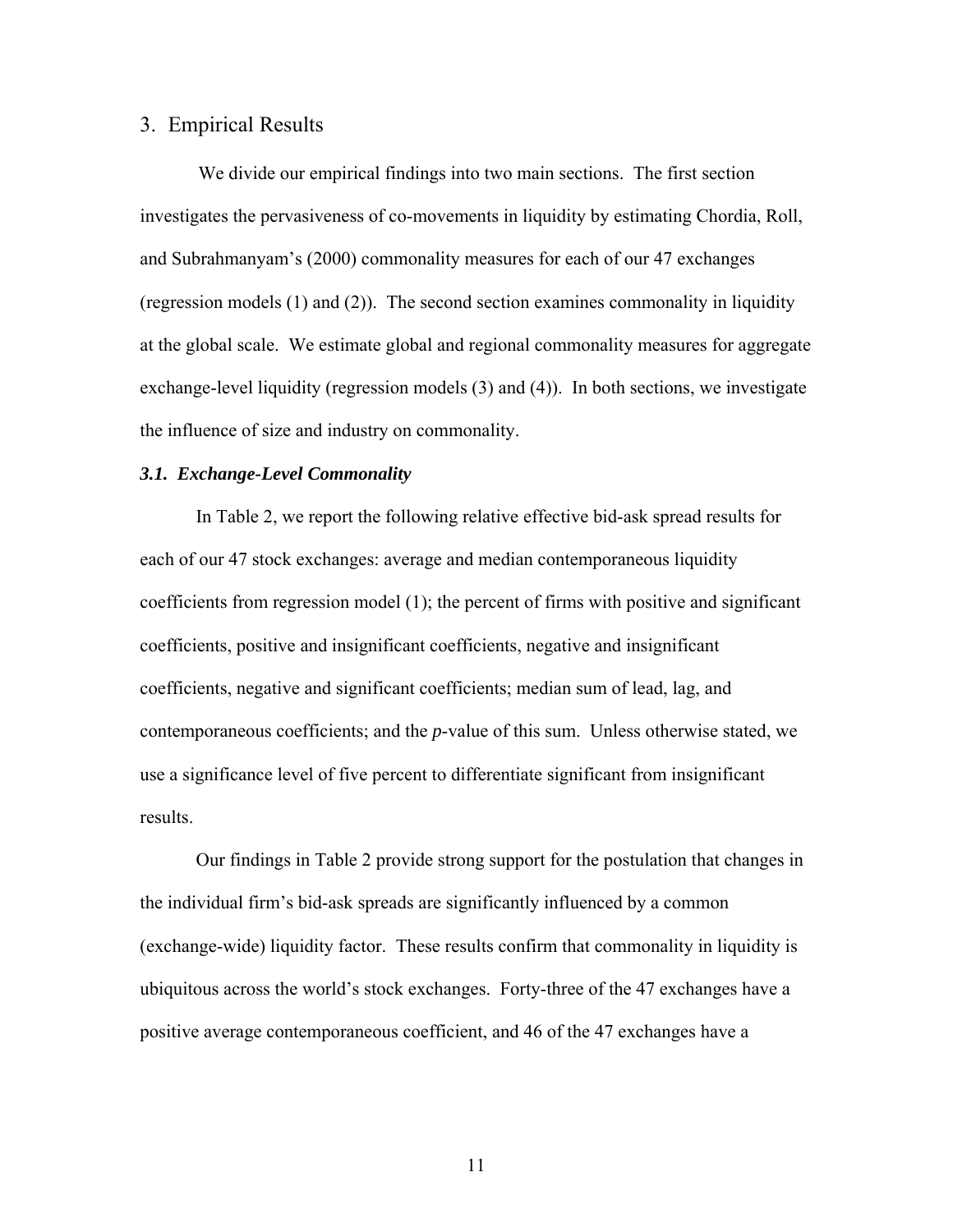## 3. Empirical Results

We divide our empirical findings into two main sections. The first section investigates the pervasiveness of co-movements in liquidity by estimating Chordia, Roll, and Subrahmanyam's (2000) commonality measures for each of our 47 exchanges (regression models (1) and (2)). The second section examines commonality in liquidity at the global scale. We estimate global and regional commonality measures for aggregate exchange-level liquidity (regression models (3) and (4)). In both sections, we investigate the influence of size and industry on commonality.

### *3.1. Exchange-Level Commonality*

In Table 2, we report the following relative effective bid-ask spread results for each of our 47 stock exchanges: average and median contemporaneous liquidity coefficients from regression model (1); the percent of firms with positive and significant coefficients, positive and insignificant coefficients, negative and insignificant coefficients, negative and significant coefficients; median sum of lead, lag, and contemporaneous coefficients; and the *p*-value of this sum. Unless otherwise stated, we use a significance level of five percent to differentiate significant from insignificant results.

Our findings in Table 2 provide strong support for the postulation that changes in the individual firm's bid-ask spreads are significantly influenced by a common (exchange-wide) liquidity factor. These results confirm that commonality in liquidity is ubiquitous across the world's stock exchanges. Forty-three of the 47 exchanges have a positive average contemporaneous coefficient, and 46 of the 47 exchanges have a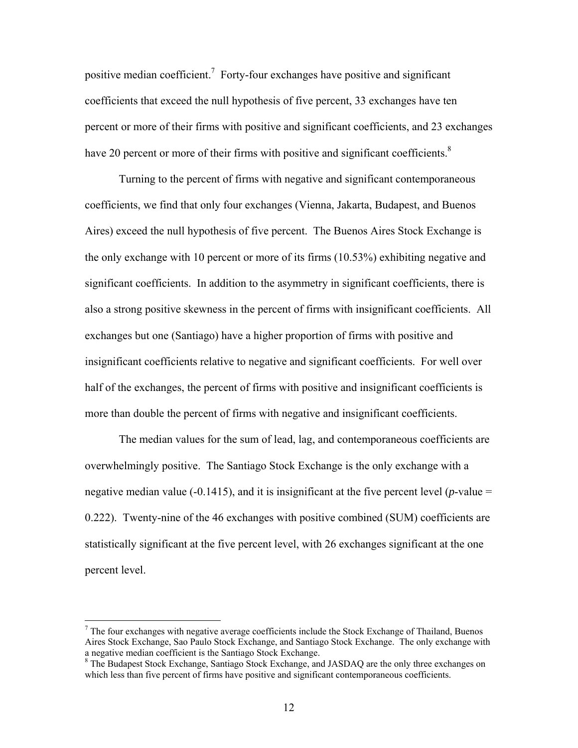positive median coefficient.[7] Forty-four exchanges have positive and significant coefficients that exceed the null hypothesis of five percent, 33 exchanges have ten percent or more of their firms with positive and significant coefficients, and 23 exchanges have 20 percent or more of their firms with positive and significant coefficients.[8]

Turning to the percent of firms with negative and significant contemporaneous coefficients, we find that only four exchanges (Vienna, Jakarta, Budapest, and Buenos Aires) exceed the null hypothesis of five percent. The Buenos Aires Stock Exchange is the only exchange with 10 percent or more of its firms (10.53%) exhibiting negative and significant coefficients. In addition to the asymmetry in significant coefficients, there is also a strong positive skewness in the percent of firms with insignificant coefficients. All exchanges but one (Santiago) have a higher proportion of firms with positive and insignificant coefficients relative to negative and significant coefficients. For well over half of the exchanges, the percent of firms with positive and insignificant coefficients is more than double the percent of firms with negative and insignificant coefficients.

The median values for the sum of lead, lag, and contemporaneous coefficients are overwhelmingly positive. The Santiago Stock Exchange is the only exchange with a negative median value (-0.1415), and it is insignificant at the five percent level (*p*-value = 0.222). Twenty-nine of the 46 exchanges with positive combined (SUM) coefficients are statistically significant at the five percent level, with 26 exchanges significant at the one percent level.

---

[7] The four exchanges with negative average coefficients include the Stock Exchange of Thailand, Buenos Aires Stock Exchange, Sao Paulo Stock Exchange, and Santiago Stock Exchange. The only exchange with a negative median coefficient is the Santiago Stock Exchange.

[8] The Budapest Stock Exchange, Santiago Stock Exchange, and JASDAQ are the only three exchanges on which less than five percent of firms have positive and significant contemporaneous coefficients.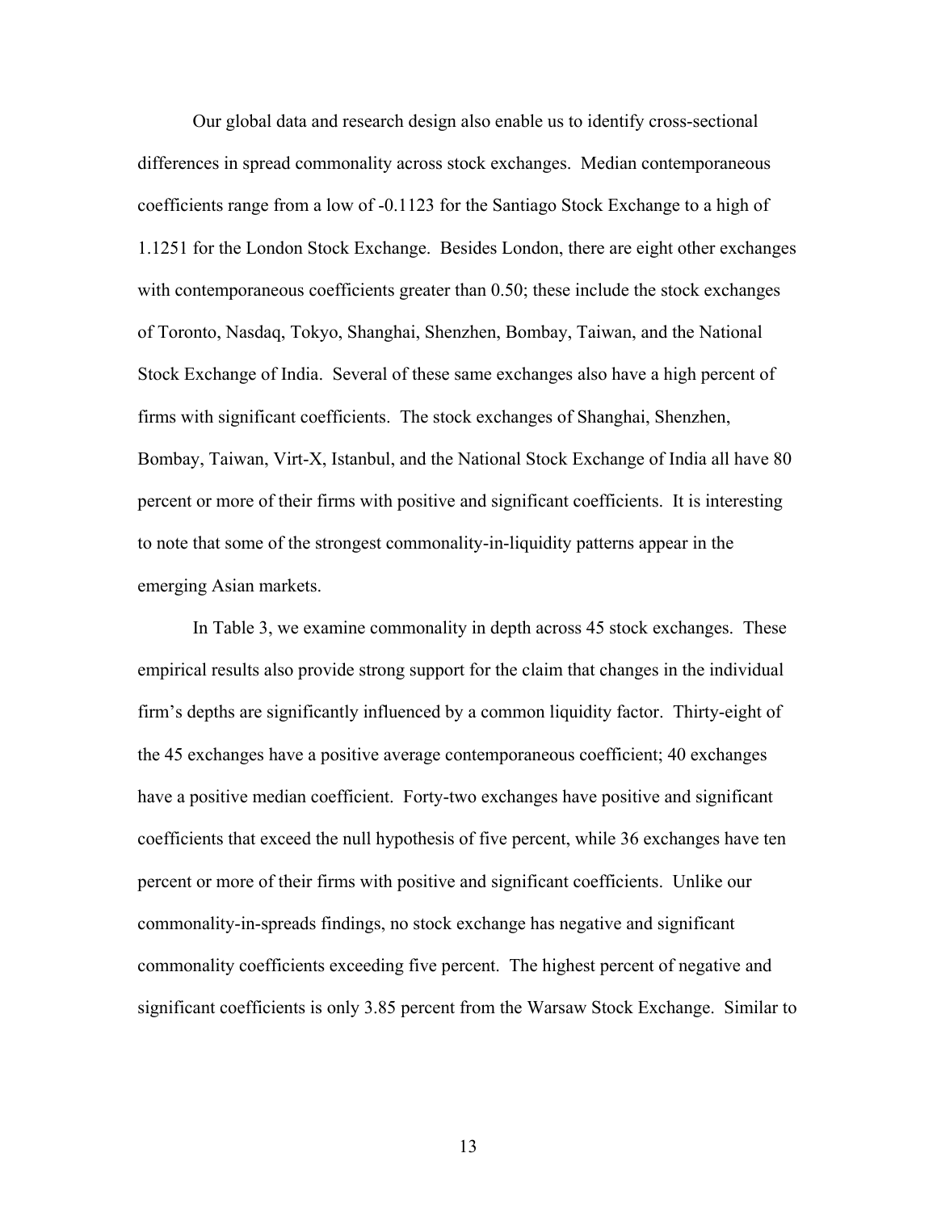Our global data and research design also enable us to identify cross-sectional differences in spread commonality across stock exchanges. Median contemporaneous coefficients range from a low of -0.1123 for the Santiago Stock Exchange to a high of 1.1251 for the London Stock Exchange. Besides London, there are eight other exchanges with contemporaneous coefficients greater than 0.50; these include the stock exchanges of Toronto, Nasdaq, Tokyo, Shanghai, Shenzhen, Bombay, Taiwan, and the National Stock Exchange of India. Several of these same exchanges also have a high percent of firms with significant coefficients. The stock exchanges of Shanghai, Shenzhen, Bombay, Taiwan, Virt-X, Istanbul, and the National Stock Exchange of India all have 80 percent or more of their firms with positive and significant coefficients. It is interesting to note that some of the strongest commonality-in-liquidity patterns appear in the emerging Asian markets.

In Table 3, we examine commonality in depth across 45 stock exchanges. These empirical results also provide strong support for the claim that changes in the individual firm's depths are significantly influenced by a common liquidity factor. Thirty-eight of the 45 exchanges have a positive average contemporaneous coefficient; 40 exchanges have a positive median coefficient. Forty-two exchanges have positive and significant coefficients that exceed the null hypothesis of five percent, while 36 exchanges have ten percent or more of their firms with positive and significant coefficients. Unlike our commonality-in-spreads findings, no stock exchange has negative and significant commonality coefficients exceeding five percent. The highest percent of negative and significant coefficients is only 3.85 percent from the Warsaw Stock Exchange. Similar to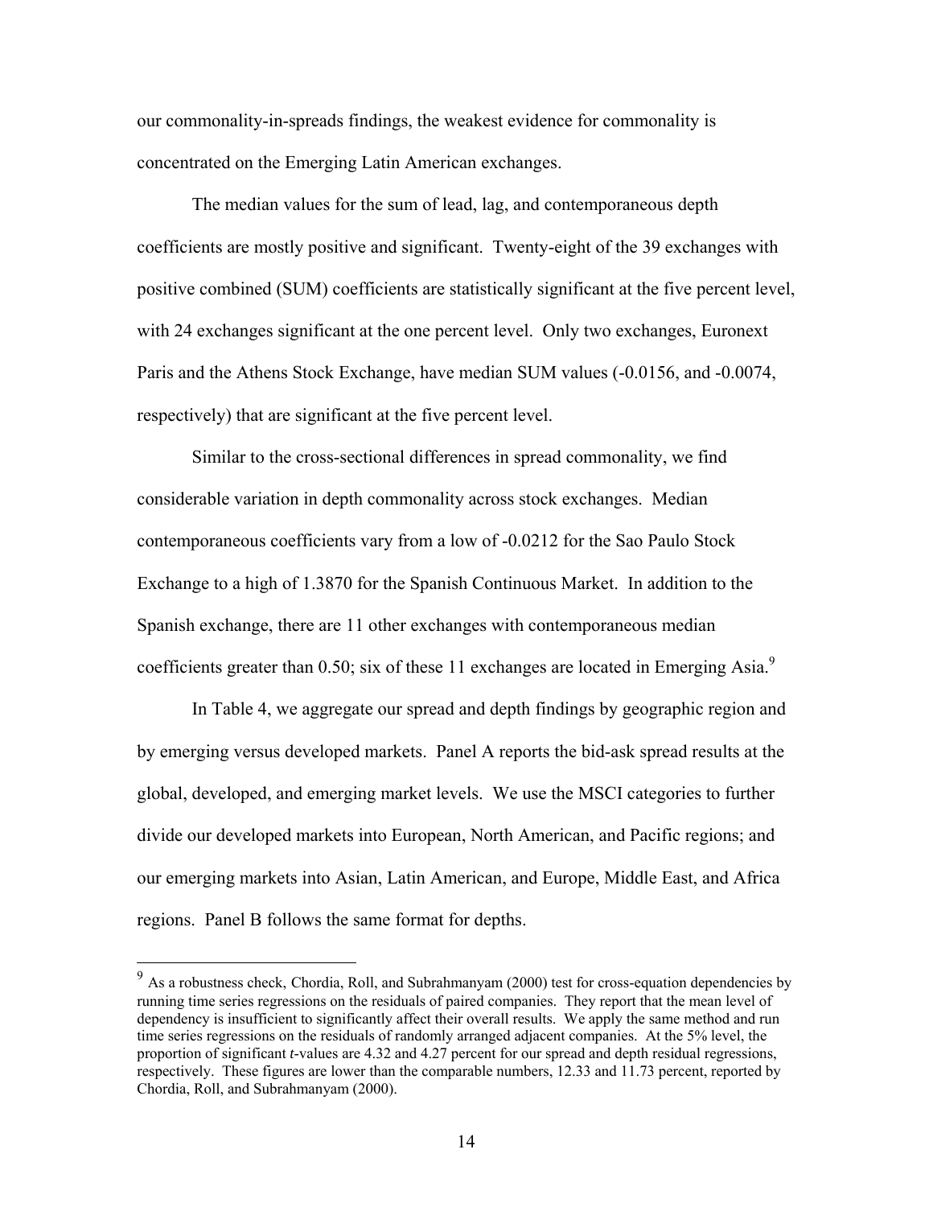our commonality-in-spreads findings, the weakest evidence for commonality is concentrated on the Emerging Latin American exchanges.

The median values for the sum of lead, lag, and contemporaneous depth coefficients are mostly positive and significant. Twenty-eight of the 39 exchanges with positive combined (SUM) coefficients are statistically significant at the five percent level, with 24 exchanges significant at the one percent level. Only two exchanges, Euronext Paris and the Athens Stock Exchange, have median SUM values (-0.0156, and -0.0074, respectively) that are significant at the five percent level.

Similar to the cross-sectional differences in spread commonality, we find considerable variation in depth commonality across stock exchanges. Median contemporaneous coefficients vary from a low of -0.0212 for the Sao Paulo Stock Exchange to a high of 1.3870 for the Spanish Continuous Market. In addition to the Spanish exchange, there are 11 other exchanges with contemporaneous median coefficients greater than 0.50; six of these 11 exchanges are located in Emerging Asia.[9]

In Table 4, we aggregate our spread and depth findings by geographic region and by emerging versus developed markets. Panel A reports the bid-ask spread results at the global, developed, and emerging market levels. We use the MSCI categories to further divide our developed markets into European, North American, and Pacific regions; and our emerging markets into Asian, Latin American, and Europe, Middle East, and Africa regions. Panel B follows the same format for depths.

---

[9] As a robustness check, Chordia, Roll, and Subrahmanyam (2000) test for cross-equation dependencies by running time series regressions on the residuals of paired companies. They report that the mean level of dependency is insufficient to significantly affect their overall results. We apply the same method and run time series regressions on the residuals of randomly arranged adjacent companies. At the 5% level, the proportion of significant *t*-values are 4.32 and 4.27 percent for our spread and depth residual regressions, respectively. These figures are lower than the comparable numbers, 12.33 and 11.73 percent, reported by Chordia, Roll, and Subrahmanyam (2000).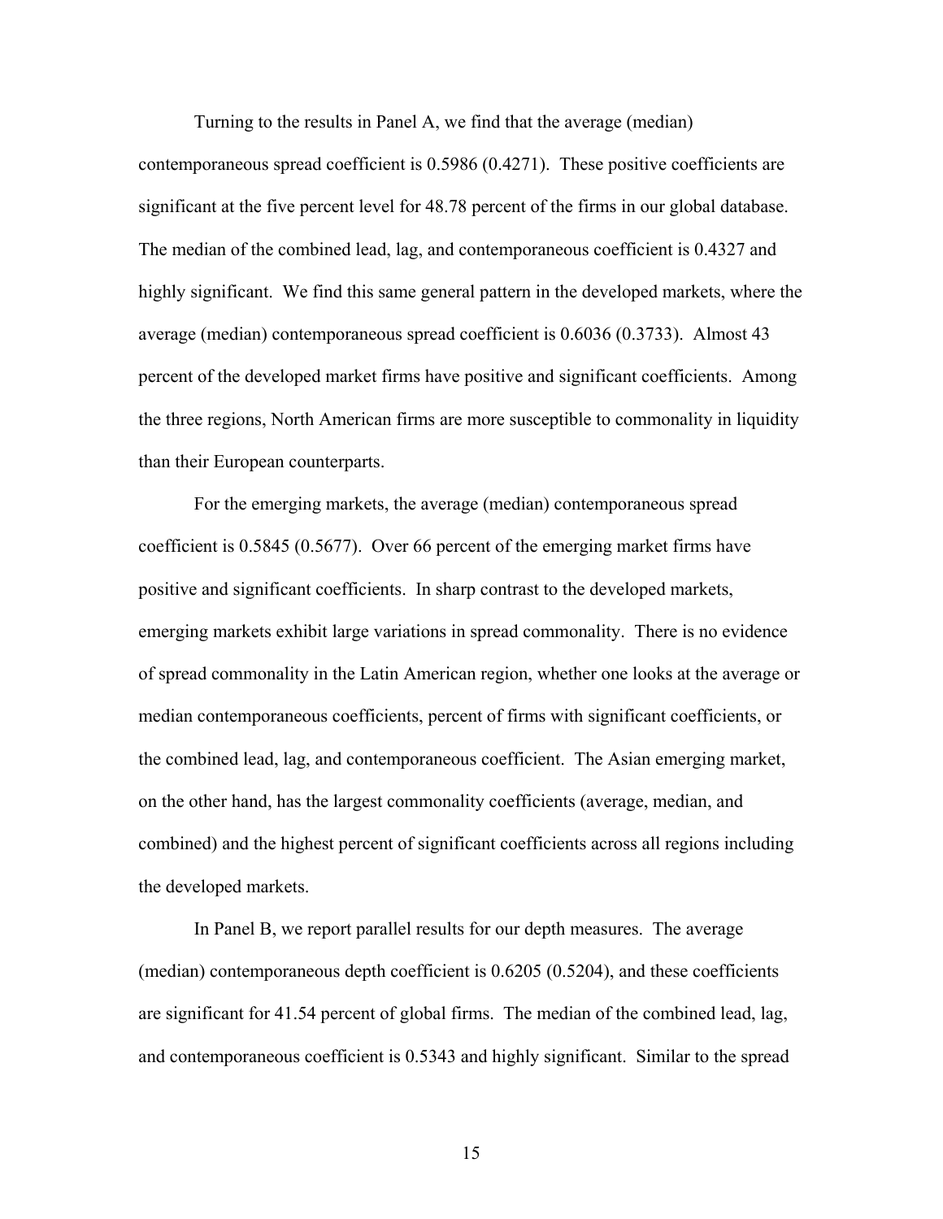Turning to the results in Panel A, we find that the average (median) contemporaneous spread coefficient is 0.5986 (0.4271). These positive coefficients are significant at the five percent level for 48.78 percent of the firms in our global database. The median of the combined lead, lag, and contemporaneous coefficient is 0.4327 and highly significant. We find this same general pattern in the developed markets, where the average (median) contemporaneous spread coefficient is 0.6036 (0.3733). Almost 43 percent of the developed market firms have positive and significant coefficients. Among the three regions, North American firms are more susceptible to commonality in liquidity than their European counterparts.

For the emerging markets, the average (median) contemporaneous spread coefficient is 0.5845 (0.5677). Over 66 percent of the emerging market firms have positive and significant coefficients. In sharp contrast to the developed markets, emerging markets exhibit large variations in spread commonality. There is no evidence of spread commonality in the Latin American region, whether one looks at the average or median contemporaneous coefficients, percent of firms with significant coefficients, or the combined lead, lag, and contemporaneous coefficient. The Asian emerging market, on the other hand, has the largest commonality coefficients (average, median, and combined) and the highest percent of significant coefficients across all regions including the developed markets.

In Panel B, we report parallel results for our depth measures. The average (median) contemporaneous depth coefficient is 0.6205 (0.5204), and these coefficients are significant for 41.54 percent of global firms. The median of the combined lead, lag, and contemporaneous coefficient is 0.5343 and highly significant. Similar to the spread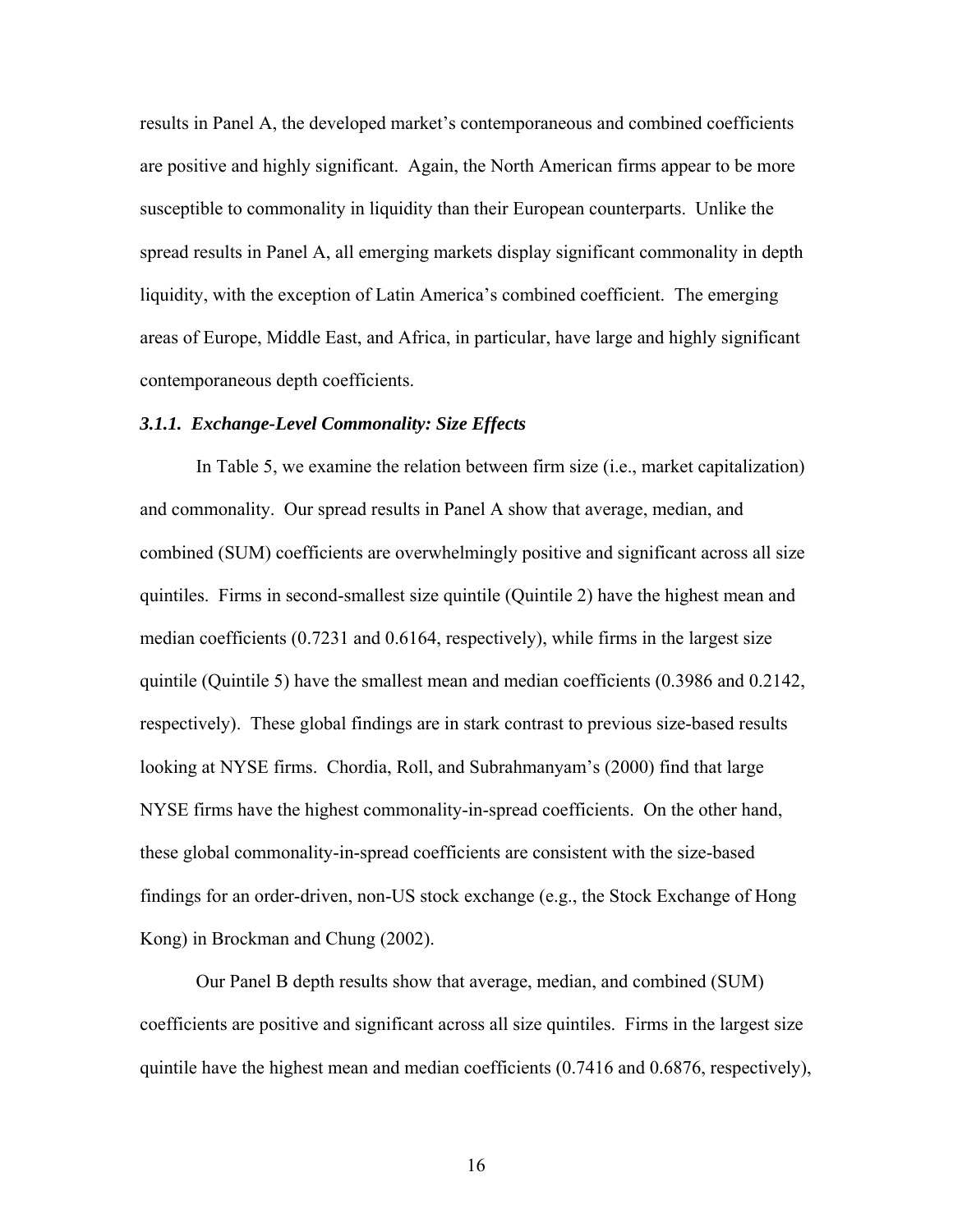results in Panel A, the developed market's contemporaneous and combined coefficients are positive and highly significant. Again, the North American firms appear to be more susceptible to commonality in liquidity than their European counterparts. Unlike the spread results in Panel A, all emerging markets display significant commonality in depth liquidity, with the exception of Latin America's combined coefficient. The emerging areas of Europe, Middle East, and Africa, in particular, have large and highly significant contemporaneous depth coefficients.

### *3.1.1. Exchange-Level Commonality: Size Effects*

In Table 5, we examine the relation between firm size (i.e., market capitalization) and commonality. Our spread results in Panel A show that average, median, and combined (SUM) coefficients are overwhelmingly positive and significant across all size quintiles. Firms in second-smallest size quintile (Quintile 2) have the highest mean and median coefficients (0.7231 and 0.6164, respectively), while firms in the largest size quintile (Quintile 5) have the smallest mean and median coefficients (0.3986 and 0.2142, respectively). These global findings are in stark contrast to previous size-based results looking at NYSE firms. Chordia, Roll, and Subrahmanyam's (2000) find that large NYSE firms have the highest commonality-in-spread coefficients. On the other hand, these global commonality-in-spread coefficients are consistent with the size-based findings for an order-driven, non-US stock exchange (e.g., the Stock Exchange of Hong Kong) in Brockman and Chung (2002).

Our Panel B depth results show that average, median, and combined (SUM) coefficients are positive and significant across all size quintiles. Firms in the largest size quintile have the highest mean and median coefficients (0.7416 and 0.6876, respectively),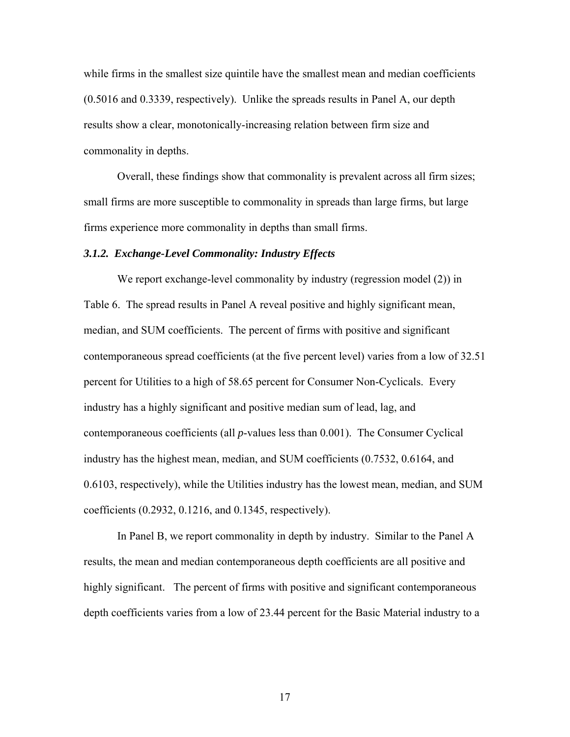while firms in the smallest size quintile have the smallest mean and median coefficients (0.5016 and 0.3339, respectively). Unlike the spreads results in Panel A, our depth results show a clear, monotonically-increasing relation between firm size and commonality in depths.

Overall, these findings show that commonality is prevalent across all firm sizes; small firms are more susceptible to commonality in spreads than large firms, but large firms experience more commonality in depths than small firms.

### *3.1.2. Exchange-Level Commonality: Industry Effects*

We report exchange-level commonality by industry (regression model (2)) in Table 6. The spread results in Panel A reveal positive and highly significant mean, median, and SUM coefficients. The percent of firms with positive and significant contemporaneous spread coefficients (at the five percent level) varies from a low of 32.51 percent for Utilities to a high of 58.65 percent for Consumer Non-Cyclicals. Every industry has a highly significant and positive median sum of lead, lag, and contemporaneous coefficients (all *p*-values less than 0.001). The Consumer Cyclical industry has the highest mean, median, and SUM coefficients (0.7532, 0.6164, and 0.6103, respectively), while the Utilities industry has the lowest mean, median, and SUM coefficients (0.2932, 0.1216, and 0.1345, respectively).

In Panel B, we report commonality in depth by industry. Similar to the Panel A results, the mean and median contemporaneous depth coefficients are all positive and highly significant. The percent of firms with positive and significant contemporaneous depth coefficients varies from a low of 23.44 percent for the Basic Material industry to a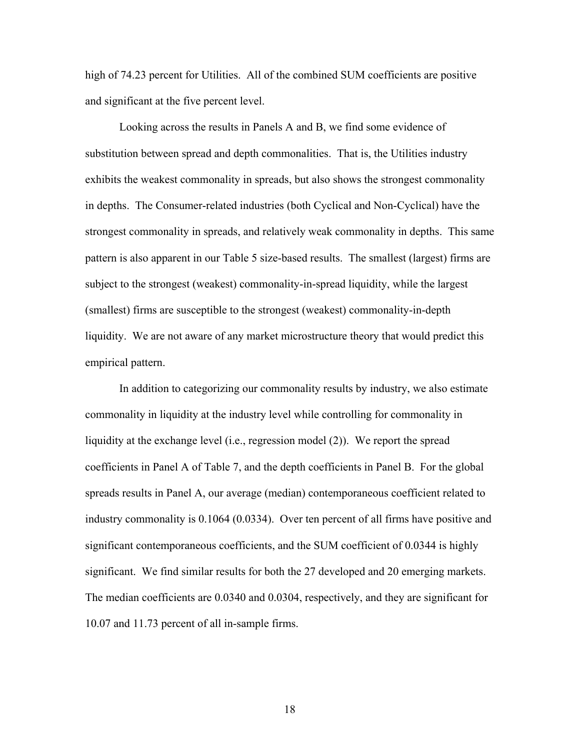high of 74.23 percent for Utilities. All of the combined SUM coefficients are positive and significant at the five percent level.

Looking across the results in Panels A and B, we find some evidence of substitution between spread and depth commonalities. That is, the Utilities industry exhibits the weakest commonality in spreads, but also shows the strongest commonality in depths. The Consumer-related industries (both Cyclical and Non-Cyclical) have the strongest commonality in spreads, and relatively weak commonality in depths. This same pattern is also apparent in our Table 5 size-based results. The smallest (largest) firms are subject to the strongest (weakest) commonality-in-spread liquidity, while the largest (smallest) firms are susceptible to the strongest (weakest) commonality-in-depth liquidity. We are not aware of any market microstructure theory that would predict this empirical pattern.

In addition to categorizing our commonality results by industry, we also estimate commonality in liquidity at the industry level while controlling for commonality in liquidity at the exchange level (i.e., regression model (2)). We report the spread coefficients in Panel A of Table 7, and the depth coefficients in Panel B. For the global spreads results in Panel A, our average (median) contemporaneous coefficient related to industry commonality is 0.1064 (0.0334). Over ten percent of all firms have positive and significant contemporaneous coefficients, and the SUM coefficient of 0.0344 is highly significant. We find similar results for both the 27 developed and 20 emerging markets. The median coefficients are 0.0340 and 0.0304, respectively, and they are significant for 10.07 and 11.73 percent of all in-sample firms.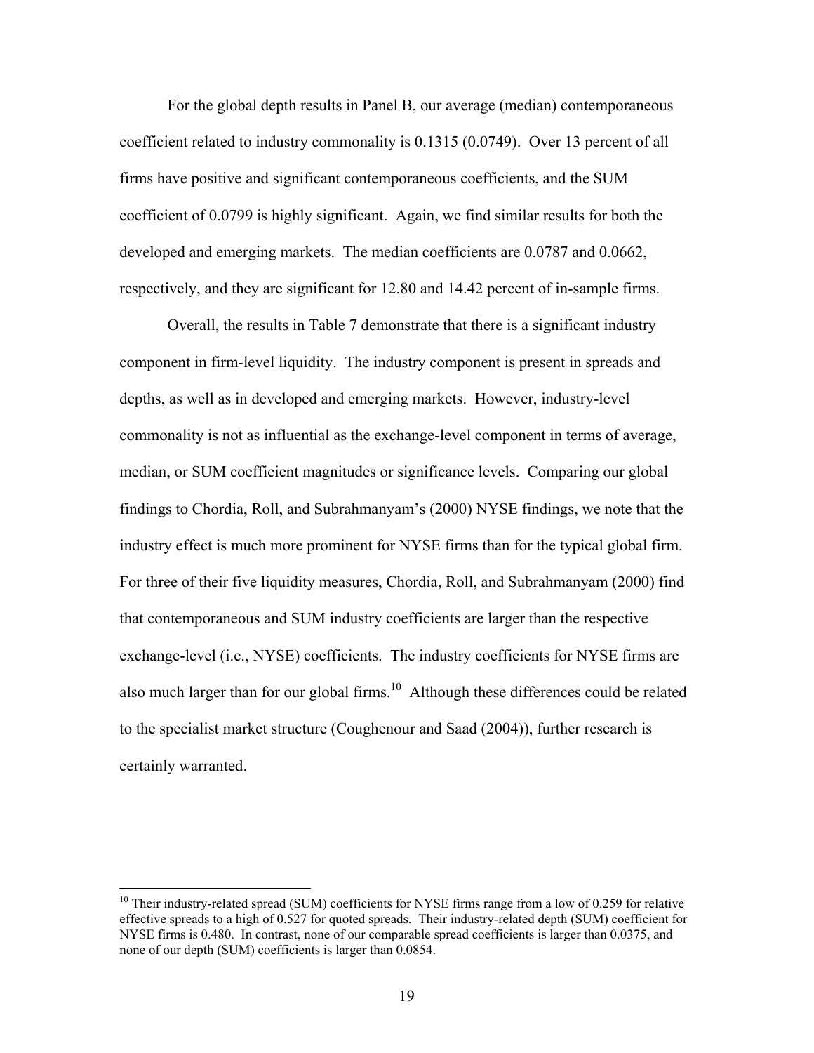For the global depth results in Panel B, our average (median) contemporaneous coefficient related to industry commonality is 0.1315 (0.0749). Over 13 percent of all firms have positive and significant contemporaneous coefficients, and the SUM coefficient of 0.0799 is highly significant. Again, we find similar results for both the developed and emerging markets. The median coefficients are 0.0787 and 0.0662, respectively, and they are significant for 12.80 and 14.42 percent of in-sample firms.

Overall, the results in Table 7 demonstrate that there is a significant industry component in firm-level liquidity. The industry component is present in spreads and depths, as well as in developed and emerging markets. However, industry-level commonality is not as influential as the exchange-level component in terms of average, median, or SUM coefficient magnitudes or significance levels. Comparing our global findings to Chordia, Roll, and Subrahmanyam's (2000) NYSE findings, we note that the industry effect is much more prominent for NYSE firms than for the typical global firm. For three of their five liquidity measures, Chordia, Roll, and Subrahmanyam (2000) find that contemporaneous and SUM industry coefficients are larger than the respective exchange-level (i.e., NYSE) coefficients. The industry coefficients for NYSE firms are also much larger than for our global firms.[10] Although these differences could be related to the specialist market structure (Coughenour and Saad (2004)), further research is certainly warranted.

[10] Their industry-related spread (SUM) coefficients for NYSE firms range from a low of 0.259 for relative effective spreads to a high of 0.527 for quoted spreads. Their industry-related depth (SUM) coefficient for NYSE firms is 0.480. In contrast, none of our comparable spread coefficients is larger than 0.0375, and none of our depth (SUM) coefficients is larger than 0.0854.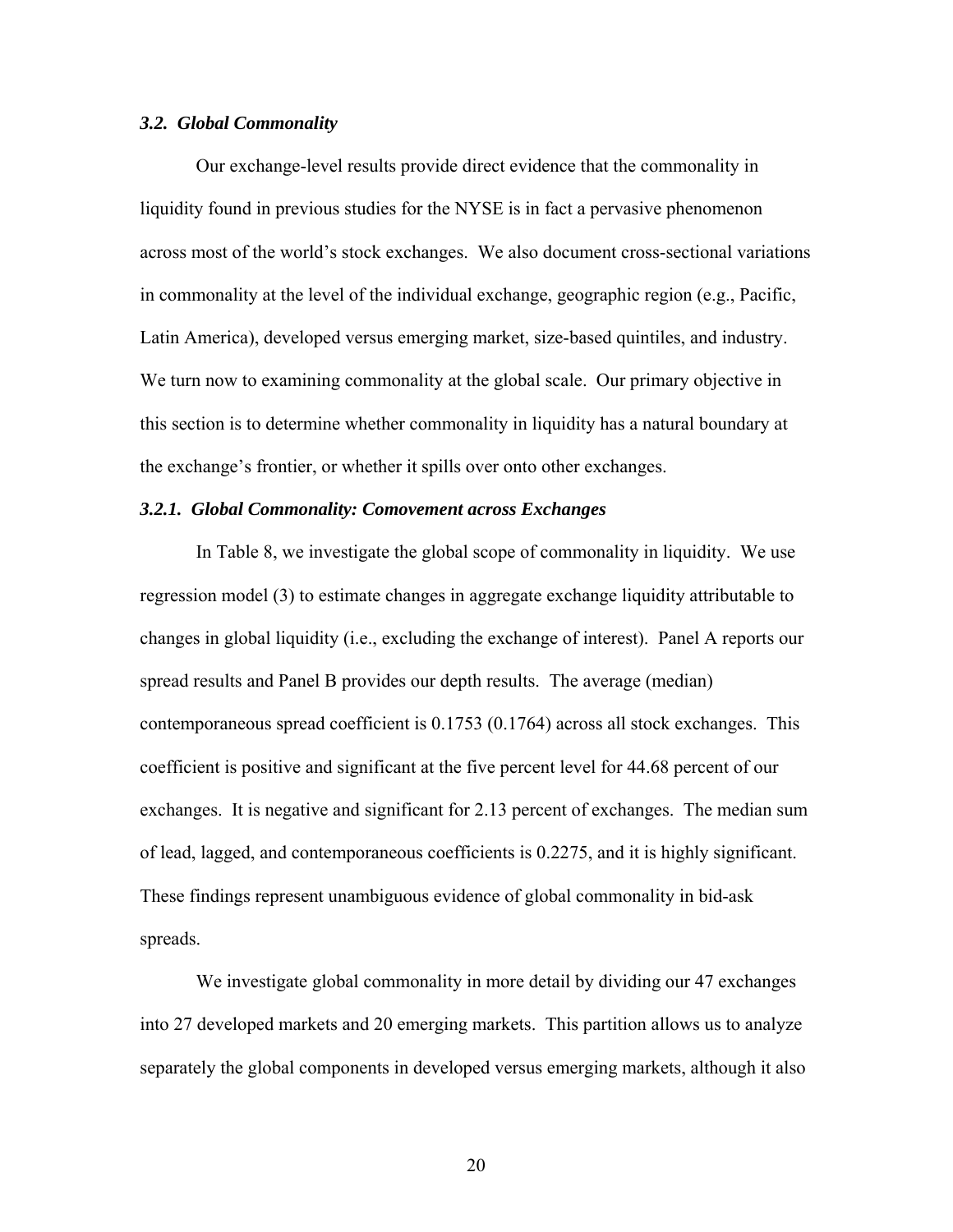### *3.2. Global Commonality*

Our exchange-level results provide direct evidence that the commonality in liquidity found in previous studies for the NYSE is in fact a pervasive phenomenon across most of the world's stock exchanges. We also document cross-sectional variations in commonality at the level of the individual exchange, geographic region (e.g., Pacific, Latin America), developed versus emerging market, size-based quintiles, and industry. We turn now to examining commonality at the global scale. Our primary objective in this section is to determine whether commonality in liquidity has a natural boundary at the exchange's frontier, or whether it spills over onto other exchanges.

#### *3.2.1. Global Commonality: Comovement across Exchanges*

In Table 8, we investigate the global scope of commonality in liquidity. We use regression model (3) to estimate changes in aggregate exchange liquidity attributable to changes in global liquidity (i.e., excluding the exchange of interest). Panel A reports our spread results and Panel B provides our depth results. The average (median) contemporaneous spread coefficient is 0.1753 (0.1764) across all stock exchanges. This coefficient is positive and significant at the five percent level for 44.68 percent of our exchanges. It is negative and significant for 2.13 percent of exchanges. The median sum of lead, lagged, and contemporaneous coefficients is 0.2275, and it is highly significant. These findings represent unambiguous evidence of global commonality in bid-ask spreads.

We investigate global commonality in more detail by dividing our 47 exchanges into 27 developed markets and 20 emerging markets. This partition allows us to analyze separately the global components in developed versus emerging markets, although it also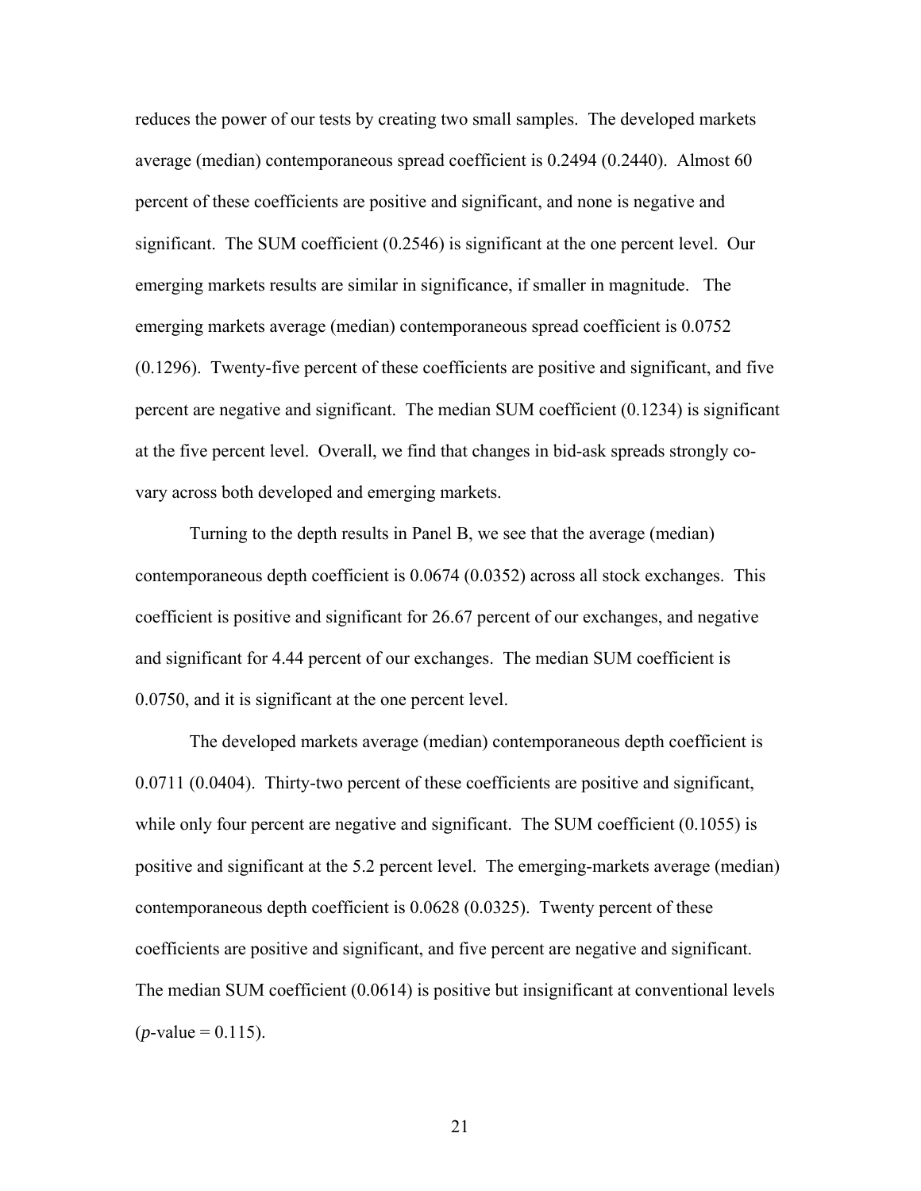reduces the power of our tests by creating two small samples. The developed markets average (median) contemporaneous spread coefficient is 0.2494 (0.2440). Almost 60 percent of these coefficients are positive and significant, and none is negative and significant. The SUM coefficient (0.2546) is significant at the one percent level. Our emerging markets results are similar in significance, if smaller in magnitude. The emerging markets average (median) contemporaneous spread coefficient is 0.0752 (0.1296). Twenty-five percent of these coefficients are positive and significant, and five percent are negative and significant. The median SUM coefficient (0.1234) is significant at the five percent level. Overall, we find that changes in bid-ask spreads strongly co-vary across both developed and emerging markets.

Turning to the depth results in Panel B, we see that the average (median) contemporaneous depth coefficient is 0.0674 (0.0352) across all stock exchanges. This coefficient is positive and significant for 26.67 percent of our exchanges, and negative and significant for 4.44 percent of our exchanges. The median SUM coefficient is 0.0750, and it is significant at the one percent level.

The developed markets average (median) contemporaneous depth coefficient is 0.0711 (0.0404). Thirty-two percent of these coefficients are positive and significant, while only four percent are negative and significant. The SUM coefficient (0.1055) is positive and significant at the 5.2 percent level. The emerging-markets average (median) contemporaneous depth coefficient is 0.0628 (0.0325). Twenty percent of these coefficients are positive and significant, and five percent are negative and significant. The median SUM coefficient (0.0614) is positive but insignificant at conventional levels ($p$-value = 0.115).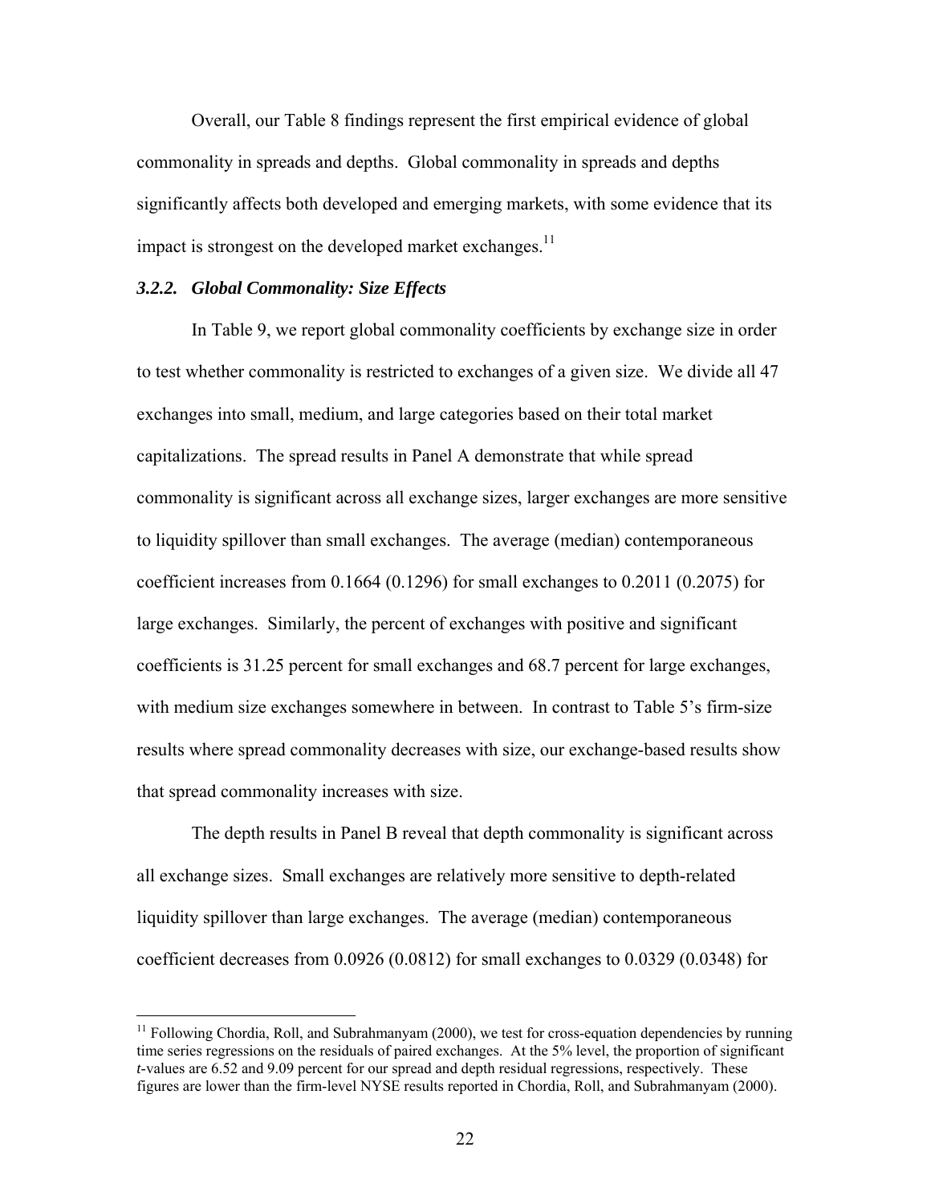Overall, our Table 8 findings represent the first empirical evidence of global commonality in spreads and depths. Global commonality in spreads and depths significantly affects both developed and emerging markets, with some evidence that its impact is strongest on the developed market exchanges.[11]

### *3.2.2. Global Commonality: Size Effects*

In Table 9, we report global commonality coefficients by exchange size in order to test whether commonality is restricted to exchanges of a given size. We divide all 47 exchanges into small, medium, and large categories based on their total market capitalizations. The spread results in Panel A demonstrate that while spread commonality is significant across all exchange sizes, larger exchanges are more sensitive to liquidity spillover than small exchanges. The average (median) contemporaneous coefficient increases from 0.1664 (0.1296) for small exchanges to 0.2011 (0.2075) for large exchanges. Similarly, the percent of exchanges with positive and significant coefficients is 31.25 percent for small exchanges and 68.7 percent for large exchanges, with medium size exchanges somewhere in between. In contrast to Table 5's firm-size results where spread commonality decreases with size, our exchange-based results show that spread commonality increases with size.

The depth results in Panel B reveal that depth commonality is significant across all exchange sizes. Small exchanges are relatively more sensitive to depth-related liquidity spillover than large exchanges. The average (median) contemporaneous coefficient decreases from 0.0926 (0.0812) for small exchanges to 0.0329 (0.0348) for

---

[11] Following Chordia, Roll, and Subrahmanyam (2000), we test for cross-equation dependencies by running time series regressions on the residuals of paired exchanges. At the 5% level, the proportion of significant *t*-values are 6.52 and 9.09 percent for our spread and depth residual regressions, respectively. These figures are lower than the firm-level NYSE results reported in Chordia, Roll, and Subrahmanyam (2000).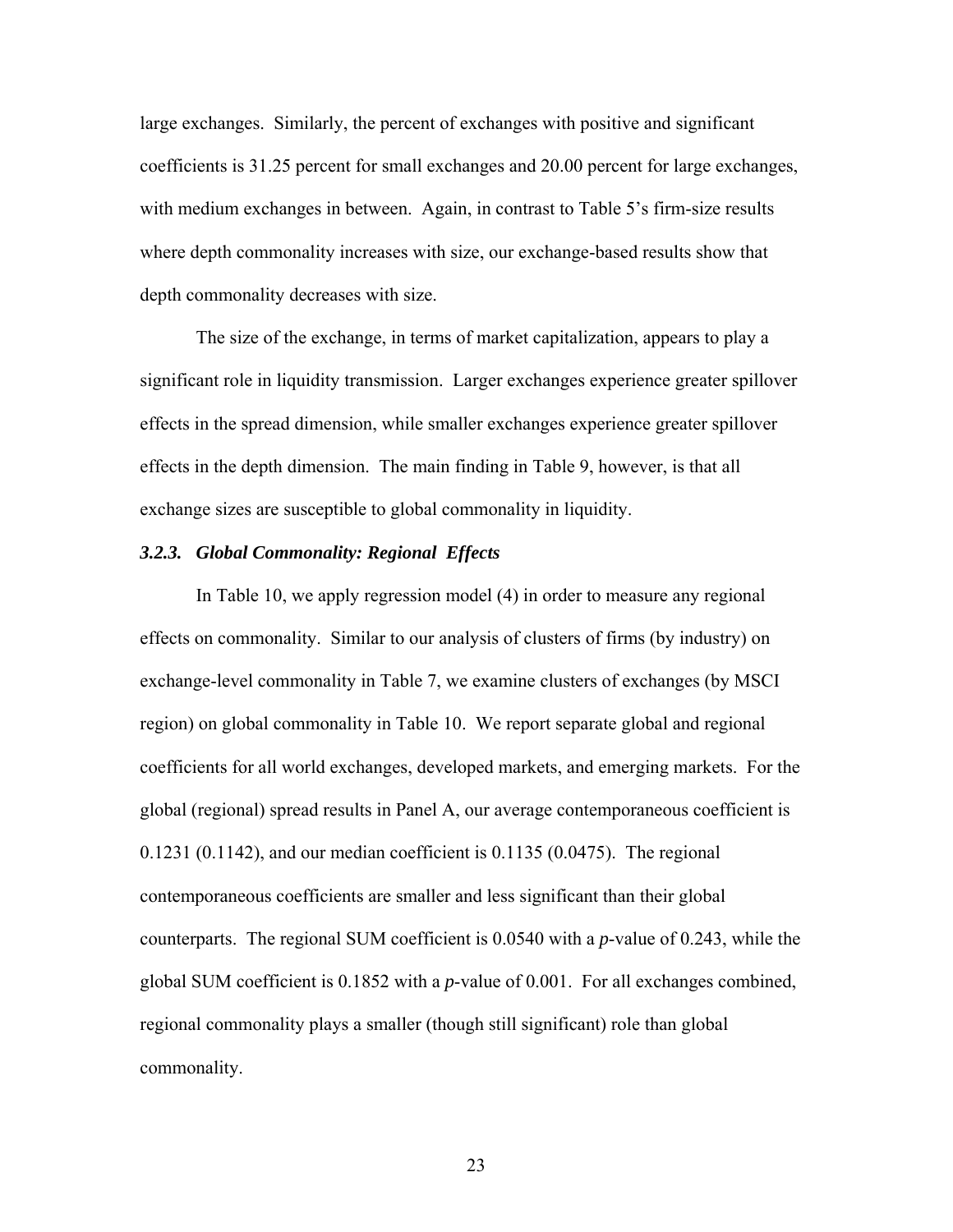large exchanges. Similarly, the percent of exchanges with positive and significant coefficients is 31.25 percent for small exchanges and 20.00 percent for large exchanges, with medium exchanges in between. Again, in contrast to Table 5's firm-size results where depth commonality increases with size, our exchange-based results show that depth commonality decreases with size.

The size of the exchange, in terms of market capitalization, appears to play a significant role in liquidity transmission. Larger exchanges experience greater spillover effects in the spread dimension, while smaller exchanges experience greater spillover effects in the depth dimension. The main finding in Table 9, however, is that all exchange sizes are susceptible to global commonality in liquidity.

### *3.2.3. Global Commonality: Regional Effects*

In Table 10, we apply regression model (4) in order to measure any regional effects on commonality. Similar to our analysis of clusters of firms (by industry) on exchange-level commonality in Table 7, we examine clusters of exchanges (by MSCI region) on global commonality in Table 10. We report separate global and regional coefficients for all world exchanges, developed markets, and emerging markets. For the global (regional) spread results in Panel A, our average contemporaneous coefficient is 0.1231 (0.1142), and our median coefficient is 0.1135 (0.0475). The regional contemporaneous coefficients are smaller and less significant than their global counterparts. The regional SUM coefficient is 0.0540 with a *p*-value of 0.243, while the global SUM coefficient is 0.1852 with a *p*-value of 0.001. For all exchanges combined, regional commonality plays a smaller (though still significant) role than global commonality.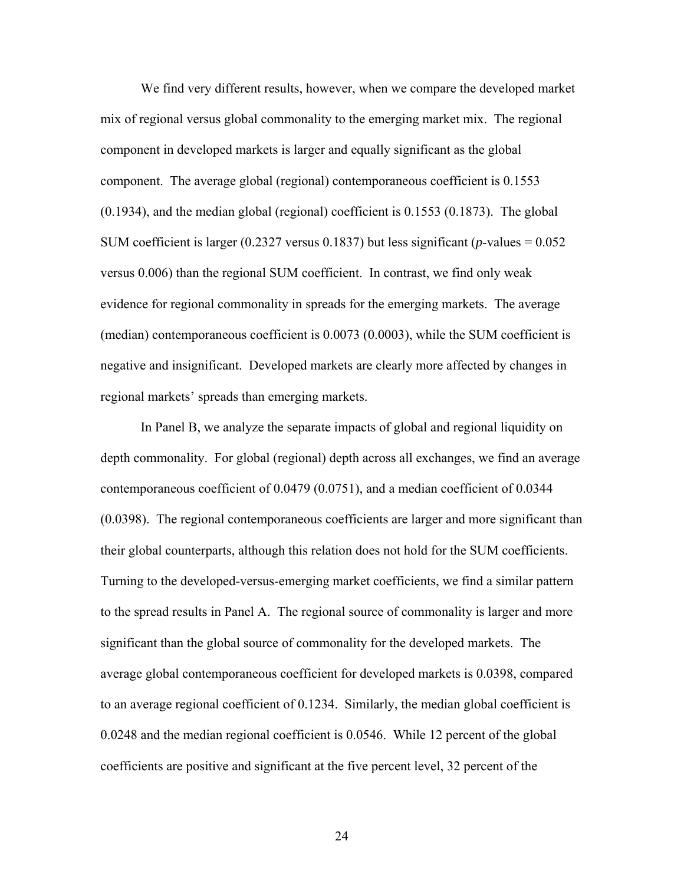We find very different results, however, when we compare the developed market mix of regional versus global commonality to the emerging market mix. The regional component in developed markets is larger and equally significant as the global component. The average global (regional) contemporaneous coefficient is 0.1553 (0.1934), and the median global (regional) coefficient is 0.1553 (0.1873). The global SUM coefficient is larger (0.2327 versus 0.1837) but less significant (*p*-values = 0.052 versus 0.006) than the regional SUM coefficient. In contrast, we find only weak evidence for regional commonality in spreads for the emerging markets. The average (median) contemporaneous coefficient is 0.0073 (0.0003), while the SUM coefficient is negative and insignificant. Developed markets are clearly more affected by changes in regional markets' spreads than emerging markets.

In Panel B, we analyze the separate impacts of global and regional liquidity on depth commonality. For global (regional) depth across all exchanges, we find an average contemporaneous coefficient of 0.0479 (0.0751), and a median coefficient of 0.0344 (0.0398). The regional contemporaneous coefficients are larger and more significant than their global counterparts, although this relation does not hold for the SUM coefficients. Turning to the developed-versus-emerging market coefficients, we find a similar pattern to the spread results in Panel A. The regional source of commonality is larger and more significant than the global source of commonality for the developed markets. The average global contemporaneous coefficient for developed markets is 0.0398, compared to an average regional coefficient of 0.1234. Similarly, the median global coefficient is 0.0248 and the median regional coefficient is 0.0546. While 12 percent of the global coefficients are positive and significant at the five percent level, 32 percent of the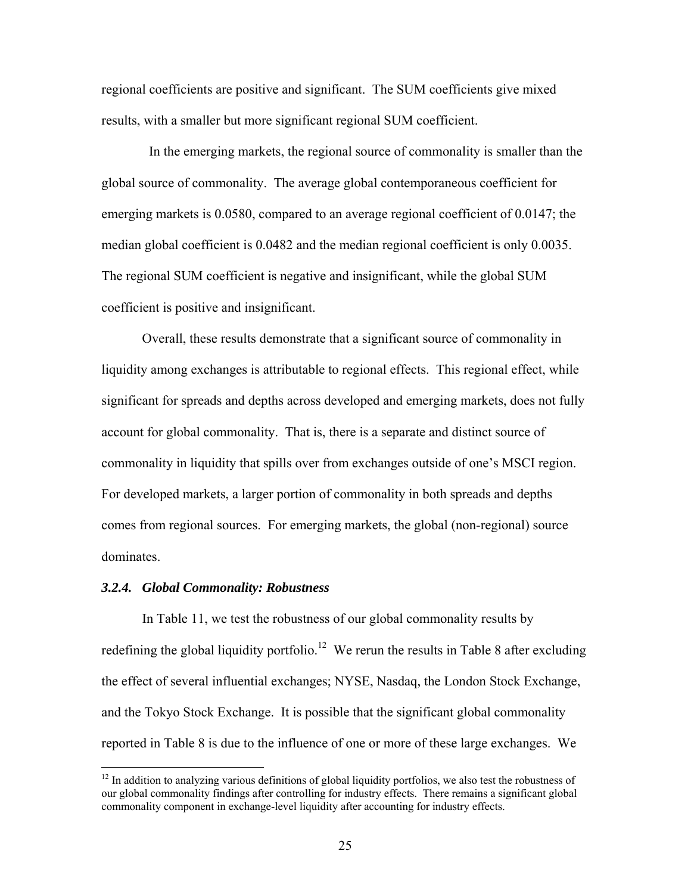regional coefficients are positive and significant. The SUM coefficients give mixed results, with a smaller but more significant regional SUM coefficient.

In the emerging markets, the regional source of commonality is smaller than the global source of commonality. The average global contemporaneous coefficient for emerging markets is 0.0580, compared to an average regional coefficient of 0.0147; the median global coefficient is 0.0482 and the median regional coefficient is only 0.0035. The regional SUM coefficient is negative and insignificant, while the global SUM coefficient is positive and insignificant.

Overall, these results demonstrate that a significant source of commonality in liquidity among exchanges is attributable to regional effects. This regional effect, while significant for spreads and depths across developed and emerging markets, does not fully account for global commonality. That is, there is a separate and distinct source of commonality in liquidity that spills over from exchanges outside of one's MSCI region. For developed markets, a larger portion of commonality in both spreads and depths comes from regional sources. For emerging markets, the global (non-regional) source dominates.

#### *3.2.4. Global Commonality: Robustness*

In Table 11, we test the robustness of our global commonality results by redefining the global liquidity portfolio.[12] We rerun the results in Table 8 after excluding the effect of several influential exchanges; NYSE, Nasdaq, the London Stock Exchange, and the Tokyo Stock Exchange. It is possible that the significant global commonality reported in Table 8 is due to the influence of one or more of these large exchanges. We

[12] In addition to analyzing various definitions of global liquidity portfolios, we also test the robustness of our global commonality findings after controlling for industry effects. There remains a significant global commonality component in exchange-level liquidity after accounting for industry effects.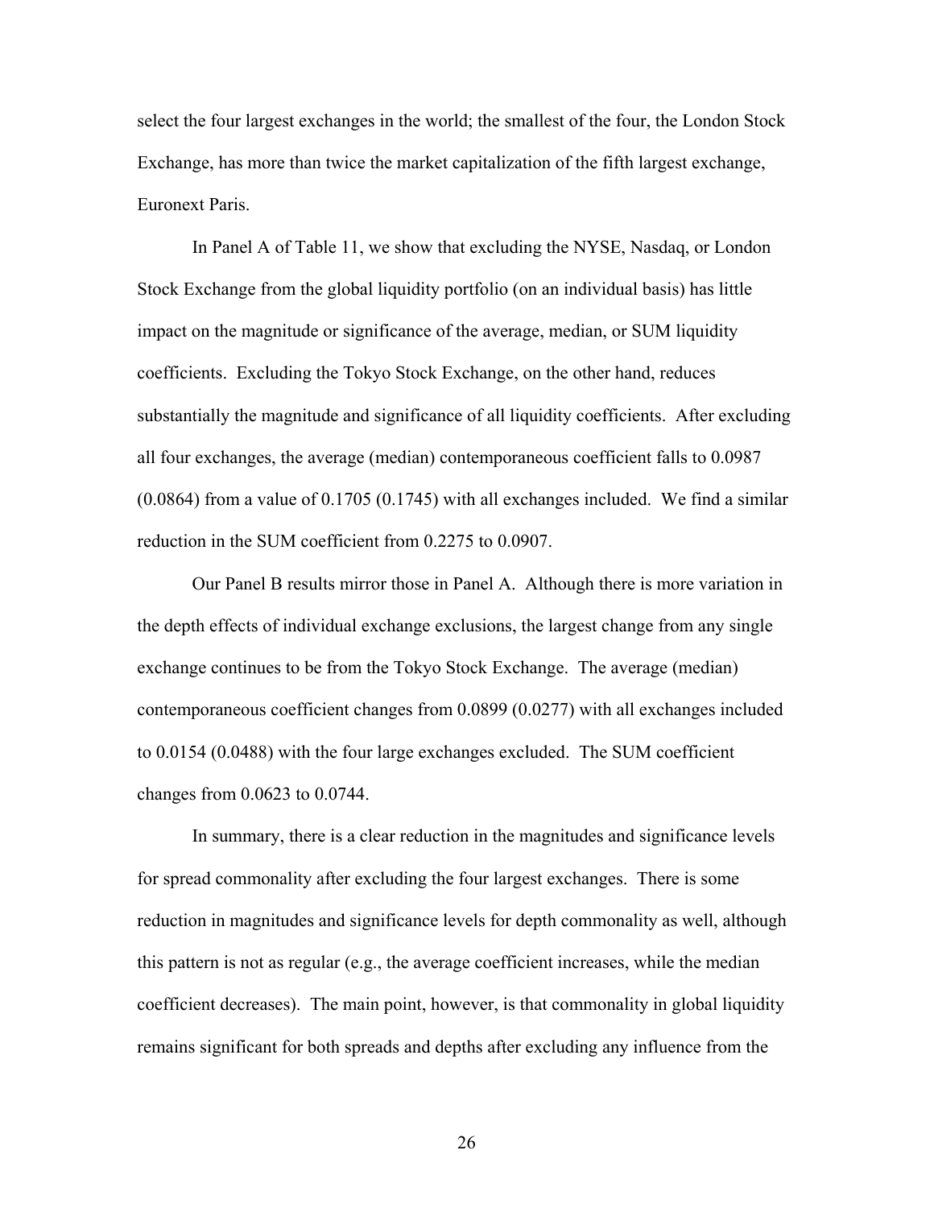select the four largest exchanges in the world; the smallest of the four, the London Stock Exchange, has more than twice the market capitalization of the fifth largest exchange, Euronext Paris.

In Panel A of Table 11, we show that excluding the NYSE, Nasdaq, or London Stock Exchange from the global liquidity portfolio (on an individual basis) has little impact on the magnitude or significance of the average, median, or SUM liquidity coefficients. Excluding the Tokyo Stock Exchange, on the other hand, reduces substantially the magnitude and significance of all liquidity coefficients. After excluding all four exchanges, the average (median) contemporaneous coefficient falls to 0.0987 (0.0864) from a value of 0.1705 (0.1745) with all exchanges included. We find a similar reduction in the SUM coefficient from 0.2275 to 0.0907.

Our Panel B results mirror those in Panel A. Although there is more variation in the depth effects of individual exchange exclusions, the largest change from any single exchange continues to be from the Tokyo Stock Exchange. The average (median) contemporaneous coefficient changes from 0.0899 (0.0277) with all exchanges included to 0.0154 (0.0488) with the four large exchanges excluded. The SUM coefficient changes from 0.0623 to 0.0744.

In summary, there is a clear reduction in the magnitudes and significance levels for spread commonality after excluding the four largest exchanges. There is some reduction in magnitudes and significance levels for depth commonality as well, although this pattern is not as regular (e.g., the average coefficient increases, while the median coefficient decreases). The main point, however, is that commonality in global liquidity remains significant for both spreads and depths after excluding any influence from the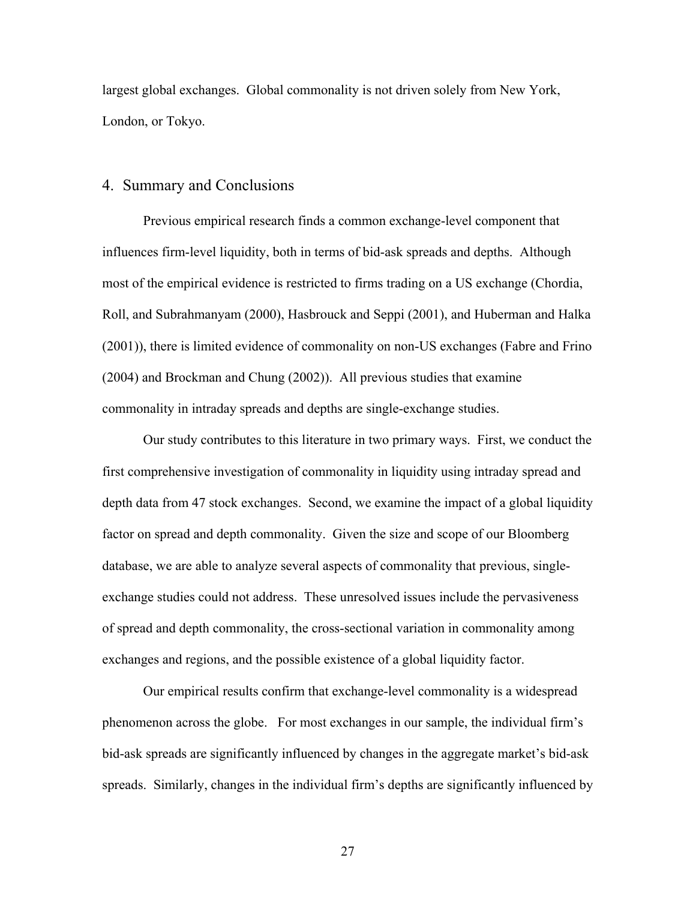largest global exchanges. Global commonality is not driven solely from New York, London, or Tokyo.

## 4. Summary and Conclusions

Previous empirical research finds a common exchange-level component that influences firm-level liquidity, both in terms of bid-ask spreads and depths. Although most of the empirical evidence is restricted to firms trading on a US exchange (Chordia, Roll, and Subrahmanyam (2000), Hasbrouck and Seppi (2001), and Huberman and Halka (2001)), there is limited evidence of commonality on non-US exchanges (Fabre and Frino (2004) and Brockman and Chung (2002)). All previous studies that examine commonality in intraday spreads and depths are single-exchange studies.

Our study contributes to this literature in two primary ways. First, we conduct the first comprehensive investigation of commonality in liquidity using intraday spread and depth data from 47 stock exchanges. Second, we examine the impact of a global liquidity factor on spread and depth commonality. Given the size and scope of our Bloomberg database, we are able to analyze several aspects of commonality that previous, single-exchange studies could not address. These unresolved issues include the pervasiveness of spread and depth commonality, the cross-sectional variation in commonality among exchanges and regions, and the possible existence of a global liquidity factor.

Our empirical results confirm that exchange-level commonality is a widespread phenomenon across the globe. For most exchanges in our sample, the individual firm's bid-ask spreads are significantly influenced by changes in the aggregate market's bid-ask spreads. Similarly, changes in the individual firm's depths are significantly influenced by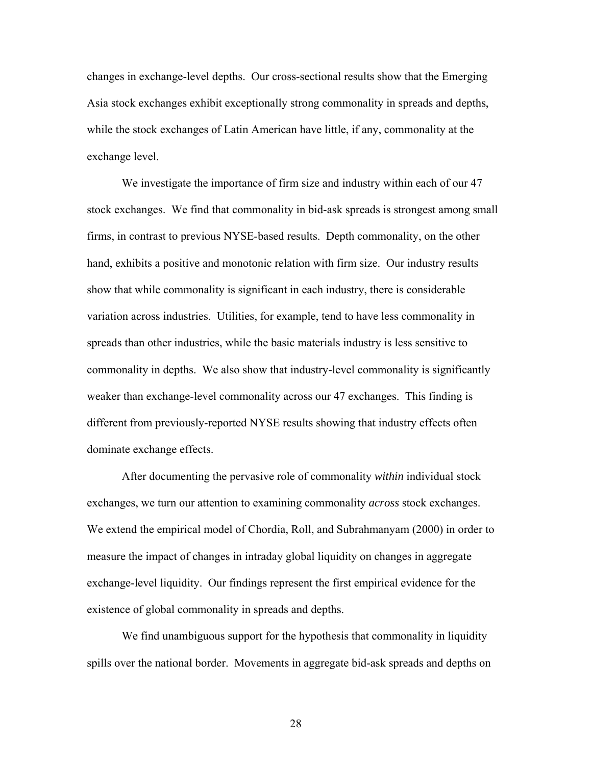changes in exchange-level depths. Our cross-sectional results show that the Emerging Asia stock exchanges exhibit exceptionally strong commonality in spreads and depths, while the stock exchanges of Latin American have little, if any, commonality at the exchange level.

We investigate the importance of firm size and industry within each of our 47 stock exchanges. We find that commonality in bid-ask spreads is strongest among small firms, in contrast to previous NYSE-based results. Depth commonality, on the other hand, exhibits a positive and monotonic relation with firm size. Our industry results show that while commonality is significant in each industry, there is considerable variation across industries. Utilities, for example, tend to have less commonality in spreads than other industries, while the basic materials industry is less sensitive to commonality in depths. We also show that industry-level commonality is significantly weaker than exchange-level commonality across our 47 exchanges. This finding is different from previously-reported NYSE results showing that industry effects often dominate exchange effects.

After documenting the pervasive role of commonality *within* individual stock exchanges, we turn our attention to examining commonality *across* stock exchanges. We extend the empirical model of Chordia, Roll, and Subrahmanyam (2000) in order to measure the impact of changes in intraday global liquidity on changes in aggregate exchange-level liquidity. Our findings represent the first empirical evidence for the existence of global commonality in spreads and depths.

We find unambiguous support for the hypothesis that commonality in liquidity spills over the national border. Movements in aggregate bid-ask spreads and depths on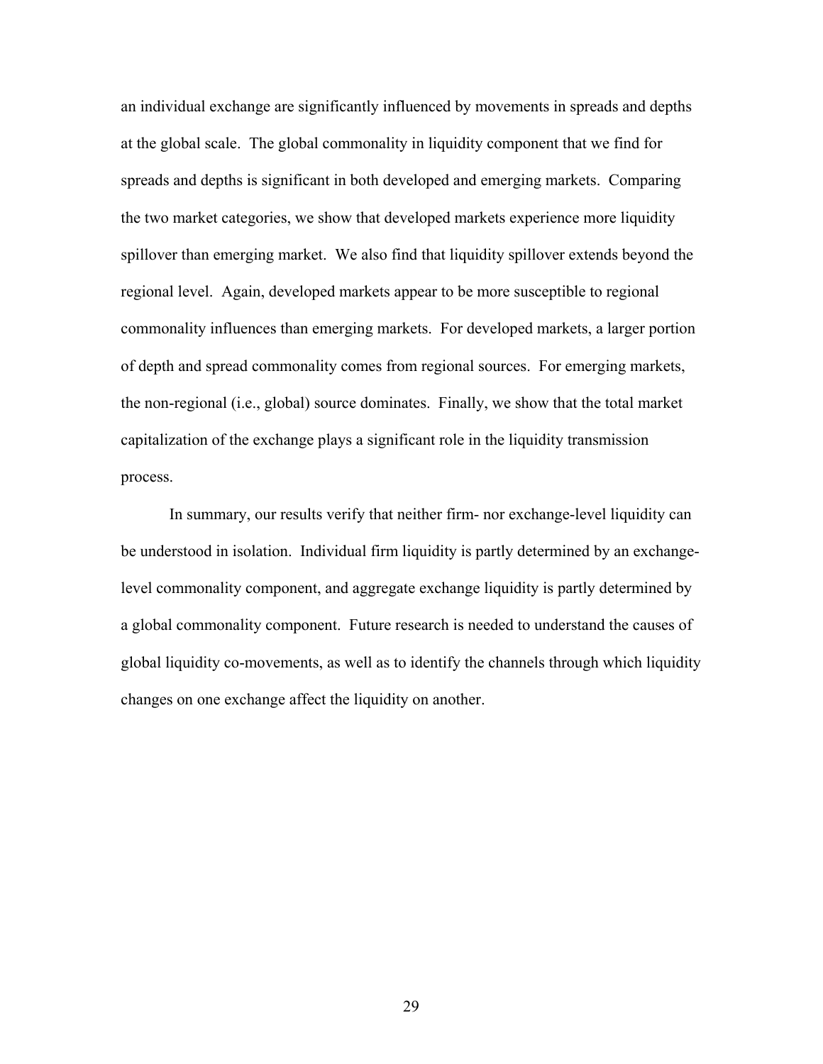an individual exchange are significantly influenced by movements in spreads and depths at the global scale. The global commonality in liquidity component that we find for spreads and depths is significant in both developed and emerging markets. Comparing the two market categories, we show that developed markets experience more liquidity spillover than emerging market. We also find that liquidity spillover extends beyond the regional level. Again, developed markets appear to be more susceptible to regional commonality influences than emerging markets. For developed markets, a larger portion of depth and spread commonality comes from regional sources. For emerging markets, the non-regional (i.e., global) source dominates. Finally, we show that the total market capitalization of the exchange plays a significant role in the liquidity transmission process.

In summary, our results verify that neither firm- nor exchange-level liquidity can be understood in isolation. Individual firm liquidity is partly determined by an exchange-level commonality component, and aggregate exchange liquidity is partly determined by a global commonality component. Future research is needed to understand the causes of global liquidity co-movements, as well as to identify the channels through which liquidity changes on one exchange affect the liquidity on another.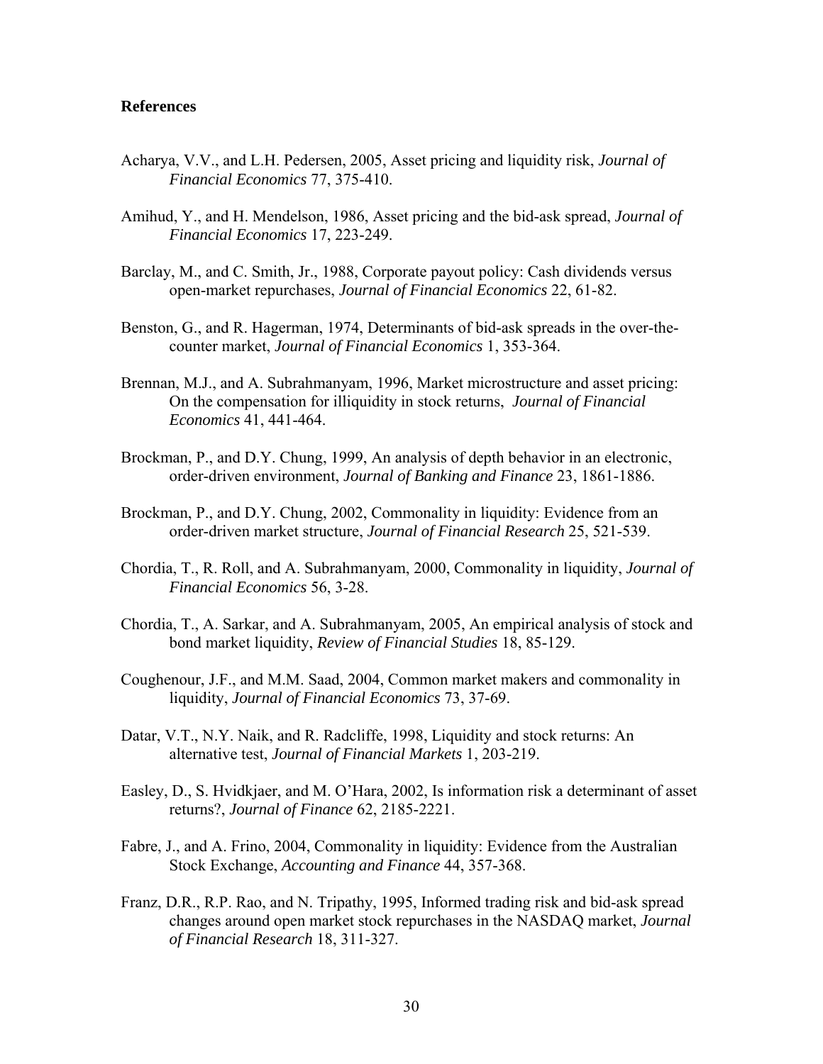## References

Acharya, V.V., and L.H. Pedersen, 2005, Asset pricing and liquidity risk, *Journal of Financial Economics* 77, 375-410.

Amihud, Y., and H. Mendelson, 1986, Asset pricing and the bid-ask spread, *Journal of Financial Economics* 17, 223-249.

Barclay, M., and C. Smith, Jr., 1988, Corporate payout policy: Cash dividends versus open-market repurchases, *Journal of Financial Economics* 22, 61-82.

Benston, G., and R. Hagerman, 1974, Determinants of bid-ask spreads in the over-the-counter market, *Journal of Financial Economics* 1, 353-364.

Brennan, M.J., and A. Subrahmanyam, 1996, Market microstructure and asset pricing: On the compensation for illiquidity in stock returns, *Journal of Financial Economics* 41, 441-464.

Brockman, P., and D.Y. Chung, 1999, An analysis of depth behavior in an electronic, order-driven environment, *Journal of Banking and Finance* 23, 1861-1886.

Brockman, P., and D.Y. Chung, 2002, Commonality in liquidity: Evidence from an order-driven market structure, *Journal of Financial Research* 25, 521-539.

Chordia, T., R. Roll, and A. Subrahmanyam, 2000, Commonality in liquidity, *Journal of Financial Economics* 56, 3-28.

Chordia, T., A. Sarkar, and A. Subrahmanyam, 2005, An empirical analysis of stock and bond market liquidity, *Review of Financial Studies* 18, 85-129.

Coughenour, J.F., and M.M. Saad, 2004, Common market makers and commonality in liquidity, *Journal of Financial Economics* 73, 37-69.

Datar, V.T., N.Y. Naik, and R. Radcliffe, 1998, Liquidity and stock returns: An alternative test, *Journal of Financial Markets* 1, 203-219.

Easley, D., S. Hvidkjaer, and M. O'Hara, 2002, Is information risk a determinant of asset returns?, *Journal of Finance* 62, 2185-2221.

Fabre, J., and A. Frino, 2004, Commonality in liquidity: Evidence from the Australian Stock Exchange, *Accounting and Finance* 44, 357-368.

Franz, D.R., R.P. Rao, and N. Tripathy, 1995, Informed trading risk and bid-ask spread changes around open market stock repurchases in the NASDAQ market, *Journal of Financial Research* 18, 311-327.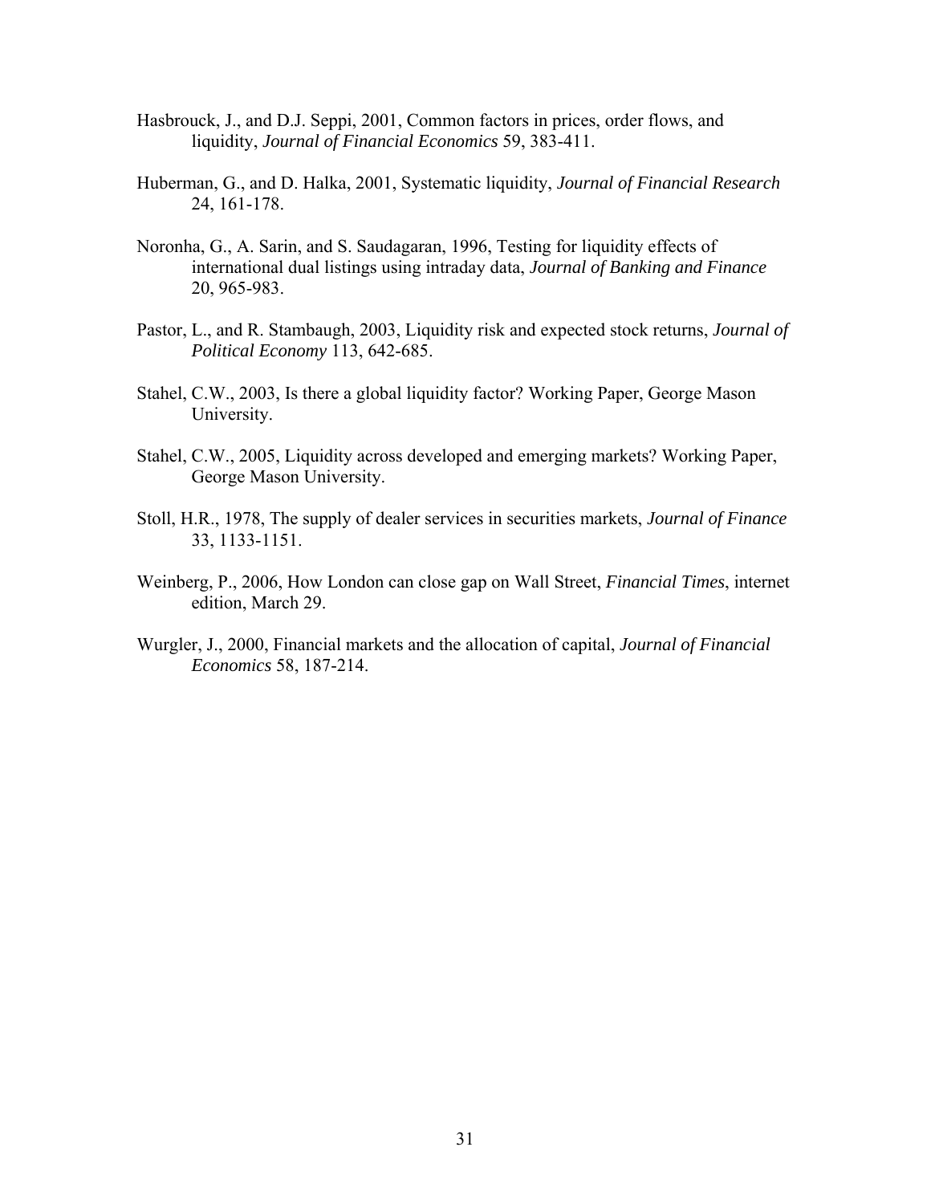Hasbrouck, J., and D.J. Seppi, 2001, Common factors in prices, order flows, and liquidity, *Journal of Financial Economics* 59, 383-411.

Huberman, G., and D. Halka, 2001, Systematic liquidity, *Journal of Financial Research* 24, 161-178.

Noronha, G., A. Sarin, and S. Saudagaran, 1996, Testing for liquidity effects of international dual listings using intraday data, *Journal of Banking and Finance* 20, 965-983.

Pastor, L., and R. Stambaugh, 2003, Liquidity risk and expected stock returns, *Journal of Political Economy* 113, 642-685.

Stahel, C.W., 2003, Is there a global liquidity factor? Working Paper, George Mason University.

Stahel, C.W., 2005, Liquidity across developed and emerging markets? Working Paper, George Mason University.

Stoll, H.R., 1978, The supply of dealer services in securities markets, *Journal of Finance* 33, 1133-1151.

Weinberg, P., 2006, How London can close gap on Wall Street, *Financial Times*, internet edition, March 29.

Wurgler, J., 2000, Financial markets and the allocation of capital, *Journal of Financial Economics* 58, 187-214.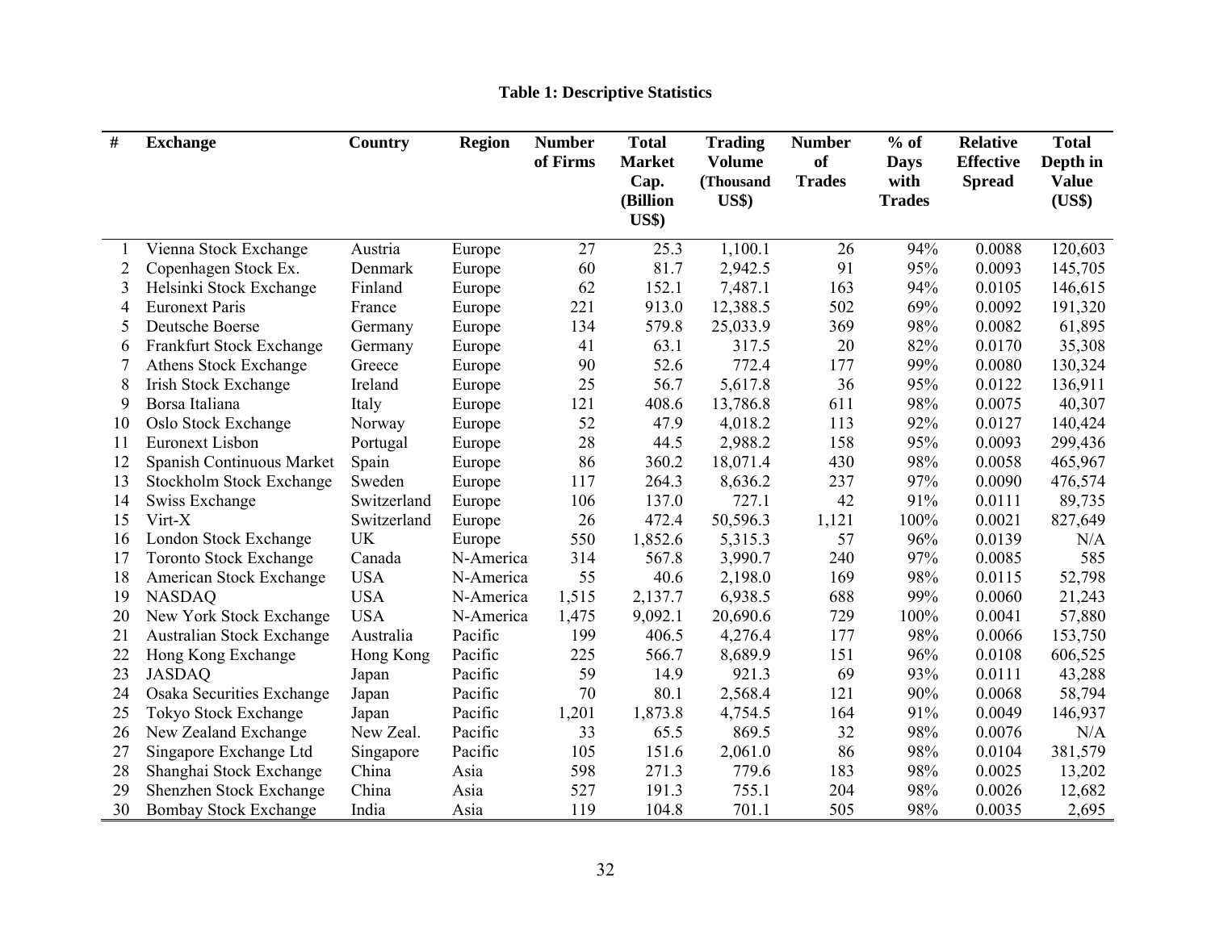**Table 1: Descriptive Statistics**

| # | Exchange | Country | Region | Number of Firms | Total Market Cap. (Billion US$) | Trading Volume (Thousand US$) | Number of Trades | % of Days with Trades | Relative Effective Spread | Total Depth in Value (US$) |
|---|---|---|---|---|---|---|---|---|---|---|
| 1 | Vienna Stock Exchange | Austria | Europe | 27 | 25.3 | 1,100.1 | 26 | 94% | 0.0088 | 120,603 |
| 2 | Copenhagen Stock Ex. | Denmark | Europe | 60 | 81.7 | 2,942.5 | 91 | 95% | 0.0093 | 145,705 |
| 3 | Helsinki Stock Exchange | Finland | Europe | 62 | 152.1 | 7,487.1 | 163 | 94% | 0.0105 | 146,615 |
| 4 | Euronext Paris | France | Europe | 221 | 913.0 | 12,388.5 | 502 | 69% | 0.0092 | 191,320 |
| 5 | Deutsche Boerse | Germany | Europe | 134 | 579.8 | 25,033.9 | 369 | 98% | 0.0082 | 61,895 |
| 6 | Frankfurt Stock Exchange | Germany | Europe | 41 | 63.1 | 317.5 | 20 | 82% | 0.0170 | 35,308 |
| 7 | Athens Stock Exchange | Greece | Europe | 90 | 52.6 | 772.4 | 177 | 99% | 0.0080 | 130,324 |
| 8 | Irish Stock Exchange | Ireland | Europe | 25 | 56.7 | 5,617.8 | 36 | 95% | 0.0122 | 136,911 |
| 9 | Borsa Italiana | Italy | Europe | 121 | 408.6 | 13,786.8 | 611 | 98% | 0.0075 | 40,307 |
| 10 | Oslo Stock Exchange | Norway | Europe | 52 | 47.9 | 4,018.2 | 113 | 92% | 0.0127 | 140,424 |
| 11 | Euronext Lisbon | Portugal | Europe | 28 | 44.5 | 2,988.2 | 158 | 95% | 0.0093 | 299,436 |
| 12 | Spanish Continuous Market | Spain | Europe | 86 | 360.2 | 18,071.4 | 430 | 98% | 0.0058 | 465,967 |
| 13 | Stockholm Stock Exchange | Sweden | Europe | 117 | 264.3 | 8,636.2 | 237 | 97% | 0.0090 | 476,574 |
| 14 | Swiss Exchange | Switzerland | Europe | 106 | 137.0 | 727.1 | 42 | 91% | 0.0111 | 89,735 |
| 15 | Virt-X | Switzerland | Europe | 26 | 472.4 | 50,596.3 | 1,121 | 100% | 0.0021 | 827,649 |
| 16 | London Stock Exchange | UK | Europe | 550 | 1,852.6 | 5,315.3 | 57 | 96% | 0.0139 | N/A |
| 17 | Toronto Stock Exchange | Canada | N-America | 314 | 567.8 | 3,990.7 | 240 | 97% | 0.0085 | 585 |
| 18 | American Stock Exchange | USA | N-America | 55 | 40.6 | 2,198.0 | 169 | 98% | 0.0115 | 52,798 |
| 19 | NASDAQ | USA | N-America | 1,515 | 2,137.7 | 6,938.5 | 688 | 99% | 0.0060 | 21,243 |
| 20 | New York Stock Exchange | USA | N-America | 1,475 | 9,092.1 | 20,690.6 | 729 | 100% | 0.0041 | 57,880 |
| 21 | Australian Stock Exchange | Australia | Pacific | 199 | 406.5 | 4,276.4 | 177 | 98% | 0.0066 | 153,750 |
| 22 | Hong Kong Exchange | Hong Kong | Pacific | 225 | 566.7 | 8,689.9 | 151 | 96% | 0.0108 | 606,525 |
| 23 | JASDAQ | Japan | Pacific | 59 | 14.9 | 921.3 | 69 | 93% | 0.0111 | 43,288 |
| 24 | Osaka Securities Exchange | Japan | Pacific | 70 | 80.1 | 2,568.4 | 121 | 90% | 0.0068 | 58,794 |
| 25 | Tokyo Stock Exchange | Japan | Pacific | 1,201 | 1,873.8 | 4,754.5 | 164 | 91% | 0.0049 | 146,937 |
| 26 | New Zealand Exchange | New Zeal. | Pacific | 33 | 65.5 | 869.5 | 32 | 98% | 0.0076 | N/A |
| 27 | Singapore Exchange Ltd | Singapore | Pacific | 105 | 151.6 | 2,061.0 | 86 | 98% | 0.0104 | 381,579 |
| 28 | Shanghai Stock Exchange | China | Asia | 598 | 271.3 | 779.6 | 183 | 98% | 0.0025 | 13,202 |
| 29 | Shenzhen Stock Exchange | China | Asia | 527 | 191.3 | 755.1 | 204 | 98% | 0.0026 | 12,682 |
| 30 | Bombay Stock Exchange | India | Asia | 119 | 104.8 | 701.1 | 505 | 98% | 0.0035 | 2,695 |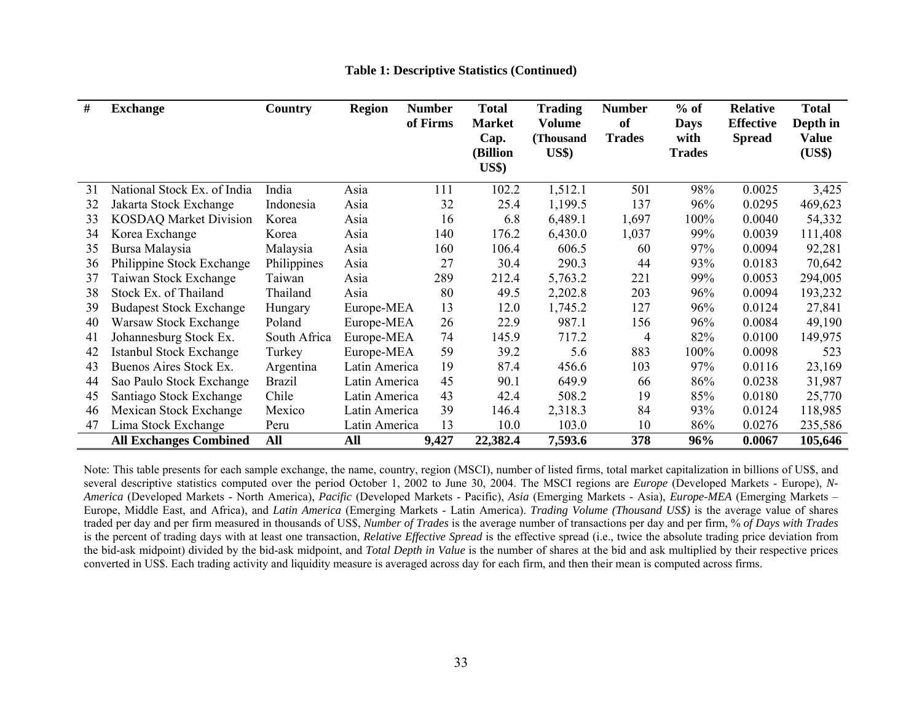**Table 1: Descriptive Statistics (Continued)**

| # | Exchange | Country | Region | Number of Firms | Total Market Cap. (Billion US$) | Trading Volume (Thousand US$) | Number of Trades | % of Days with Trades | Relative Effective Spread | Total Depth in Value (US$) |
|---|---|---|---|---|---|---|---|---|---|---|
| 31 | National Stock Ex. of India | India | Asia | 111 | 102.2 | 1,512.1 | 501 | 98% | 0.0025 | 3,425 |
| 32 | Jakarta Stock Exchange | Indonesia | Asia | 32 | 25.4 | 1,199.5 | 137 | 96% | 0.0295 | 469,623 |
| 33 | KOSDAQ Market Division | Korea | Asia | 16 | 6.8 | 6,489.1 | 1,697 | 100% | 0.0040 | 54,332 |
| 34 | Korea Exchange | Korea | Asia | 140 | 176.2 | 6,430.0 | 1,037 | 99% | 0.0039 | 111,408 |
| 35 | Bursa Malaysia | Malaysia | Asia | 160 | 106.4 | 606.5 | 60 | 97% | 0.0094 | 92,281 |
| 36 | Philippine Stock Exchange | Philippines | Asia | 27 | 30.4 | 290.3 | 44 | 93% | 0.0183 | 70,642 |
| 37 | Taiwan Stock Exchange | Taiwan | Asia | 289 | 212.4 | 5,763.2 | 221 | 99% | 0.0053 | 294,005 |
| 38 | Stock Ex. of Thailand | Thailand | Asia | 80 | 49.5 | 2,202.8 | 203 | 96% | 0.0094 | 193,232 |
| 39 | Budapest Stock Exchange | Hungary | Europe-MEA | 13 | 12.0 | 1,745.2 | 127 | 96% | 0.0124 | 27,841 |
| 40 | Warsaw Stock Exchange | Poland | Europe-MEA | 26 | 22.9 | 987.1 | 156 | 96% | 0.0084 | 49,190 |
| 41 | Johannesburg Stock Ex. | South Africa | Europe-MEA | 74 | 145.9 | 717.2 | 4 | 82% | 0.0100 | 149,975 |
| 42 | Istanbul Stock Exchange | Turkey | Europe-MEA | 59 | 39.2 | 5.6 | 883 | 100% | 0.0098 | 523 |
| 43 | Buenos Aires Stock Ex. | Argentina | Latin America | 19 | 87.4 | 456.6 | 103 | 97% | 0.0116 | 23,169 |
| 44 | Sao Paulo Stock Exchange | Brazil | Latin America | 45 | 90.1 | 649.9 | 66 | 86% | 0.0238 | 31,987 |
| 45 | Santiago Stock Exchange | Chile | Latin America | 43 | 42.4 | 508.2 | 19 | 85% | 0.0180 | 25,770 |
| 46 | Mexican Stock Exchange | Mexico | Latin America | 39 | 146.4 | 2,318.3 | 84 | 93% | 0.0124 | 118,985 |
| 47 | Lima Stock Exchange | Peru | Latin America | 13 | 10.0 | 103.0 | 10 | 86% | 0.0276 | 235,586 |
| | **All Exchanges Combined** | **All** | **All** | **9,427** | **22,382.4** | **7,593.6** | **378** | **96%** | **0.0067** | **105,646** |

Note: This table presents for each sample exchange, the name, country, region (MSCI), number of listed firms, total market capitalization in billions of US$, and several descriptive statistics computed over the period October 1, 2002 to June 30, 2004. The MSCI regions are *Europe* (Developed Markets - Europe), *N-America* (Developed Markets - North America), *Pacific* (Developed Markets - Pacific), *Asia* (Emerging Markets - Asia), *Europe-MEA* (Emerging Markets – Europe, Middle East, and Africa), and *Latin America* (Emerging Markets - Latin America). *Trading Volume (Thousand US$)* is the average value of shares traded per day and per firm measured in thousands of US$, *Number of Trades* is the average number of transactions per day and per firm, *% of Days with Trades* is the percent of trading days with at least one transaction, *Relative Effective Spread* is the effective spread (i.e., twice the absolute trading price deviation from the bid-ask midpoint) divided by the bid-ask midpoint, and *Total Depth in Value* is the number of shares at the bid and ask multiplied by their respective prices converted in US$. Each trading activity and liquidity measure is averaged across day for each firm, and then their mean is computed across firms.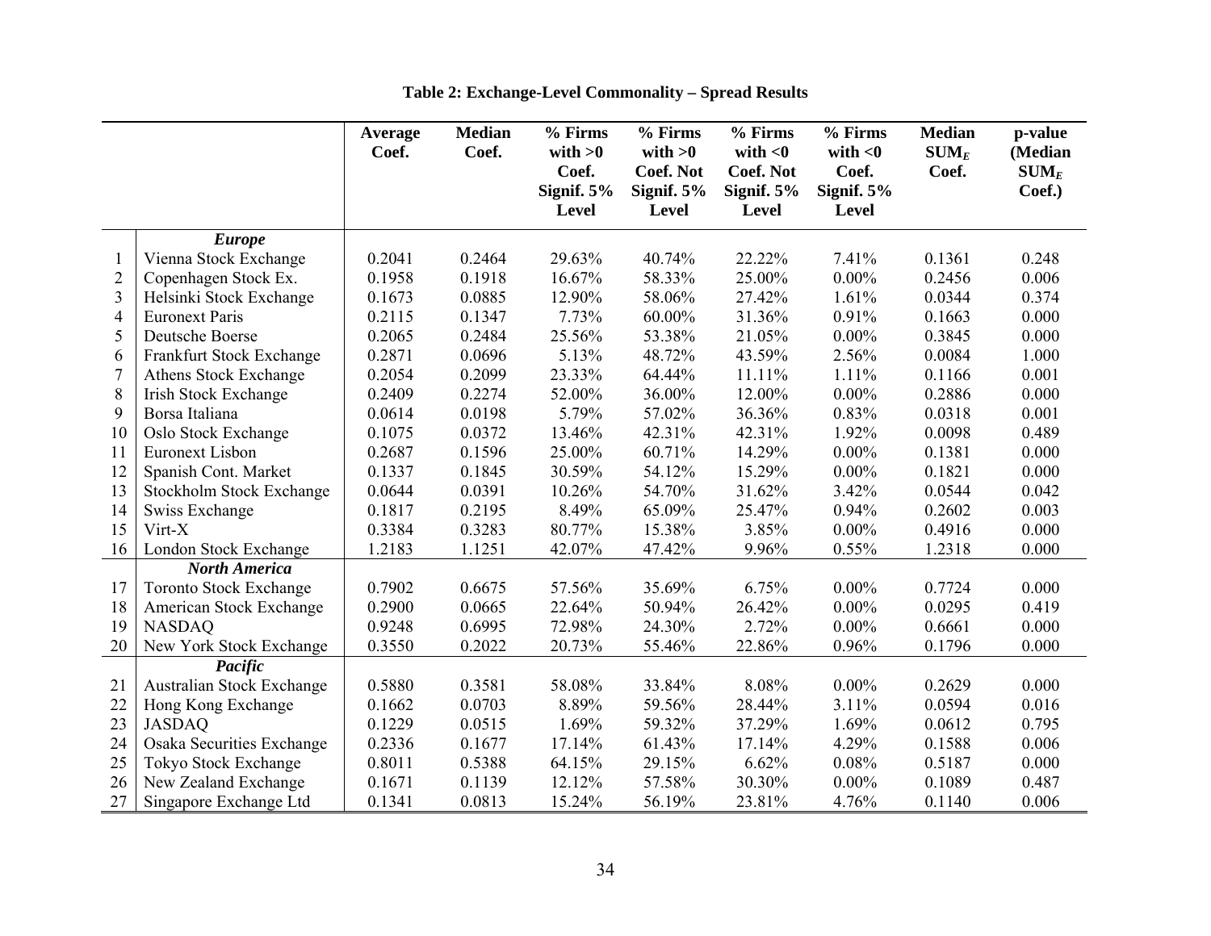**Table 2: Exchange-Level Commonality – Spread Results**

| | | Average Coef. | Median Coef. | % Firms with >0 Coef. Signif. 5% Level | % Firms with >0 Coef. Not Signif. 5% Level | % Firms with <0 Coef. Not Signif. 5% Level | % Firms with <0 Coef. Signif. 5% Level | Median $SUM_E$ Coef. | p-value (Median $SUM_E$ Coef.) |
|---|---|---|---|---|---|---|---|---|---|
| | ***Europe*** | | | | | | | | |
| 1 | Vienna Stock Exchange | 0.2041 | 0.2464 | 29.63% | 40.74% | 22.22% | 7.41% | 0.1361 | 0.248 |
| 2 | Copenhagen Stock Ex. | 0.1958 | 0.1918 | 16.67% | 58.33% | 25.00% | 0.00% | 0.2456 | 0.006 |
| 3 | Helsinki Stock Exchange | 0.1673 | 0.0885 | 12.90% | 58.06% | 27.42% | 1.61% | 0.0344 | 0.374 |
| 4 | Euronext Paris | 0.2115 | 0.1347 | 7.73% | 60.00% | 31.36% | 0.91% | 0.1663 | 0.000 |
| 5 | Deutsche Boerse | 0.2065 | 0.2484 | 25.56% | 53.38% | 21.05% | 0.00% | 0.3845 | 0.000 |
| 6 | Frankfurt Stock Exchange | 0.2871 | 0.0696 | 5.13% | 48.72% | 43.59% | 2.56% | 0.0084 | 1.000 |
| 7 | Athens Stock Exchange | 0.2054 | 0.2099 | 23.33% | 64.44% | 11.11% | 1.11% | 0.1166 | 0.001 |
| 8 | Irish Stock Exchange | 0.2409 | 0.2274 | 52.00% | 36.00% | 12.00% | 0.00% | 0.2886 | 0.000 |
| 9 | Borsa Italiana | 0.0614 | 0.0198 | 5.79% | 57.02% | 36.36% | 0.83% | 0.0318 | 0.001 |
| 10 | Oslo Stock Exchange | 0.1075 | 0.0372 | 13.46% | 42.31% | 42.31% | 1.92% | 0.0098 | 0.489 |
| 11 | Euronext Lisbon | 0.2687 | 0.1596 | 25.00% | 60.71% | 14.29% | 0.00% | 0.1381 | 0.000 |
| 12 | Spanish Cont. Market | 0.1337 | 0.1845 | 30.59% | 54.12% | 15.29% | 0.00% | 0.1821 | 0.000 |
| 13 | Stockholm Stock Exchange | 0.0644 | 0.0391 | 10.26% | 54.70% | 31.62% | 3.42% | 0.0544 | 0.042 |
| 14 | Swiss Exchange | 0.1817 | 0.2195 | 8.49% | 65.09% | 25.47% | 0.94% | 0.2602 | 0.003 |
| 15 | Virt-X | 0.3384 | 0.3283 | 80.77% | 15.38% | 3.85% | 0.00% | 0.4916 | 0.000 |
| 16 | London Stock Exchange | 1.2183 | 1.1251 | 42.07% | 47.42% | 9.96% | 0.55% | 1.2318 | 0.000 |
| | ***North America*** | | | | | | | | |
| 17 | Toronto Stock Exchange | 0.7902 | 0.6675 | 57.56% | 35.69% | 6.75% | 0.00% | 0.7724 | 0.000 |
| 18 | American Stock Exchange | 0.2900 | 0.0665 | 22.64% | 50.94% | 26.42% | 0.00% | 0.0295 | 0.419 |
| 19 | NASDAQ | 0.9248 | 0.6995 | 72.98% | 24.30% | 2.72% | 0.00% | 0.6661 | 0.000 |
| 20 | New York Stock Exchange | 0.3550 | 0.2022 | 20.73% | 55.46% | 22.86% | 0.96% | 0.1796 | 0.000 |
| | ***Pacific*** | | | | | | | | |
| 21 | Australian Stock Exchange | 0.5880 | 0.3581 | 58.08% | 33.84% | 8.08% | 0.00% | 0.2629 | 0.000 |
| 22 | Hong Kong Exchange | 0.1662 | 0.0703 | 8.89% | 59.56% | 28.44% | 3.11% | 0.0594 | 0.016 |
| 23 | JASDAQ | 0.1229 | 0.0515 | 1.69% | 59.32% | 37.29% | 1.69% | 0.0612 | 0.795 |
| 24 | Osaka Securities Exchange | 0.2336 | 0.1677 | 17.14% | 61.43% | 17.14% | 4.29% | 0.1588 | 0.006 |
| 25 | Tokyo Stock Exchange | 0.8011 | 0.5388 | 64.15% | 29.15% | 6.62% | 0.08% | 0.5187 | 0.000 |
| 26 | New Zealand Exchange | 0.1671 | 0.1139 | 12.12% | 57.58% | 30.30% | 0.00% | 0.1089 | 0.487 |
| 27 | Singapore Exchange Ltd | 0.1341 | 0.0813 | 15.24% | 56.19% | 23.81% | 4.76% | 0.1140 | 0.006 |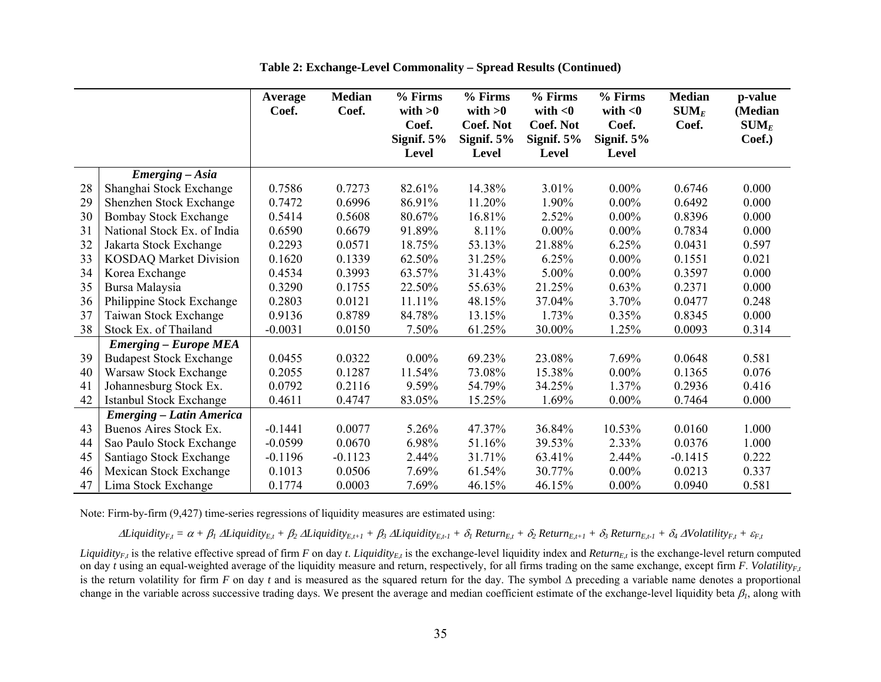**Table 2: Exchange-Level Commonality – Spread Results (Continued)**

| | | Average Coef. | Median Coef. | % Firms with >0 Coef. Signif. 5% Level | % Firms with >0 Coef. Not Signif. 5% Level | % Firms with <0 Coef. Not Signif. 5% Level | % Firms with <0 Coef. Signif. 5% Level | Median $SUM_E$ Coef. | p-value (Median $SUM_E$ Coef.) |
|---|---|---|---|---|---|---|---|---|---|
| | ***Emerging – Asia*** | | | | | | | | |
| 28 | Shanghai Stock Exchange | 0.7586 | 0.7273 | 82.61% | 14.38% | 3.01% | 0.00% | 0.6746 | 0.000 |
| 29 | Shenzhen Stock Exchange | 0.7472 | 0.6996 | 86.91% | 11.20% | 1.90% | 0.00% | 0.6492 | 0.000 |
| 30 | Bombay Stock Exchange | 0.5414 | 0.5608 | 80.67% | 16.81% | 2.52% | 0.00% | 0.8396 | 0.000 |
| 31 | National Stock Ex. of India | 0.6590 | 0.6679 | 91.89% | 8.11% | 0.00% | 0.00% | 0.7834 | 0.000 |
| 32 | Jakarta Stock Exchange | 0.2293 | 0.0571 | 18.75% | 53.13% | 21.88% | 6.25% | 0.0431 | 0.597 |
| 33 | KOSDAQ Market Division | 0.1620 | 0.1339 | 62.50% | 31.25% | 6.25% | 0.00% | 0.1551 | 0.021 |
| 34 | Korea Exchange | 0.4534 | 0.3993 | 63.57% | 31.43% | 5.00% | 0.00% | 0.3597 | 0.000 |
| 35 | Bursa Malaysia | 0.3290 | 0.1755 | 22.50% | 55.63% | 21.25% | 0.63% | 0.2371 | 0.000 |
| 36 | Philippine Stock Exchange | 0.2803 | 0.0121 | 11.11% | 48.15% | 37.04% | 3.70% | 0.0477 | 0.248 |
| 37 | Taiwan Stock Exchange | 0.9136 | 0.8789 | 84.78% | 13.15% | 1.73% | 0.35% | 0.8345 | 0.000 |
| 38 | Stock Ex. of Thailand | -0.0031 | 0.0150 | 7.50% | 61.25% | 30.00% | 1.25% | 0.0093 | 0.314 |
| | ***Emerging – Europe MEA*** | | | | | | | | |
| 39 | Budapest Stock Exchange | 0.0455 | 0.0322 | 0.00% | 69.23% | 23.08% | 7.69% | 0.0648 | 0.581 |
| 40 | Warsaw Stock Exchange | 0.2055 | 0.1287 | 11.54% | 73.08% | 15.38% | 0.00% | 0.1365 | 0.076 |
| 41 | Johannesburg Stock Ex. | 0.0792 | 0.2116 | 9.59% | 54.79% | 34.25% | 1.37% | 0.2936 | 0.416 |
| 42 | Istanbul Stock Exchange | 0.4611 | 0.4747 | 83.05% | 15.25% | 1.69% | 0.00% | 0.7464 | 0.000 |
| | ***Emerging – Latin America*** | | | | | | | | |
| 43 | Buenos Aires Stock Ex. | -0.1441 | 0.0077 | 5.26% | 47.37% | 36.84% | 10.53% | 0.0160 | 1.000 |
| 44 | Sao Paulo Stock Exchange | -0.0599 | 0.0670 | 6.98% | 51.16% | 39.53% | 2.33% | 0.0376 | 1.000 |
| 45 | Santiago Stock Exchange | -0.1196 | -0.1123 | 2.44% | 31.71% | 63.41% | 2.44% | -0.1415 | 0.222 |
| 46 | Mexican Stock Exchange | 0.1013 | 0.0506 | 7.69% | 61.54% | 30.77% | 0.00% | 0.0213 | 0.337 |
| 47 | Lima Stock Exchange | 0.1774 | 0.0003 | 7.69% | 46.15% | 46.15% | 0.00% | 0.0940 | 0.581 |

Note: Firm-by-firm (9,427) time-series regressions of liquidity measures are estimated using:

$$\Delta Liquidity_{F,t} = \alpha + \beta_1 \Delta Liquidity_{E,t} + \beta_2 \Delta Liquidity_{E,t+1} + \beta_3 \Delta Liquidity_{E,t-1} + \delta_1 Return_{E,t} + \delta_2 Return_{E,t+1} + \delta_3 Return_{E,t-1} + \delta_4 \Delta Volatility_{F,t} + \varepsilon_{F,t}$$

$Liquidity_{F,t}$ is the relative effective spread of firm *F* on day *t*. $Liquidity_{E,t}$ is the exchange-level liquidity index and $Return_{E,t}$ is the exchange-level return computed on day *t* using an equal-weighted average of the liquidity measure and return, respectively, for all firms trading on the same exchange, except firm *F*. $Volatility_{F,t}$ is the return volatility for firm *F* on day *t* and is measured as the squared return for the day. The symbol Δ preceding a variable name denotes a proportional change in the variable across successive trading days. We present the average and median coefficient estimate of the exchange-level liquidity beta $\beta_1$, along with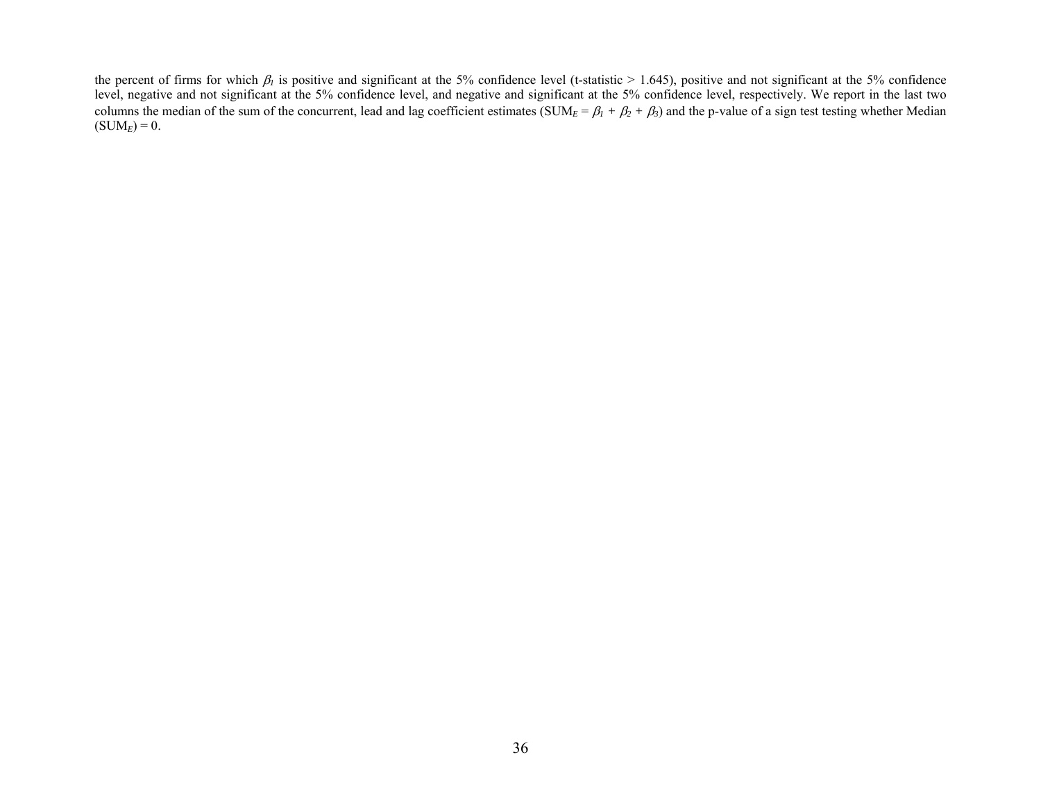the percent of firms for which $\beta_1$ is positive and significant at the 5% confidence level (t-statistic > 1.645), positive and not significant at the 5% confidence level, negative and not significant at the 5% confidence level, and negative and significant at the 5% confidence level, respectively. We report in the last two columns the median of the sum of the concurrent, lead and lag coefficient estimates ($SUM_E = \beta_1 + \beta_2 + \beta_3$) and the p-value of a sign test testing whether Median ($SUM_E$) = 0.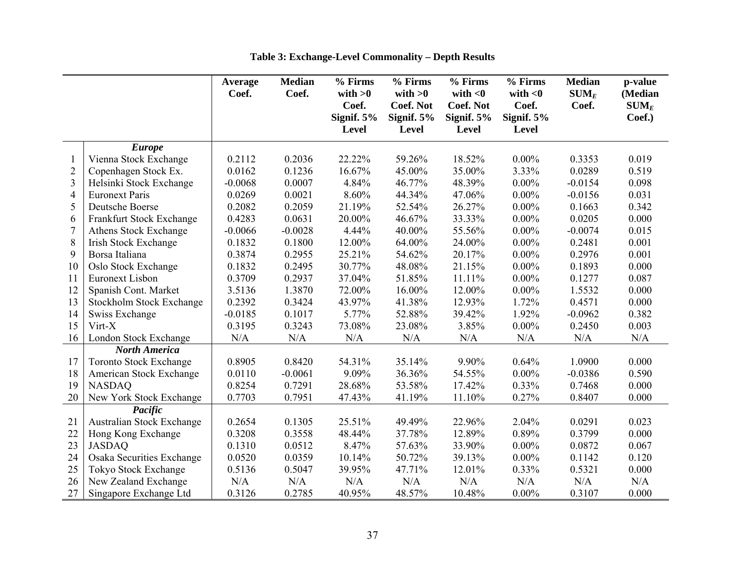**Table 3: Exchange-Level Commonality – Depth Results**

| | | Average Coef. | Median Coef. | % Firms with >0 Coef. Signif. 5% Level | % Firms with >0 Coef. Not Signif. 5% Level | % Firms with <0 Coef. Not Signif. 5% Level | % Firms with <0 Coef. Signif. 5% Level | Median $SUM_E$ Coef. | p-value (Median $SUM_E$ Coef.) |
|---|---|---|---|---|---|---|---|---|---|
| | ***Europe*** | | | | | | | | |
| 1 | Vienna Stock Exchange | 0.2112 | 0.2036 | 22.22% | 59.26% | 18.52% | 0.00% | 0.3353 | 0.019 |
| 2 | Copenhagen Stock Ex. | 0.0162 | 0.1236 | 16.67% | 45.00% | 35.00% | 3.33% | 0.0289 | 0.519 |
| 3 | Helsinki Stock Exchange | -0.0068 | 0.0007 | 4.84% | 46.77% | 48.39% | 0.00% | -0.0154 | 0.098 |
| 4 | Euronext Paris | 0.0269 | 0.0021 | 8.60% | 44.34% | 47.06% | 0.00% | -0.0156 | 0.031 |
| 5 | Deutsche Boerse | 0.2082 | 0.2059 | 21.19% | 52.54% | 26.27% | 0.00% | 0.1663 | 0.342 |
| 6 | Frankfurt Stock Exchange | 0.4283 | 0.0631 | 20.00% | 46.67% | 33.33% | 0.00% | 0.0205 | 0.000 |
| 7 | Athens Stock Exchange | -0.0066 | -0.0028 | 4.44% | 40.00% | 55.56% | 0.00% | -0.0074 | 0.015 |
| 8 | Irish Stock Exchange | 0.1832 | 0.1800 | 12.00% | 64.00% | 24.00% | 0.00% | 0.2481 | 0.001 |
| 9 | Borsa Italiana | 0.3874 | 0.2955 | 25.21% | 54.62% | 20.17% | 0.00% | 0.2976 | 0.001 |
| 10 | Oslo Stock Exchange | 0.1832 | 0.2495 | 30.77% | 48.08% | 21.15% | 0.00% | 0.1893 | 0.000 |
| 11 | Euronext Lisbon | 0.3709 | 0.2937 | 37.04% | 51.85% | 11.11% | 0.00% | 0.1277 | 0.087 |
| 12 | Spanish Cont. Market | 3.5136 | 1.3870 | 72.00% | 16.00% | 12.00% | 0.00% | 1.5532 | 0.000 |
| 13 | Stockholm Stock Exchange | 0.2392 | 0.3424 | 43.97% | 41.38% | 12.93% | 1.72% | 0.4571 | 0.000 |
| 14 | Swiss Exchange | -0.0185 | 0.1017 | 5.77% | 52.88% | 39.42% | 1.92% | -0.0962 | 0.382 |
| 15 | Virt-X | 0.3195 | 0.3243 | 73.08% | 23.08% | 3.85% | 0.00% | 0.2450 | 0.003 |
| 16 | London Stock Exchange | N/A | N/A | N/A | N/A | N/A | N/A | N/A | N/A |
| | ***North America*** | | | | | | | | |
| 17 | Toronto Stock Exchange | 0.8905 | 0.8420 | 54.31% | 35.14% | 9.90% | 0.64% | 1.0900 | 0.000 |
| 18 | American Stock Exchange | 0.0110 | -0.0061 | 9.09% | 36.36% | 54.55% | 0.00% | -0.0386 | 0.590 |
| 19 | NASDAQ | 0.8254 | 0.7291 | 28.68% | 53.58% | 17.42% | 0.33% | 0.7468 | 0.000 |
| 20 | New York Stock Exchange | 0.7703 | 0.7951 | 47.43% | 41.19% | 11.10% | 0.27% | 0.8407 | 0.000 |
| | ***Pacific*** | | | | | | | | |
| 21 | Australian Stock Exchange | 0.2654 | 0.1305 | 25.51% | 49.49% | 22.96% | 2.04% | 0.0291 | 0.023 |
| 22 | Hong Kong Exchange | 0.3208 | 0.3558 | 48.44% | 37.78% | 12.89% | 0.89% | 0.3799 | 0.000 |
| 23 | JASDAQ | 0.1310 | 0.0512 | 8.47% | 57.63% | 33.90% | 0.00% | 0.0872 | 0.067 |
| 24 | Osaka Securities Exchange | 0.0520 | 0.0359 | 10.14% | 50.72% | 39.13% | 0.00% | 0.1142 | 0.120 |
| 25 | Tokyo Stock Exchange | 0.5136 | 0.5047 | 39.95% | 47.71% | 12.01% | 0.33% | 0.5321 | 0.000 |
| 26 | New Zealand Exchange | N/A | N/A | N/A | N/A | N/A | N/A | N/A | N/A |
| 27 | Singapore Exchange Ltd | 0.3126 | 0.2785 | 40.95% | 48.57% | 10.48% | 0.00% | 0.3107 | 0.000 |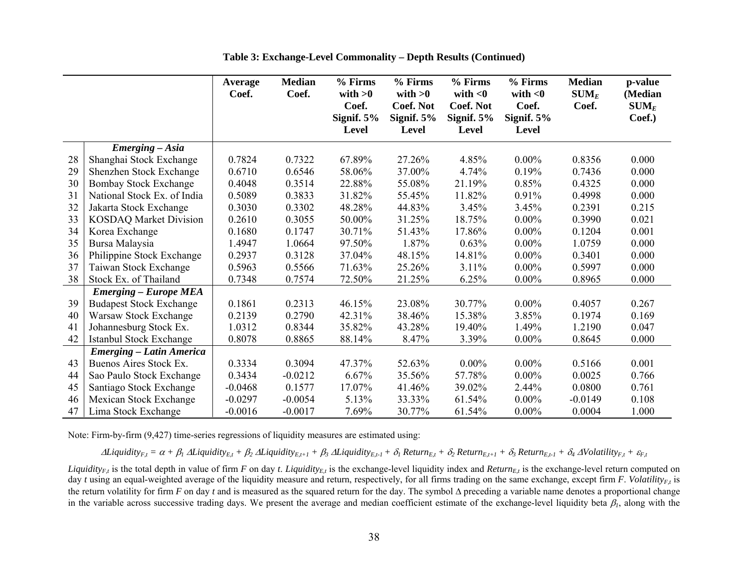**Table 3: Exchange-Level Commonality – Depth Results (Continued)**

| | | Average Coef. | Median Coef. | % Firms with >0 Coef. Signif. 5% Level | % Firms with >0 Coef. Not Signif. 5% Level | % Firms with <0 Coef. Not Signif. 5% Level | % Firms with <0 Coef. Signif. 5% Level | Median $SUM_E$ Coef. | p-value (Median $SUM_E$ Coef.) |
|---|---|---|---|---|---|---|---|---|---|
| | ***Emerging – Asia*** | | | | | | | | |
| 28 | Shanghai Stock Exchange | 0.7824 | 0.7322 | 67.89% | 27.26% | 4.85% | 0.00% | 0.8356 | 0.000 |
| 29 | Shenzhen Stock Exchange | 0.6710 | 0.6546 | 58.06% | 37.00% | 4.74% | 0.19% | 0.7436 | 0.000 |
| 30 | Bombay Stock Exchange | 0.4048 | 0.3514 | 22.88% | 55.08% | 21.19% | 0.85% | 0.4325 | 0.000 |
| 31 | National Stock Ex. of India | 0.5089 | 0.3833 | 31.82% | 55.45% | 11.82% | 0.91% | 0.4998 | 0.000 |
| 32 | Jakarta Stock Exchange | 0.3030 | 0.3302 | 48.28% | 44.83% | 3.45% | 3.45% | 0.2391 | 0.215 |
| 33 | KOSDAQ Market Division | 0.2610 | 0.3055 | 50.00% | 31.25% | 18.75% | 0.00% | 0.3990 | 0.021 |
| 34 | Korea Exchange | 0.1680 | 0.1747 | 30.71% | 51.43% | 17.86% | 0.00% | 0.1204 | 0.001 |
| 35 | Bursa Malaysia | 1.4947 | 1.0664 | 97.50% | 1.87% | 0.63% | 0.00% | 1.0759 | 0.000 |
| 36 | Philippine Stock Exchange | 0.2937 | 0.3128 | 37.04% | 48.15% | 14.81% | 0.00% | 0.3401 | 0.000 |
| 37 | Taiwan Stock Exchange | 0.5963 | 0.5566 | 71.63% | 25.26% | 3.11% | 0.00% | 0.5997 | 0.000 |
| 38 | Stock Ex. of Thailand | 0.7348 | 0.7574 | 72.50% | 21.25% | 6.25% | 0.00% | 0.8965 | 0.000 |
| | ***Emerging – Europe MEA*** | | | | | | | | |
| 39 | Budapest Stock Exchange | 0.1861 | 0.2313 | 46.15% | 23.08% | 30.77% | 0.00% | 0.4057 | 0.267 |
| 40 | Warsaw Stock Exchange | 0.2139 | 0.2790 | 42.31% | 38.46% | 15.38% | 3.85% | 0.1974 | 0.169 |
| 41 | Johannesburg Stock Ex. | 1.0312 | 0.8344 | 35.82% | 43.28% | 19.40% | 1.49% | 1.2190 | 0.047 |
| 42 | Istanbul Stock Exchange | 0.8078 | 0.8865 | 88.14% | 8.47% | 3.39% | 0.00% | 0.8645 | 0.000 |
| | ***Emerging – Latin America*** | | | | | | | | |
| 43 | Buenos Aires Stock Ex. | 0.3334 | 0.3094 | 47.37% | 52.63% | 0.00% | 0.00% | 0.5166 | 0.001 |
| 44 | Sao Paulo Stock Exchange | 0.3434 | -0.0212 | 6.67% | 35.56% | 57.78% | 0.00% | 0.0025 | 0.766 |
| 45 | Santiago Stock Exchange | -0.0468 | 0.1577 | 17.07% | 41.46% | 39.02% | 2.44% | 0.0800 | 0.761 |
| 46 | Mexican Stock Exchange | -0.0297 | -0.0054 | 5.13% | 33.33% | 61.54% | 0.00% | -0.0149 | 0.108 |
| 47 | Lima Stock Exchange | -0.0016 | -0.0017 | 7.69% | 30.77% | 61.54% | 0.00% | 0.0004 | 1.000 |

Note: Firm-by-firm (9,427) time-series regressions of liquidity measures are estimated using:

$$\Delta Liquidity_{F,t} = \alpha + \beta_1\, \Delta Liquidity_{E,t} + \beta_2\, \Delta Liquidity_{E,t+1} + \beta_3\, \Delta Liquidity_{E,t-1} + \delta_1\, Return_{E,t} + \delta_2\, Return_{E,t+1} + \delta_3\, Return_{E,t-1} + \delta_4\, \Delta Volatility_{F,t} + \varepsilon_{F,t}$$

$Liquidity_{F,t}$ is the total depth in value of firm *F* on day *t*. $Liquidity_{E,t}$ is the exchange-level liquidity index and $Return_{E,t}$ is the exchange-level return computed on day *t* using an equal-weighted average of the liquidity measure and return, respectively, for all firms trading on the same exchange, except firm *F*. $Volatility_{F,t}$ is the return volatility for firm *F* on day *t* and is measured as the squared return for the day. The symbol Δ preceding a variable name denotes a proportional change in the variable across successive trading days. We present the average and median coefficient estimate of the exchange-level liquidity beta $\beta_1$, along with the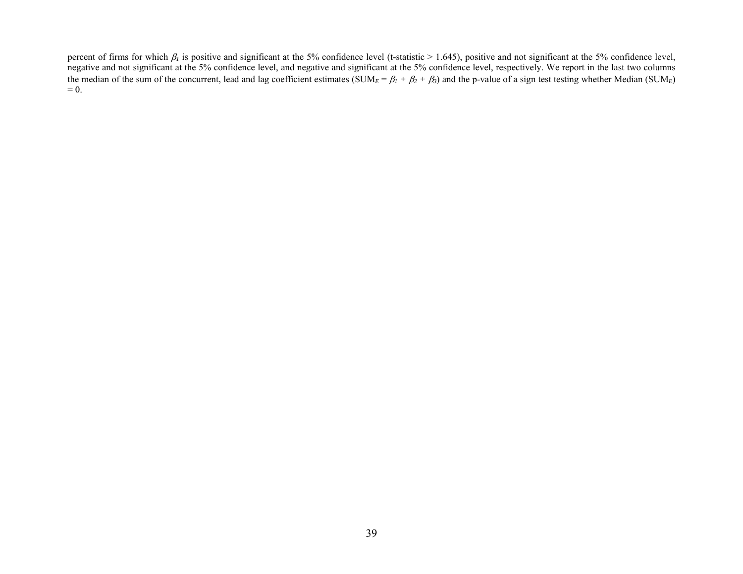percent of firms for which $\beta_1$ is positive and significant at the 5% confidence level (t-statistic > 1.645), positive and not significant at the 5% confidence level, negative and not significant at the 5% confidence level, and negative and significant at the 5% confidence level, respectively. We report in the last two columns the median of the sum of the concurrent, lead and lag coefficient estimates ($SUM_E = \beta_1 + \beta_2 + \beta_3$) and the p-value of a sign test testing whether Median ($SUM_E$) = 0.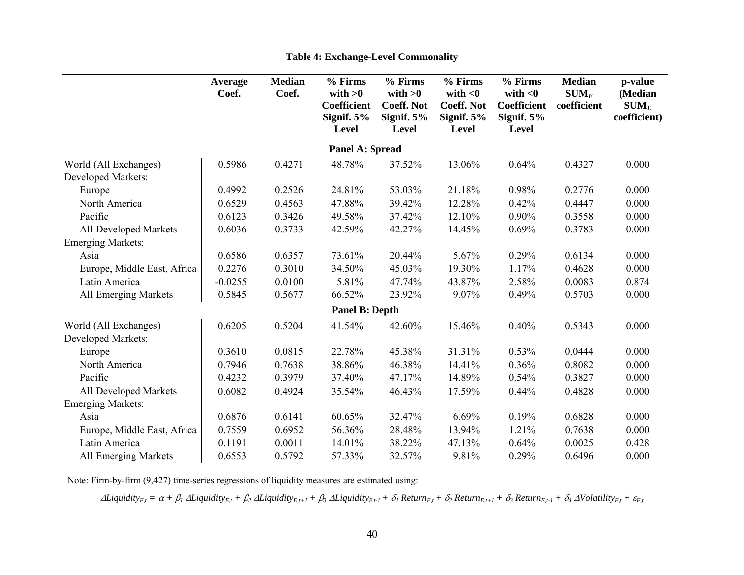**Table 4: Exchange-Level Commonality**

| | Average Coef. | Median Coef. | % Firms with >0 Coefficient Signif. 5% Level | % Firms with >0 Coeff. Not Signif. 5% Level | % Firms with <0 Coeff. Not Signif. 5% Level | % Firms with <0 Coefficient Signif. 5% Level | Median $SUM_E$ coefficient | p-value (Median $SUM_E$ coefficient) |
|---|---|---|---|---|---|---|---|---|
| **Panel A: Spread** | | | | | | | | |
| World (All Exchanges) | 0.5986 | 0.4271 | 48.78% | 37.52% | 13.06% | 0.64% | 0.4327 | 0.000 |
| Developed Markets: | | | | | | | | |
| Europe | 0.4992 | 0.2526 | 24.81% | 53.03% | 21.18% | 0.98% | 0.2776 | 0.000 |
| North America | 0.6529 | 0.4563 | 47.88% | 39.42% | 12.28% | 0.42% | 0.4447 | 0.000 |
| Pacific | 0.6123 | 0.3426 | 49.58% | 37.42% | 12.10% | 0.90% | 0.3558 | 0.000 |
| All Developed Markets | 0.6036 | 0.3733 | 42.59% | 42.27% | 14.45% | 0.69% | 0.3783 | 0.000 |
| Emerging Markets: | | | | | | | | |
| Asia | 0.6586 | 0.6357 | 73.61% | 20.44% | 5.67% | 0.29% | 0.6134 | 0.000 |
| Europe, Middle East, Africa | 0.2276 | 0.3010 | 34.50% | 45.03% | 19.30% | 1.17% | 0.4628 | 0.000 |
| Latin America | -0.0255 | 0.0100 | 5.81% | 47.74% | 43.87% | 2.58% | 0.0083 | 0.874 |
| All Emerging Markets | 0.5845 | 0.5677 | 66.52% | 23.92% | 9.07% | 0.49% | 0.5703 | 0.000 |
| **Panel B: Depth** | | | | | | | | |
| World (All Exchanges) | 0.6205 | 0.5204 | 41.54% | 42.60% | 15.46% | 0.40% | 0.5343 | 0.000 |
| Developed Markets: | | | | | | | | |
| Europe | 0.3610 | 0.0815 | 22.78% | 45.38% | 31.31% | 0.53% | 0.0444 | 0.000 |
| North America | 0.7946 | 0.7638 | 38.86% | 46.38% | 14.41% | 0.36% | 0.8082 | 0.000 |
| Pacific | 0.4232 | 0.3979 | 37.40% | 47.17% | 14.89% | 0.54% | 0.3827 | 0.000 |
| All Developed Markets | 0.6082 | 0.4924 | 35.54% | 46.43% | 17.59% | 0.44% | 0.4828 | 0.000 |
| Emerging Markets: | | | | | | | | |
| Asia | 0.6876 | 0.6141 | 60.65% | 32.47% | 6.69% | 0.19% | 0.6828 | 0.000 |
| Europe, Middle East, Africa | 0.7559 | 0.6952 | 56.36% | 28.48% | 13.94% | 1.21% | 0.7638 | 0.000 |
| Latin America | 0.1191 | 0.0011 | 14.01% | 38.22% | 47.13% | 0.64% | 0.0025 | 0.428 |
| All Emerging Markets | 0.6553 | 0.5792 | 57.33% | 32.57% | 9.81% | 0.29% | 0.6496 | 0.000 |

Note: Firm-by-firm (9,427) time-series regressions of liquidity measures are estimated using:

$$\Delta Liquidity_{F,t} = \alpha + \beta_1\, \Delta Liquidity_{E,t} + \beta_2\, \Delta Liquidity_{E,t+1} + \beta_3\, \Delta Liquidity_{E,t-1} + \delta_1\, Return_{E,t} + \delta_2\, Return_{E,t+1} + \delta_3\, Return_{E,t-1} + \delta_4\, \Delta Volatility_{F,t} + \varepsilon_{F,t}$$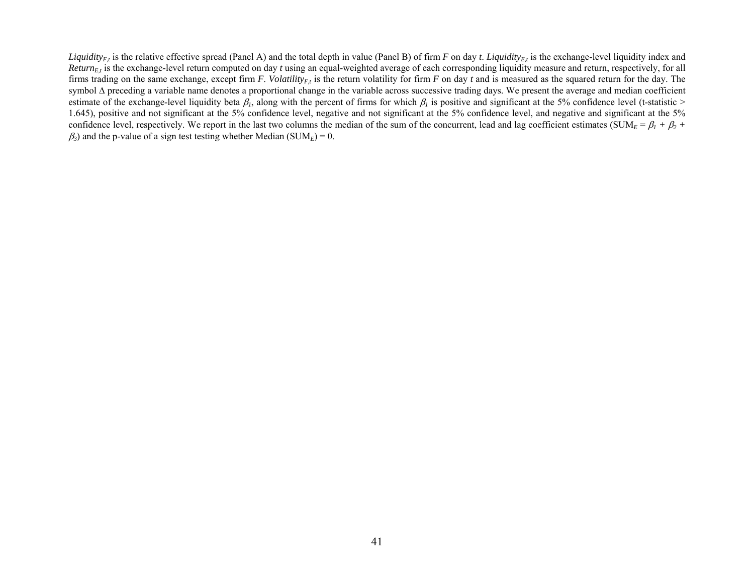$Liquidity_{F,t}$ is the relative effective spread (Panel A) and the total depth in value (Panel B) of firm $F$ on day $t$. $Liquidity_{E,t}$ is the exchange-level liquidity index and $Return_{E,t}$ is the exchange-level return computed on day $t$ using an equal-weighted average of each corresponding liquidity measure and return, respectively, for all firms trading on the same exchange, except firm $F$. $Volatility_{F,t}$ is the return volatility for firm $F$ on day $t$ and is measured as the squared return for the day. The symbol $\Delta$ preceding a variable name denotes a proportional change in the variable across successive trading days. We present the average and median coefficient estimate of the exchange-level liquidity beta $\beta_1$, along with the percent of firms for which $\beta_1$ is positive and significant at the 5% confidence level (t-statistic > 1.645), positive and not significant at the 5% confidence level, negative and not significant at the 5% confidence level, and negative and significant at the 5% confidence level, respectively. We report in the last two columns the median of the sum of the concurrent, lead and lag coefficient estimates ($SUM_E = \beta_1 + \beta_2 + \beta_3$) and the p-value of a sign test testing whether Median ($SUM_E$) = 0.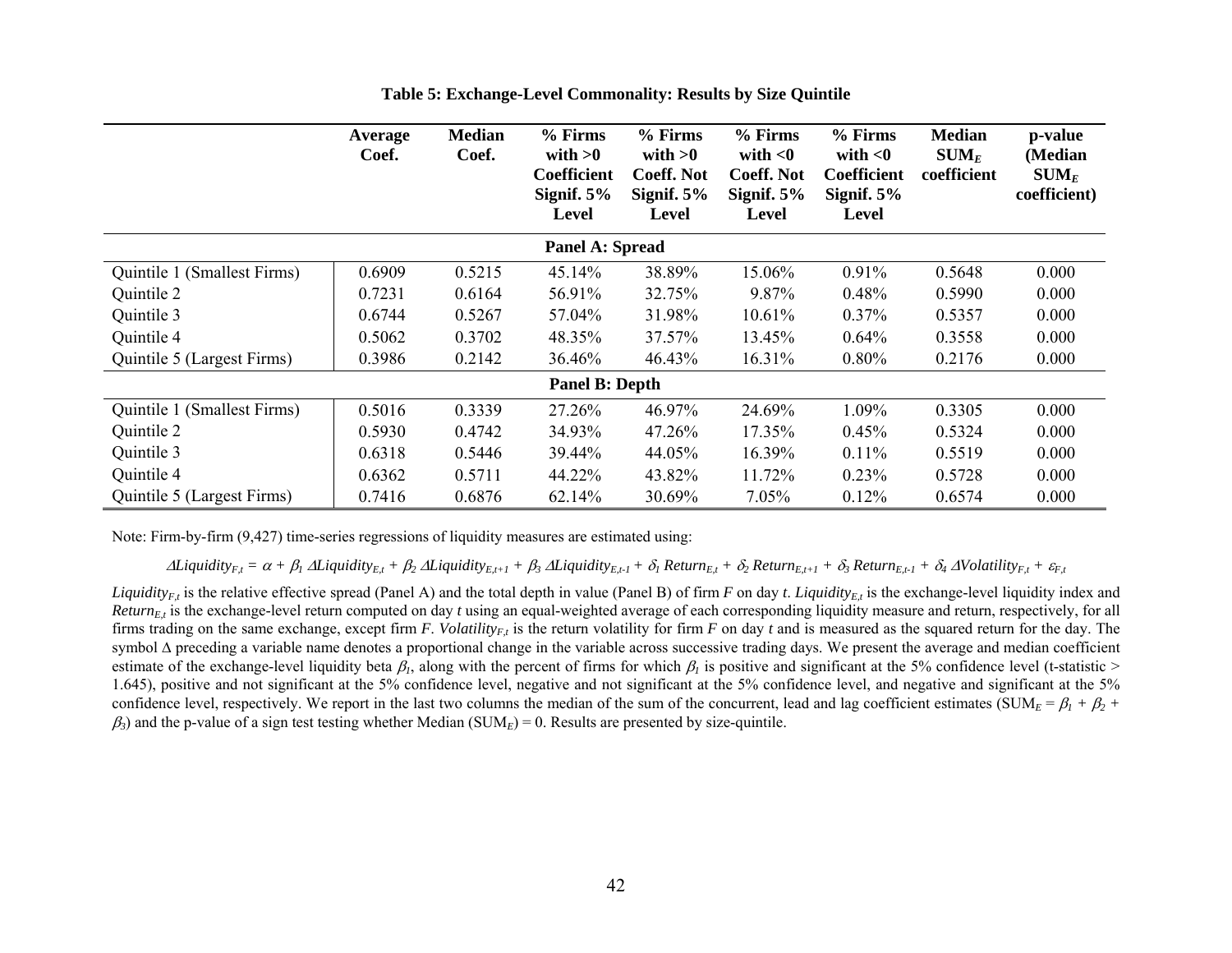**Table 5: Exchange-Level Commonality: Results by Size Quintile**

| | Average Coef. | Median Coef. | % Firms with >0 Coefficient Signif. 5% Level | % Firms with >0 Coeff. Not Signif. 5% Level | % Firms with <0 Coeff. Not Signif. 5% Level | % Firms with <0 Coefficient Signif. 5% Level | Median $SUM_E$ coefficient | p-value (Median $SUM_E$ coefficient) |
|---|---|---|---|---|---|---|---|---|
| **Panel A: Spread** | | | | | | | | |
| Quintile 1 (Smallest Firms) | 0.6909 | 0.5215 | 45.14% | 38.89% | 15.06% | 0.91% | 0.5648 | 0.000 |
| Quintile 2 | 0.7231 | 0.6164 | 56.91% | 32.75% | 9.87% | 0.48% | 0.5990 | 0.000 |
| Quintile 3 | 0.6744 | 0.5267 | 57.04% | 31.98% | 10.61% | 0.37% | 0.5357 | 0.000 |
| Quintile 4 | 0.5062 | 0.3702 | 48.35% | 37.57% | 13.45% | 0.64% | 0.3558 | 0.000 |
| Quintile 5 (Largest Firms) | 0.3986 | 0.2142 | 36.46% | 46.43% | 16.31% | 0.80% | 0.2176 | 0.000 |
| **Panel B: Depth** | | | | | | | | |
| Quintile 1 (Smallest Firms) | 0.5016 | 0.3339 | 27.26% | 46.97% | 24.69% | 1.09% | 0.3305 | 0.000 |
| Quintile 2 | 0.5930 | 0.4742 | 34.93% | 47.26% | 17.35% | 0.45% | 0.5324 | 0.000 |
| Quintile 3 | 0.6318 | 0.5446 | 39.44% | 44.05% | 16.39% | 0.11% | 0.5519 | 0.000 |
| Quintile 4 | 0.6362 | 0.5711 | 44.22% | 43.82% | 11.72% | 0.23% | 0.5728 | 0.000 |
| Quintile 5 (Largest Firms) | 0.7416 | 0.6876 | 62.14% | 30.69% | 7.05% | 0.12% | 0.6574 | 0.000 |

Note: Firm-by-firm (9,427) time-series regressions of liquidity measures are estimated using:

$$\Delta Liquidity_{F,t} = \alpha + \beta_1\, \Delta Liquidity_{E,t} + \beta_2\, \Delta Liquidity_{E,t+1} + \beta_3\, \Delta Liquidity_{E,t-1} + \delta_1\, Return_{E,t} + \delta_2\, Return_{E,t+1} + \delta_3\, Return_{E,t-1} + \delta_4\, \Delta Volatility_{F,t} + \varepsilon_{F,t}$$

$Liquidity_{F,t}$ is the relative effective spread (Panel A) and the total depth in value (Panel B) of firm $F$ on day $t$. $Liquidity_{E,t}$ is the exchange-level liquidity index and $Return_{E,t}$ is the exchange-level return computed on day $t$ using an equal-weighted average of each corresponding liquidity measure and return, respectively, for all firms trading on the same exchange, except firm $F$. $Volatility_{F,t}$ is the return volatility for firm $F$ on day $t$ and is measured as the squared return for the day. The symbol $\Delta$ preceding a variable name denotes a proportional change in the variable across successive trading days. We present the average and median coefficient estimate of the exchange-level liquidity beta $\beta_1$, along with the percent of firms for which $\beta_1$ is positive and significant at the 5% confidence level (t-statistic > 1.645), positive and not significant at the 5% confidence level, negative and not significant at the 5% confidence level, and negative and significant at the 5% confidence level, respectively. We report in the last two columns the median of the sum of the concurrent, lead and lag coefficient estimates ($SUM_E = \beta_1 + \beta_2 + \beta_3$) and the p-value of a sign test testing whether Median ($SUM_E$) = 0. Results are presented by size-quintile.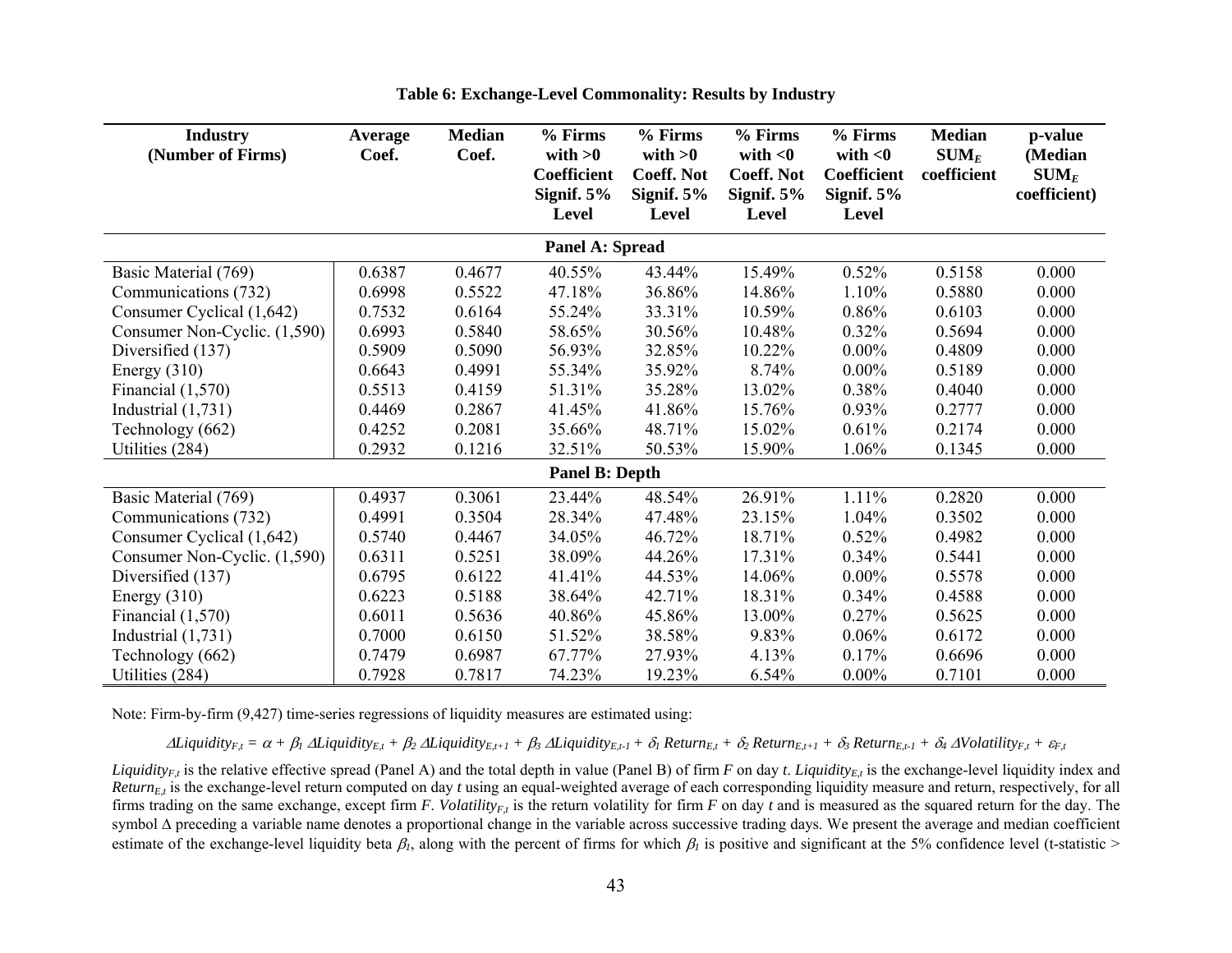**Table 6: Exchange-Level Commonality: Results by Industry**

| Industry (Number of Firms) | Average Coef. | Median Coef. | % Firms with >0 Coefficient Signif. 5% Level | % Firms with >0 Coeff. Not Signif. 5% Level | % Firms with <0 Coeff. Not Signif. 5% Level | % Firms with <0 Coefficient Signif. 5% Level | Median $SUM_E$ coefficient | p-value (Median $SUM_E$ coefficient) |
|---|---|---|---|---|---|---|---|---|
| **Panel A: Spread** | | | | | | | | |
| Basic Material (769) | 0.6387 | 0.4677 | 40.55% | 43.44% | 15.49% | 0.52% | 0.5158 | 0.000 |
| Communications (732) | 0.6998 | 0.5522 | 47.18% | 36.86% | 14.86% | 1.10% | 0.5880 | 0.000 |
| Consumer Cyclical (1,642) | 0.7532 | 0.6164 | 55.24% | 33.31% | 10.59% | 0.86% | 0.6103 | 0.000 |
| Consumer Non-Cyclic. (1,590) | 0.6993 | 0.5840 | 58.65% | 30.56% | 10.48% | 0.32% | 0.5694 | 0.000 |
| Diversified (137) | 0.5909 | 0.5090 | 56.93% | 32.85% | 10.22% | 0.00% | 0.4809 | 0.000 |
| Energy (310) | 0.6643 | 0.4991 | 55.34% | 35.92% | 8.74% | 0.00% | 0.5189 | 0.000 |
| Financial (1,570) | 0.5513 | 0.4159 | 51.31% | 35.28% | 13.02% | 0.38% | 0.4040 | 0.000 |
| Industrial (1,731) | 0.4469 | 0.2867 | 41.45% | 41.86% | 15.76% | 0.93% | 0.2777 | 0.000 |
| Technology (662) | 0.4252 | 0.2081 | 35.66% | 48.71% | 15.02% | 0.61% | 0.2174 | 0.000 |
| Utilities (284) | 0.2932 | 0.1216 | 32.51% | 50.53% | 15.90% | 1.06% | 0.1345 | 0.000 |
| **Panel B: Depth** | | | | | | | | |
| Basic Material (769) | 0.4937 | 0.3061 | 23.44% | 48.54% | 26.91% | 1.11% | 0.2820 | 0.000 |
| Communications (732) | 0.4991 | 0.3504 | 28.34% | 47.48% | 23.15% | 1.04% | 0.3502 | 0.000 |
| Consumer Cyclical (1,642) | 0.5740 | 0.4467 | 34.05% | 46.72% | 18.71% | 0.52% | 0.4982 | 0.000 |
| Consumer Non-Cyclic. (1,590) | 0.6311 | 0.5251 | 38.09% | 44.26% | 17.31% | 0.34% | 0.5441 | 0.000 |
| Diversified (137) | 0.6795 | 0.6122 | 41.41% | 44.53% | 14.06% | 0.00% | 0.5578 | 0.000 |
| Energy (310) | 0.6223 | 0.5188 | 38.64% | 42.71% | 18.31% | 0.34% | 0.4588 | 0.000 |
| Financial (1,570) | 0.6011 | 0.5636 | 40.86% | 45.86% | 13.00% | 0.27% | 0.5625 | 0.000 |
| Industrial (1,731) | 0.7000 | 0.6150 | 51.52% | 38.58% | 9.83% | 0.06% | 0.6172 | 0.000 |
| Technology (662) | 0.7479 | 0.6987 | 67.77% | 27.93% | 4.13% | 0.17% | 0.6696 | 0.000 |
| Utilities (284) | 0.7928 | 0.7817 | 74.23% | 19.23% | 6.54% | 0.00% | 0.7101 | 0.000 |

Note: Firm-by-firm (9,427) time-series regressions of liquidity measures are estimated using:

$$\Delta Liquidity_{F,t} = \alpha + \beta_1\,\Delta Liquidity_{E,t} + \beta_2\,\Delta Liquidity_{E,t+1} + \beta_3\,\Delta Liquidity_{E,t-1} + \delta_1\,Return_{E,t} + \delta_2\,Return_{E,t+1} + \delta_3\,Return_{E,t-1} + \delta_4\,\Delta Volatility_{F,t} + \varepsilon_{F,t}$$

$Liquidity_{F,t}$ is the relative effective spread (Panel A) and the total depth in value (Panel B) of firm *F* on day *t*. $Liquidity_{E,t}$ is the exchange-level liquidity index and $Return_{E,t}$ is the exchange-level return computed on day *t* using an equal-weighted average of each corresponding liquidity measure and return, respectively, for all firms trading on the same exchange, except firm *F*. $Volatility_{F,t}$ is the return volatility for firm *F* on day *t* and is measured as the squared return for the day. The symbol Δ preceding a variable name denotes a proportional change in the variable across successive trading days. We present the average and median coefficient estimate of the exchange-level liquidity beta $\beta_1$, along with the percent of firms for which $\beta_1$ is positive and significant at the 5% confidence level (t-statistic >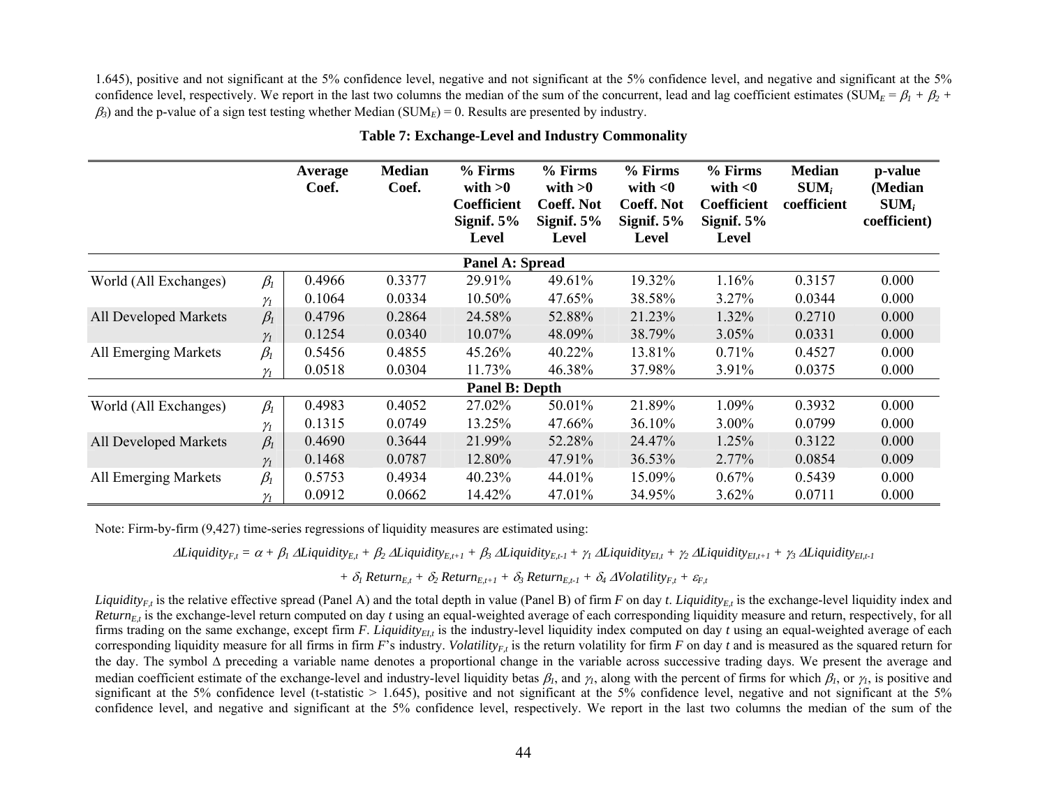1.645), positive and not significant at the 5% confidence level, negative and not significant at the 5% confidence level, and negative and significant at the 5% confidence level, respectively. We report in the last two columns the median of the sum of the concurrent, lead and lag coefficient estimates ($SUM_E = \beta_1 + \beta_2 + \beta_3$) and the p-value of a sign test testing whether Median ($SUM_E$) = 0. Results are presented by industry.

**Table 7: Exchange-Level and Industry Commonality**

| | | Average Coef. | Median Coef. | % Firms with >0 Coefficient Signif. 5% Level | % Firms with >0 Coeff. Not Signif. 5% Level | % Firms with <0 Coeff. Not Signif. 5% Level | % Firms with <0 Coefficient Signif. 5% Level | Median $SUM_i$ coefficient | p-value (Median $SUM_i$ coefficient) |
|---|---|---|---|---|---|---|---|---|---|
| **Panel A: Spread** | | | | | | | | | |
| World (All Exchanges) | $\beta_1$ | 0.4966 | 0.3377 | 29.91% | 49.61% | 19.32% | 1.16% | 0.3157 | 0.000 |
| | $\gamma_1$ | 0.1064 | 0.0334 | 10.50% | 47.65% | 38.58% | 3.27% | 0.0344 | 0.000 |
| All Developed Markets | $\beta_1$ | 0.4796 | 0.2864 | 24.58% | 52.88% | 21.23% | 1.32% | 0.2710 | 0.000 |
| | $\gamma_1$ | 0.1254 | 0.0340 | 10.07% | 48.09% | 38.79% | 3.05% | 0.0331 | 0.000 |
| All Emerging Markets | $\beta_1$ | 0.5456 | 0.4855 | 45.26% | 40.22% | 13.81% | 0.71% | 0.4527 | 0.000 |
| | $\gamma_1$ | 0.0518 | 0.0304 | 11.73% | 46.38% | 37.98% | 3.91% | 0.0375 | 0.000 |
| **Panel B: Depth** | | | | | | | | | |
| World (All Exchanges) | $\beta_1$ | 0.4983 | 0.4052 | 27.02% | 50.01% | 21.89% | 1.09% | 0.3932 | 0.000 |
| | $\gamma_1$ | 0.1315 | 0.0749 | 13.25% | 47.66% | 36.10% | 3.00% | 0.0799 | 0.000 |
| All Developed Markets | $\beta_1$ | 0.4690 | 0.3644 | 21.99% | 52.28% | 24.47% | 1.25% | 0.3122 | 0.000 |
| | $\gamma_1$ | 0.1468 | 0.0787 | 12.80% | 47.91% | 36.53% | 2.77% | 0.0854 | 0.009 |
| All Emerging Markets | $\beta_1$ | 0.5753 | 0.4934 | 40.23% | 44.01% | 15.09% | 0.67% | 0.5439 | 0.000 |
| | $\gamma_1$ | 0.0912 | 0.0662 | 14.42% | 47.01% | 34.95% | 3.62% | 0.0711 | 0.000 |

Note: Firm-by-firm (9,427) time-series regressions of liquidity measures are estimated using:

$$\Delta Liquidity_{F,t} = \alpha + \beta_1\, \Delta Liquidity_{E,t} + \beta_2\, \Delta Liquidity_{E,t+1} + \beta_3\, \Delta Liquidity_{E,t-1} + \gamma_1\, \Delta Liquidity_{EI,t} + \gamma_2\, \Delta Liquidity_{EI,t+1} + \gamma_3\, \Delta Liquidity_{EI,t-1}$$

$$+\ \delta_1\, Return_{E,t} + \delta_2\, Return_{E,t+1} + \delta_3\, Return_{E,t-1} + \delta_4\, \Delta Volatility_{F,t} + \varepsilon_{F,t}$$

*$Liquidity_{F,t}$* is the relative effective spread (Panel A) and the total depth in value (Panel B) of firm *F* on day *t*. *$Liquidity_{E,t}$* is the exchange-level liquidity index and *$Return_{E,t}$* is the exchange-level return computed on day *t* using an equal-weighted average of each corresponding liquidity measure and return, respectively, for all firms trading on the same exchange, except firm *F*. *$Liquidity_{EI,t}$* is the industry-level liquidity index computed on day *t* using an equal-weighted average of each corresponding liquidity measure for all firms in firm *F*'s industry. *$Volatility_{F,t}$* is the return volatility for firm *F* on day *t* and is measured as the squared return for the day. The symbol Δ preceding a variable name denotes a proportional change in the variable across successive trading days. We present the average and median coefficient estimate of the exchange-level and industry-level liquidity betas $\beta_1$, and $\gamma_1$, along with the percent of firms for which $\beta_1$, or $\gamma_1$, is positive and significant at the 5% confidence level (t-statistic > 1.645), positive and not significant at the 5% confidence level, negative and not significant at the 5% confidence level, and negative and significant at the 5% confidence level, respectively. We report in the last two columns the median of the sum of the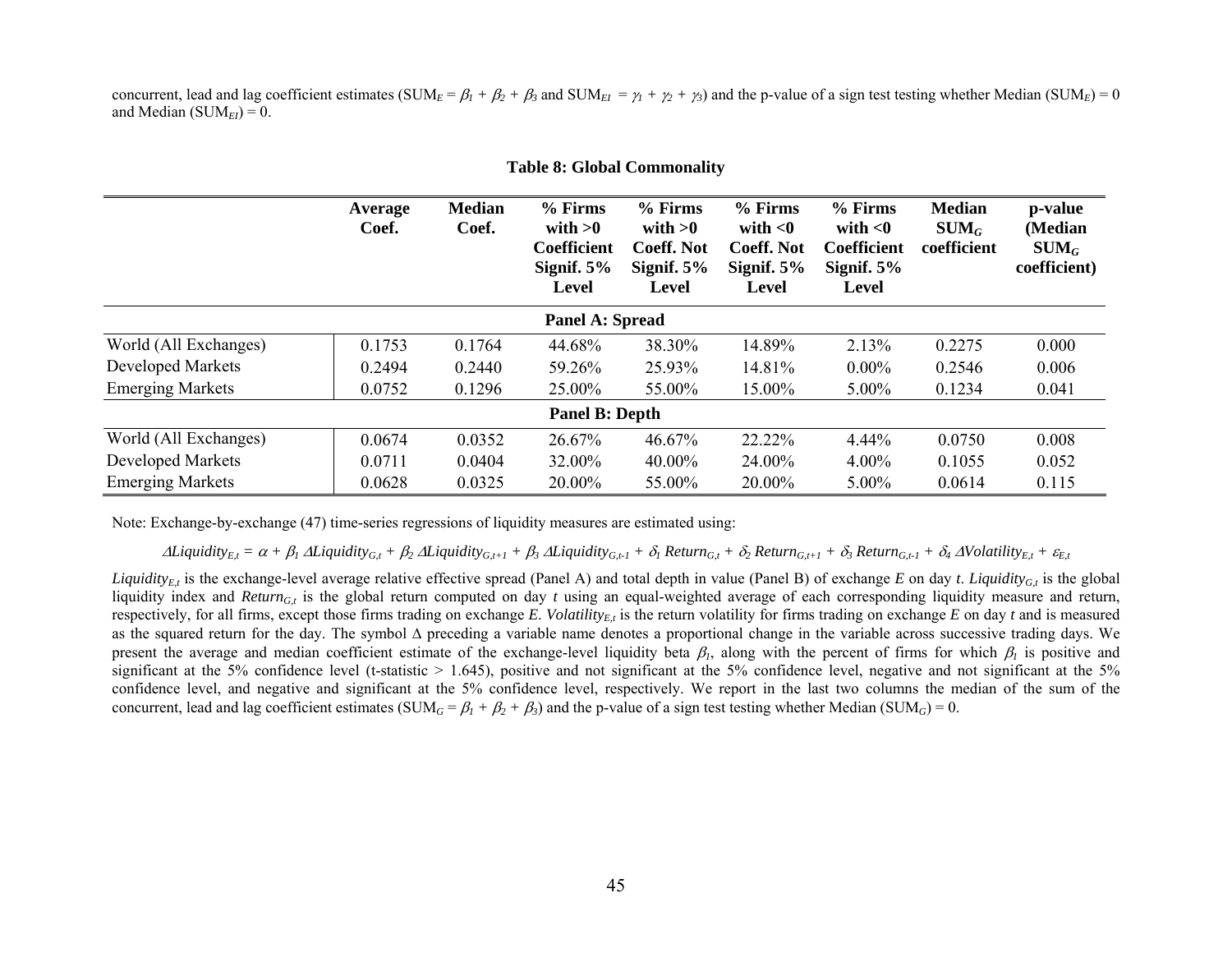concurrent, lead and lag coefficient estimates ($SUM_E = \beta_1 + \beta_2 + \beta_3$ and $SUM_{EI} = \gamma_1 + \gamma_2 + \gamma_3$) and the p-value of a sign test testing whether Median ($SUM_E$) = 0 and Median ($SUM_{EI}$) = 0.

**Table 8: Global Commonality**

| | Average Coef. | Median Coef. | % Firms with >0 Coefficient Signif. 5% Level | % Firms with >0 Coeff. Not Signif. 5% Level | % Firms with <0 Coeff. Not Signif. 5% Level | % Firms with <0 Coefficient Signif. 5% Level | Median $SUM_G$ coefficient | p-value (Median $SUM_G$ coefficient) |
|---|---|---|---|---|---|---|---|---|
| **Panel A: Spread** | | | | | | | | |
| World (All Exchanges) | 0.1753 | 0.1764 | 44.68% | 38.30% | 14.89% | 2.13% | 0.2275 | 0.000 |
| Developed Markets | 0.2494 | 0.2440 | 59.26% | 25.93% | 14.81% | 0.00% | 0.2546 | 0.006 |
| Emerging Markets | 0.0752 | 0.1296 | 25.00% | 55.00% | 15.00% | 5.00% | 0.1234 | 0.041 |
| **Panel B: Depth** | | | | | | | | |
| World (All Exchanges) | 0.0674 | 0.0352 | 26.67% | 46.67% | 22.22% | 4.44% | 0.0750 | 0.008 |
| Developed Markets | 0.0711 | 0.0404 | 32.00% | 40.00% | 24.00% | 4.00% | 0.1055 | 0.052 |
| Emerging Markets | 0.0628 | 0.0325 | 20.00% | 55.00% | 20.00% | 5.00% | 0.0614 | 0.115 |

Note: Exchange-by-exchange (47) time-series regressions of liquidity measures are estimated using:

$$\Delta Liquidity_{E,t} = \alpha + \beta_1\, \Delta Liquidity_{G,t} + \beta_2\, \Delta Liquidity_{G,t+1} + \beta_3\, \Delta Liquidity_{G,t-1} + \delta_1\, Return_{G,t} + \delta_2\, Return_{G,t+1} + \delta_3\, Return_{G,t-1} + \delta_4\, \Delta Volatility_{E,t} + \varepsilon_{E,t}$$

$Liquidity_{E,t}$ is the exchange-level average relative effective spread (Panel A) and total depth in value (Panel B) of exchange *E* on day *t*. $Liquidity_{G,t}$ is the global liquidity index and $Return_{G,t}$ is the global return computed on day *t* using an equal-weighted average of each corresponding liquidity measure and return, respectively, for all firms, except those firms trading on exchange *E*. $Volatility_{E,t}$ is the return volatility for firms trading on exchange *E* on day *t* and is measured as the squared return for the day. The symbol $\Delta$ preceding a variable name denotes a proportional change in the variable across successive trading days. We present the average and median coefficient estimate of the exchange-level liquidity beta $\beta_1$, along with the percent of firms for which $\beta_1$ is positive and significant at the 5% confidence level (t-statistic > 1.645), positive and not significant at the 5% confidence level, negative and not significant at the 5% confidence level, and negative and significant at the 5% confidence level, respectively. We report in the last two columns the median of the sum of the concurrent, lead and lag coefficient estimates ($SUM_G = \beta_1 + \beta_2 + \beta_3$) and the p-value of a sign test testing whether Median ($SUM_G$) = 0.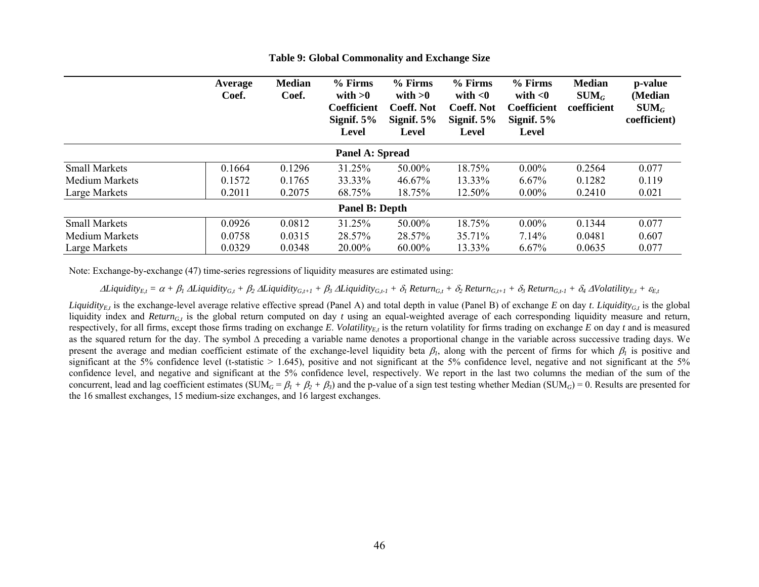**Table 9: Global Commonality and Exchange Size**

| | Average Coef. | Median Coef. | % Firms with >0 Coefficient Signif. 5% Level | % Firms with >0 Coeff. Not Signif. 5% Level | % Firms with <0 Coeff. Not Signif. 5% Level | % Firms with <0 Coefficient Signif. 5% Level | Median $SUM_G$ coefficient | p-value (Median $SUM_G$ coefficient) |
|---|---|---|---|---|---|---|---|---|
| **Panel A: Spread** | | | | | | | | |
| Small Markets | 0.1664 | 0.1296 | 31.25% | 50.00% | 18.75% | 0.00% | 0.2564 | 0.077 |
| Medium Markets | 0.1572 | 0.1765 | 33.33% | 46.67% | 13.33% | 6.67% | 0.1282 | 0.119 |
| Large Markets | 0.2011 | 0.2075 | 68.75% | 18.75% | 12.50% | 0.00% | 0.2410 | 0.021 |
| **Panel B: Depth** | | | | | | | | |
| Small Markets | 0.0926 | 0.0812 | 31.25% | 50.00% | 18.75% | 0.00% | 0.1344 | 0.077 |
| Medium Markets | 0.0758 | 0.0315 | 28.57% | 28.57% | 35.71% | 7.14% | 0.0481 | 0.607 |
| Large Markets | 0.0329 | 0.0348 | 20.00% | 60.00% | 13.33% | 6.67% | 0.0635 | 0.077 |

Note: Exchange-by-exchange (47) time-series regressions of liquidity measures are estimated using:

$$\Delta Liquidity_{E,t} = \alpha + \beta_1\, \Delta Liquidity_{G,t} + \beta_2\, \Delta Liquidity_{G,t+1} + \beta_3\, \Delta Liquidity_{G,t-1} + \delta_1\, Return_{G,t} + \delta_2\, Return_{G,t+1} + \delta_3\, Return_{G,t-1} + \delta_4\, \Delta Volatility_{E,t} + \varepsilon_{E,t}$$

$Liquidity_{E,t}$ is the exchange-level average relative effective spread (Panel A) and total depth in value (Panel B) of exchange $E$ on day $t$. $Liquidity_{G,t}$ is the global liquidity index and $Return_{G,t}$ is the global return computed on day $t$ using an equal-weighted average of each corresponding liquidity measure and return, respectively, for all firms, except those firms trading on exchange $E$. $Volatility_{E,t}$ is the return volatility for firms trading on exchange $E$ on day $t$ and is measured as the squared return for the day. The symbol $\Delta$ preceding a variable name denotes a proportional change in the variable across successive trading days. We present the average and median coefficient estimate of the exchange-level liquidity beta $\beta_1$, along with the percent of firms for which $\beta_1$ is positive and significant at the 5% confidence level (t-statistic > 1.645), positive and not significant at the 5% confidence level, negative and not significant at the 5% confidence level, and negative and significant at the 5% confidence level, respectively. We report in the last two columns the median of the sum of the concurrent, lead and lag coefficient estimates ($SUM_G = \beta_1 + \beta_2 + \beta_3$) and the p-value of a sign test testing whether Median ($SUM_G$) = 0. Results are presented for the 16 smallest exchanges, 15 medium-size exchanges, and 16 largest exchanges.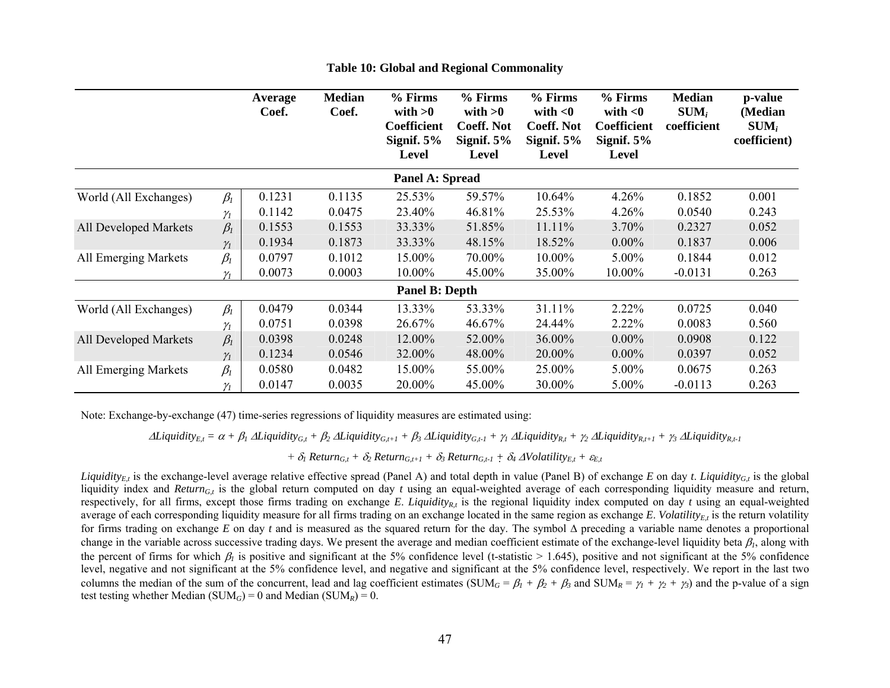**Table 10: Global and Regional Commonality**

| | | Average Coef. | Median Coef. | % Firms with >0 Coefficient Signif. 5% Level | % Firms with >0 Coeff. Not Signif. 5% Level | % Firms with <0 Coeff. Not Signif. 5% Level | % Firms with <0 Coefficient Signif. 5% Level | Median SUM$_i$ coefficient | p-value (Median SUM$_i$ coefficient) |
|---|---|---|---|---|---|---|---|---|---|
| **Panel A: Spread** | | | | | | | | | |
| World (All Exchanges) | $\beta_1$ | 0.1231 | 0.1135 | 25.53% | 59.57% | 10.64% | 4.26% | 0.1852 | 0.001 |
| | $\gamma_1$ | 0.1142 | 0.0475 | 23.40% | 46.81% | 25.53% | 4.26% | 0.0540 | 0.243 |
| All Developed Markets | $\beta_1$ | 0.1553 | 0.1553 | 33.33% | 51.85% | 11.11% | 3.70% | 0.2327 | 0.052 |
| | $\gamma_1$ | 0.1934 | 0.1873 | 33.33% | 48.15% | 18.52% | 0.00% | 0.1837 | 0.006 |
| All Emerging Markets | $\beta_1$ | 0.0797 | 0.1012 | 15.00% | 70.00% | 10.00% | 5.00% | 0.1844 | 0.012 |
| | $\gamma_1$ | 0.0073 | 0.0003 | 10.00% | 45.00% | 35.00% | 10.00% | -0.0131 | 0.263 |
| **Panel B: Depth** | | | | | | | | | |
| World (All Exchanges) | $\beta_1$ | 0.0479 | 0.0344 | 13.33% | 53.33% | 31.11% | 2.22% | 0.0725 | 0.040 |
| | $\gamma_1$ | 0.0751 | 0.0398 | 26.67% | 46.67% | 24.44% | 2.22% | 0.0083 | 0.560 |
| All Developed Markets | $\beta_1$ | 0.0398 | 0.0248 | 12.00% | 52.00% | 36.00% | 0.00% | 0.0908 | 0.122 |
| | $\gamma_1$ | 0.1234 | 0.0546 | 32.00% | 48.00% | 20.00% | 0.00% | 0.0397 | 0.052 |
| All Emerging Markets | $\beta_1$ | 0.0580 | 0.0482 | 15.00% | 55.00% | 25.00% | 5.00% | 0.0675 | 0.263 |
| | $\gamma_1$ | 0.0147 | 0.0035 | 20.00% | 45.00% | 30.00% | 5.00% | -0.0113 | 0.263 |

Note: Exchange-by-exchange (47) time-series regressions of liquidity measures are estimated using:

$$\Delta Liquidity_{E,t} = \alpha + \beta_1\,\Delta Liquidity_{G,t} + \beta_2\,\Delta Liquidity_{G,t+1} + \beta_3\,\Delta Liquidity_{G,t-1} + \gamma_1\,\Delta Liquidity_{R,t} + \gamma_2\,\Delta Liquidity_{R,t+1} + \gamma_3\,\Delta Liquidity_{R,t-1}$$

$$+\ \delta_1\,Return_{G,t} + \delta_2\,Return_{G,t+1} + \delta_3\,Return_{G,t-1} + \delta_4\,\Delta Volatility_{E,t} + \varepsilon_{E,t}$$

*Liquidity*$_{E,t}$ is the exchange-level average relative effective spread (Panel A) and total depth in value (Panel B) of exchange *E* on day *t*. *Liquidity*$_{G,t}$ is the global liquidity index and *Return*$_{G,t}$ is the global return computed on day *t* using an equal-weighted average of each corresponding liquidity measure and return, respectively, for all firms, except those firms trading on exchange *E*. *Liquidity*$_{R,t}$ is the regional liquidity index computed on day *t* using an equal-weighted average of each corresponding liquidity measure for all firms trading on an exchange located in the same region as exchange *E*. *Volatility*$_{E,t}$ is the return volatility for firms trading on exchange *E* on day *t* and is measured as the squared return for the day. The symbol $\Delta$ preceding a variable name denotes a proportional change in the variable across successive trading days. We present the average and median coefficient estimate of the exchange-level liquidity beta $\beta_1$, along with the percent of firms for which $\beta_1$ is positive and significant at the 5% confidence level (t-statistic > 1.645), positive and not significant at the 5% confidence level, negative and not significant at the 5% confidence level, and negative and significant at the 5% confidence level, respectively. We report in the last two columns the median of the sum of the concurrent, lead and lag coefficient estimates ($SUM_G = \beta_1 + \beta_2 + \beta_3$ and $SUM_R = \gamma_1 + \gamma_2 + \gamma_3$) and the p-value of a sign test testing whether Median ($SUM_G$) = 0 and Median ($SUM_R$) = 0.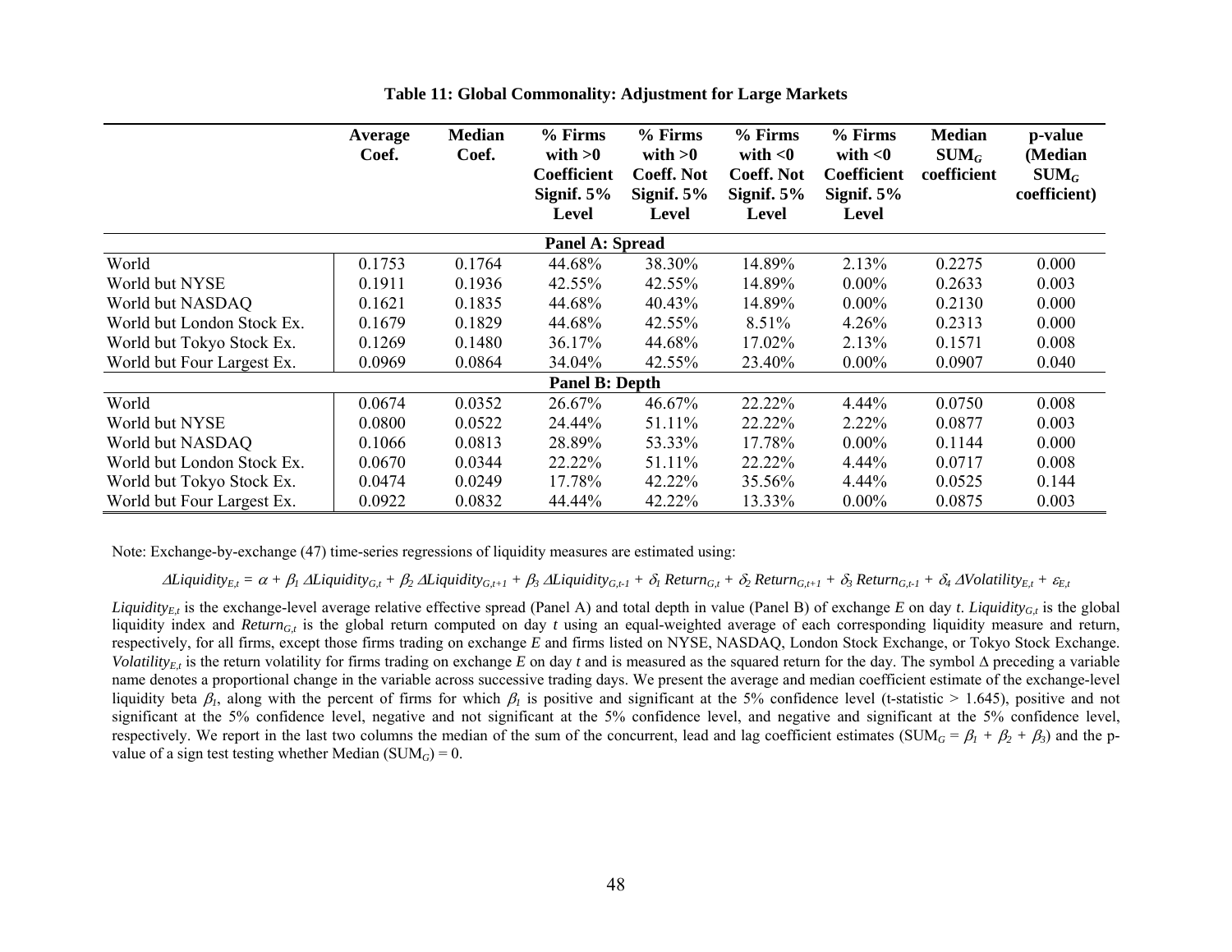**Table 11: Global Commonality: Adjustment for Large Markets**

| | Average Coef. | Median Coef. | % Firms with >0 Coefficient Signif. 5% Level | % Firms with >0 Coeff. Not Signif. 5% Level | % Firms with <0 Coeff. Not Signif. 5% Level | % Firms with <0 Coefficient Signif. 5% Level | Median $SUM_G$ coefficient | p-value (Median $SUM_G$ coefficient) |
|---|---|---|---|---|---|---|---|---|
| **Panel A: Spread** | | | | | | | | |
| World | 0.1753 | 0.1764 | 44.68% | 38.30% | 14.89% | 2.13% | 0.2275 | 0.000 |
| World but NYSE | 0.1911 | 0.1936 | 42.55% | 42.55% | 14.89% | 0.00% | 0.2633 | 0.003 |
| World but NASDAQ | 0.1621 | 0.1835 | 44.68% | 40.43% | 14.89% | 0.00% | 0.2130 | 0.000 |
| World but London Stock Ex. | 0.1679 | 0.1829 | 44.68% | 42.55% | 8.51% | 4.26% | 0.2313 | 0.000 |
| World but Tokyo Stock Ex. | 0.1269 | 0.1480 | 36.17% | 44.68% | 17.02% | 2.13% | 0.1571 | 0.008 |
| World but Four Largest Ex. | 0.0969 | 0.0864 | 34.04% | 42.55% | 23.40% | 0.00% | 0.0907 | 0.040 |
| **Panel B: Depth** | | | | | | | | |
| World | 0.0674 | 0.0352 | 26.67% | 46.67% | 22.22% | 4.44% | 0.0750 | 0.008 |
| World but NYSE | 0.0800 | 0.0522 | 24.44% | 51.11% | 22.22% | 2.22% | 0.0877 | 0.003 |
| World but NASDAQ | 0.1066 | 0.0813 | 28.89% | 53.33% | 17.78% | 0.00% | 0.1144 | 0.000 |
| World but London Stock Ex. | 0.0670 | 0.0344 | 22.22% | 51.11% | 22.22% | 4.44% | 0.0717 | 0.008 |
| World but Tokyo Stock Ex. | 0.0474 | 0.0249 | 17.78% | 42.22% | 35.56% | 4.44% | 0.0525 | 0.144 |
| World but Four Largest Ex. | 0.0922 | 0.0832 | 44.44% | 42.22% | 13.33% | 0.00% | 0.0875 | 0.003 |

Note: Exchange-by-exchange (47) time-series regressions of liquidity measures are estimated using:

$$\Delta Liquidity_{E,t} = \alpha + \beta_1\, \Delta Liquidity_{G,t} + \beta_2\, \Delta Liquidity_{G,t+1} + \beta_3\, \Delta Liquidity_{G,t-1} + \delta_1\, Return_{G,t} + \delta_2\, Return_{G,t+1} + \delta_3\, Return_{G,t-1} + \delta_4\, \Delta Volatility_{E,t} + \varepsilon_{E,t}$$

$Liquidity_{E,t}$ is the exchange-level average relative effective spread (Panel A) and total depth in value (Panel B) of exchange *E* on day *t*. $Liquidity_{G,t}$ is the global liquidity index and $Return_{G,t}$ is the global return computed on day *t* using an equal-weighted average of each corresponding liquidity measure and return, respectively, for all firms, except those firms trading on exchange *E* and firms listed on NYSE, NASDAQ, London Stock Exchange, or Tokyo Stock Exchange. $Volatility_{E,t}$ is the return volatility for firms trading on exchange *E* on day *t* and is measured as the squared return for the day. The symbol Δ preceding a variable name denotes a proportional change in the variable across successive trading days. We present the average and median coefficient estimate of the exchange-level liquidity beta $\beta_1$, along with the percent of firms for which $\beta_1$ is positive and significant at the 5% confidence level (t-statistic > 1.645), positive and not significant at the 5% confidence level, negative and not significant at the 5% confidence level, and negative and significant at the 5% confidence level, respectively. We report in the last two columns the median of the sum of the concurrent, lead and lag coefficient estimates ($SUM_G = \beta_1 + \beta_2 + \beta_3$) and the p-value of a sign test testing whether Median ($SUM_G$) = 0.